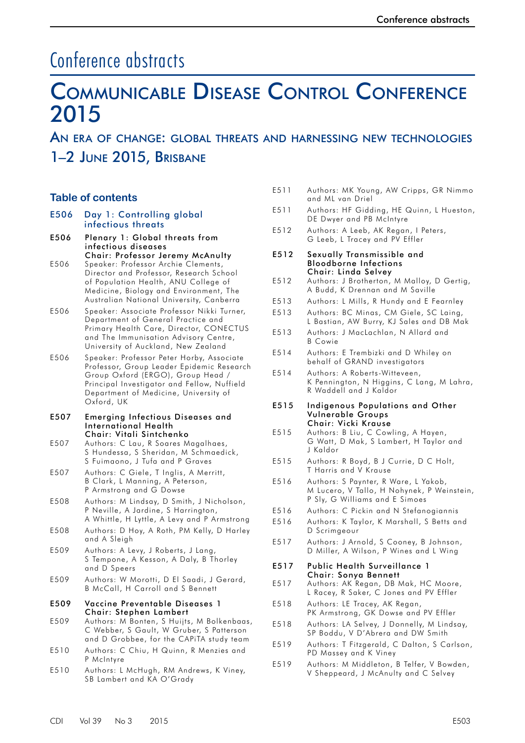# Conference abstracts

# Communicable Disease Control Conference 2015

## An era of change: global threats and harnessing new technologies

## 1–2 June 2015, Brisbane

### Table of contents

| | |
|---|---|
| **E506** | **Day 1: Controlling global infectious threats** |
| **E506** | **Plenary 1: Global threats from infectious diseases** **Chair: Professor Jeremy McAnulty** |
| E506 | Speaker: Professor Archie Clements, Director and Professor, Research School of Population Health, ANU College of Medicine, Biology and Environment, The Australian National University, Canberra |
| E506 | Speaker: Associate Professor Nikki Turner, Department of General Practice and Primary Health Care, Director, CONECTUS and The Immunisation Advisory Centre, University of Auckland, New Zealand |
| E506 | Speaker: Professor Peter Horby, Associate Professor, Group Leader Epidemic Research Group Oxford (ERGO), Group Head / Principal Investigator and Fellow, Nuffield Department of Medicine, University of Oxford, UK |
| **E507** | **Emerging Infectious Diseases and International Health** **Chair: Vitali Sintchenko** |
| E507 | Authors: C Lau, R Soares Magalhaes, S Hundessa, S Sheridan, M Schmaedick, S Fuimaono, J Tufa and P Graves |
| E507 | Authors: C Giele, T Inglis, A Merritt, B Clark, L Manning, A Peterson, P Armstrong and G Dowse |
| E508 | Authors: M Lindsay, D Smith, J Nicholson, P Neville, A Jardine, S Harrington, A Whittle, H Lyttle, A Levy and P Armstrong |
| E508 | Authors: D Hoy, A Roth, PM Kelly, D Harley and A Sleigh |
| E509 | Authors: A Levy, J Roberts, J Lang, S Tempone, A Kesson, A Daly, B Thorley and D Speers |
| E509 | Authors: W Morotti, D El Saadi, J Gerard, B McCall, H Carroll and S Bennett |
| **E509** | **Vaccine Preventable Diseases 1** **Chair: Stephen Lambert** |
| E509 | Authors: M Bonten, S Huijts, M Bolkenbaas, C Webber, S Gault, W Gruber, S Patterson and D Grobbee, for the CAPiTA study team |
| E510 | Authors: C Chiu, H Quinn, R Menzies and P McIntyre |
| E510 | Authors: L McHugh, RM Andrews, K Viney, SB Lambert and KA O'Grady |
| E511 | Authors: MK Young, AW Cripps, GR Nimmo and ML van Driel |
| E511 | Authors: HF Gidding, HE Quinn, L Hueston, DE Dwyer and PB McIntyre |
| E512 | Authors: A Leeb, AK Regan, I Peters, G Leeb, L Tracey and PV Effler |
| **E512** | **Sexually Transmissible and Bloodborne Infections** **Chair: Linda Selvey** |
| E512 | Authors: J Brotherton, M Malloy, D Gertig, A Budd, K Drennan and M Saville |
| E513 | Authors: L Mills, R Hundy and E Fearnley |
| E513 | Authors: BC Minas, CM Giele, SC Laing, L Bastian, AW Burry, KJ Sales and DB Mak |
| E513 | Authors: J MacLachlan, N Allard and B Cowie |
| E514 | Authors: E Trembizki and D Whiley on behalf of GRAND investigators |
| E514 | Authors: A Roberts-Witteveen, K Pennington, N Higgins, C Lang, M Lahra, R Waddell and J Kaldor |
| **E515** | **Indigenous Populations and Other Vulnerable Groups** **Chair: Vicki Krause** |
| E515 | Authors: B Liu, C Cowling, A Hayen, G Watt, D Mak, S Lambert, H Taylor and J Kaldor |
| E515 | Authors: R Boyd, B J Currie, D C Holt, T Harris and V Krause |
| E516 | Authors: S Paynter, R Ware, L Yakob, M Lucero, V Tallo, H Nohynek, P Weinstein, P Sly, G Williams and E Simoes |
| E516 | Authors: C Pickin and N Stefanogiannis |
| E516 | Authors: K Taylor, K Marshall, S Betts and D Scrimgeour |
| E517 | Authors: J Arnold, S Cooney, B Johnson, D Miller, A Wilson, P Wines and L Wing |
| **E517** | **Public Health Surveillance 1** **Chair: Sonya Bennett** |
| E517 | Authors: AK Regan, DB Mak, HC Moore, L Racey, R Saker, C Jones and PV Effler |
| E518 | Authors: LE Tracey, AK Regan, PK Armstrong, GK Dowse and PV Effler |
| E518 | Authors: LA Selvey, J Donnelly, M Lindsay, SP Boddu, V D'Abrera and DW Smith |
| E519 | Authors: T Fitzgerald, C Dalton, S Carlson, PD Massey and K Viney |
| E519 | Authors: M Middleton, B Telfer, V Bowden, V Sheppeard, J McAnulty and C Selvey |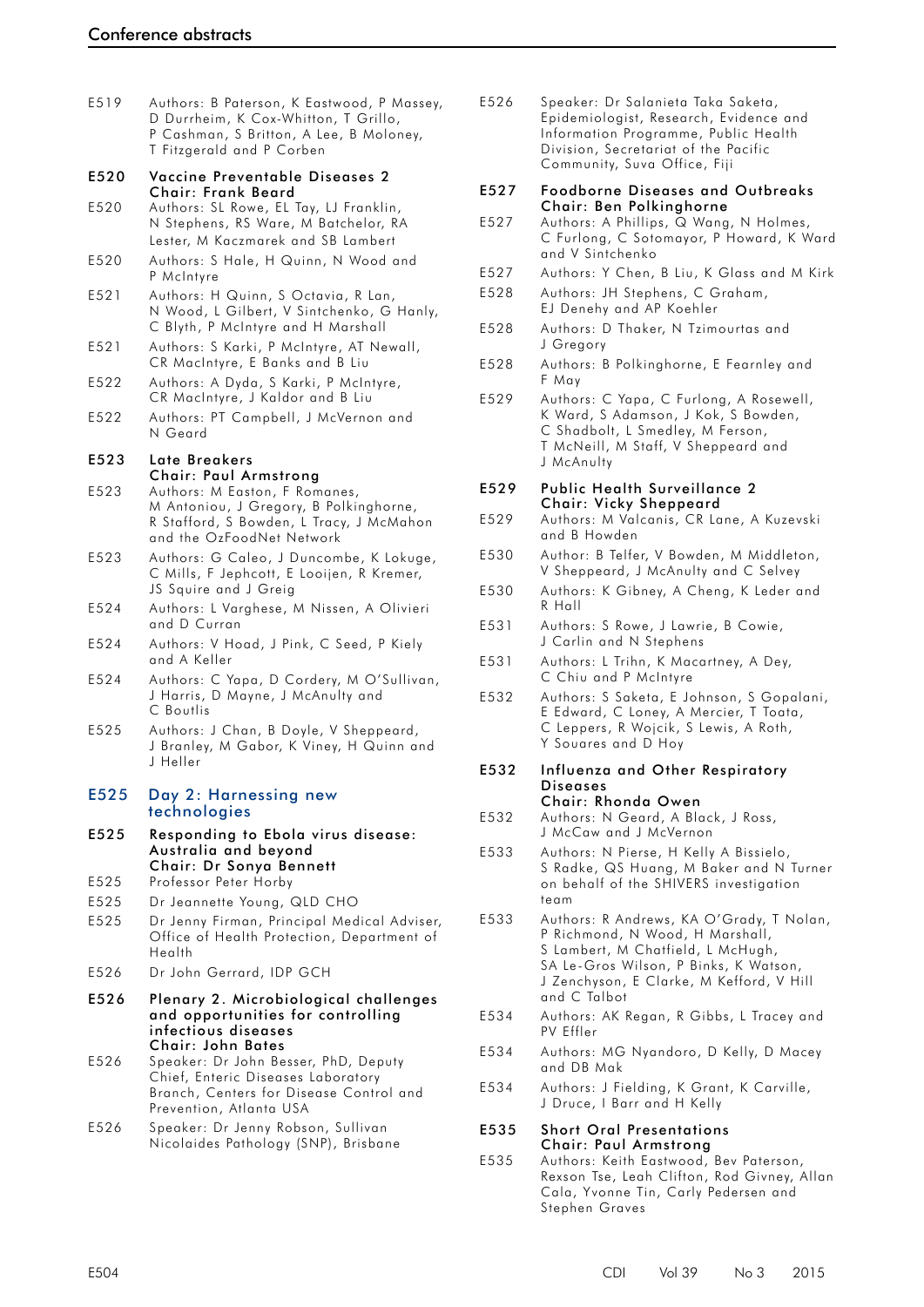E519 Authors: B Paterson, K Eastwood, P Massey, D Durrheim, K Cox-Whitton, T Grillo, P Cashman, S Britton, A Lee, B Moloney, T Fitzgerald and P Corben

**E520 Vaccine Preventable Diseases 2**
**Chair: Frank Beard**

E520 Authors: SL Rowe, EL Tay, LJ Franklin, N Stephens, RS Ware, M Batchelor, RA Lester, M Kaczmarek and SB Lambert

E520 Authors: S Hale, H Quinn, N Wood and P McIntyre

E521 Authors: H Quinn, S Octavia, R Lan, N Wood, L Gilbert, V Sintchenko, G Hanly, C Blyth, P McIntyre and H Marshall

E521 Authors: S Karki, P McIntyre, AT Newall, CR MacIntyre, E Banks and B Liu

E522 Authors: A Dyda, S Karki, P McIntyre, CR MacIntyre, J Kaldor and B Liu

E522 Authors: PT Campbell, J McVernon and N Geard

**E523 Late Breakers**
**Chair: Paul Armstrong**

E523 Authors: M Easton, F Romanes, M Antoniou, J Gregory, B Polkinghorne, R Stafford, S Bowden, L Tracy, J McMahon and the OzFoodNet Network

E523 Authors: G Caleo, J Duncombe, K Lokuge, C Mills, F Jephcott, E Looijen, R Kremer, JS Squire and J Greig

E524 Authors: L Varghese, M Nissen, A Olivieri and D Curran

E524 Authors: V Hoad, J Pink, C Seed, P Kiely and A Keller

E524 Authors: C Yapa, D Cordery, M O'Sullivan, J Harris, D Mayne, J McAnulty and C Boutlis

E525 Authors: J Chan, B Doyle, V Sheppeard, J Branley, M Gabor, K Viney, H Quinn and J Heller

## E525 Day 2: Harnessing new technologies

**E525 Responding to Ebola virus disease: Australia and beyond**
**Chair: Dr Sonya Bennett**

E525 Professor Peter Horby

E525 Dr Jeannette Young, QLD CHO

E525 Dr Jenny Firman, Principal Medical Adviser, Office of Health Protection, Department of Health

E526 Dr John Gerrard, IDP GCH

**E526 Plenary 2. Microbiological challenges and opportunities for controlling infectious diseases**
**Chair: John Bates**

E526 Speaker: Dr John Besser, PhD, Deputy Chief, Enteric Diseases Laboratory Branch, Centers for Disease Control and Prevention, Atlanta USA

E526 Speaker: Dr Jenny Robson, Sullivan Nicolaides Pathology (SNP), Brisbane

E526 Speaker: Dr Salanieta Taka Saketa, Epidemiologist, Research, Evidence and Information Programme, Public Health Division, Secretariat of the Pacific Community, Suva Office, Fiji

**E527 Foodborne Diseases and Outbreaks**
**Chair: Ben Polkinghorne**

E527 Authors: A Phillips, Q Wang, N Holmes, C Furlong, C Sotomayor, P Howard, K Ward and V Sintchenko

E527 Authors: Y Chen, B Liu, K Glass and M Kirk

E528 Authors: JH Stephens, C Graham, EJ Denehy and AP Koehler

E528 Authors: D Thaker, N Tzimourtas and J Gregory

E528 Authors: B Polkinghorne, E Fearnley and F May

E529 Authors: C Yapa, C Furlong, A Rosewell, K Ward, S Adamson, J Kok, S Bowden, C Shadbolt, L Smedley, M Ferson, T McNeill, M Staff, V Sheppeard and J McAnulty

**E529 Public Health Surveillance 2**
**Chair: Vicky Sheppeard**

E529 Authors: M Valcanis, CR Lane, A Kuzevski and B Howden

E530 Author: B Telfer, V Bowden, M Middleton, V Sheppeard, J McAnulty and C Selvey

E530 Authors: K Gibney, A Cheng, K Leder and R Hall

E531 Authors: S Rowe, J Lawrie, B Cowie, J Carlin and N Stephens

E531 Authors: L Trihn, K Macartney, A Dey, C Chiu and P McIntyre

E532 Authors: S Saketa, E Johnson, S Gopalani, E Edward, C Loney, A Mercier, T Toata, C Leppers, R Wojcik, S Lewis, A Roth, Y Souares and D Hoy

**E532 Influenza and Other Respiratory Diseases**
**Chair: Rhonda Owen**

E532 Authors: N Geard, A Black, J Ross, J McCaw and J McVernon

E533 Authors: N Pierse, H Kelly A Bissielo, S Radke, QS Huang, M Baker and N Turner on behalf of the SHIVERS investigation team

E533 Authors: R Andrews, KA O'Grady, T Nolan, P Richmond, N Wood, H Marshall, S Lambert, M Chatfield, L McHugh, SA Le-Gros Wilson, P Binks, K Watson, J Zenchyson, E Clarke, M Kefford, V Hill and C Talbot

E534 Authors: AK Regan, R Gibbs, L Tracey and PV Effler

E534 Authors: MG Nyandoro, D Kelly, D Macey and DB Mak

E534 Authors: J Fielding, K Grant, K Carville, J Druce, I Barr and H Kelly

**E535 Short Oral Presentations**
**Chair: Paul Armstrong**

E535 Authors: Keith Eastwood, Bev Paterson, Rexson Tse, Leah Clifton, Rod Givney, Allan Cala, Yvonne Tin, Carly Pedersen and Stephen Graves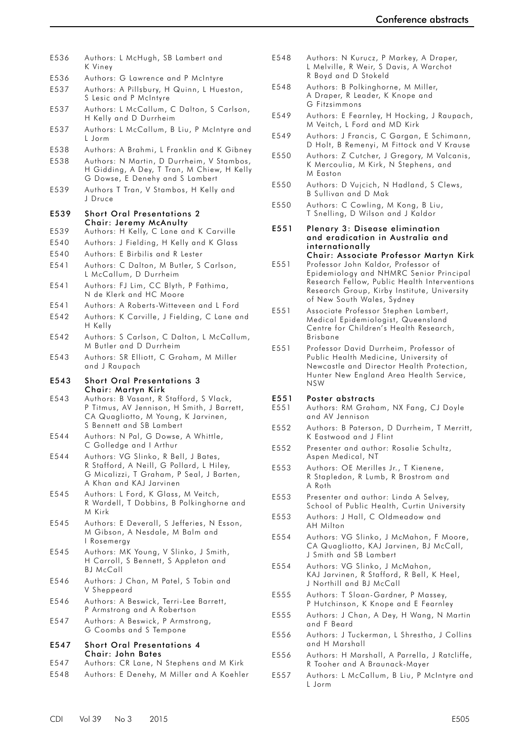E536 Authors: L McHugh, SB Lambert and K Viney

E536 Authors: G Lawrence and P McIntyre

E537 Authors: A Pillsbury, H Quinn, L Hueston, S Lesic and P McIntyre

E537 Authors: L McCallum, C Dalton, S Carlson, H Kelly and D Durrheim

E537 Authors: L McCallum, B Liu, P McIntyre and L Jorm

E538 Authors: A Brahmi, L Franklin and K Gibney

E538 Authors: N Martin, D Durrheim, V Stambos, H Gidding, A Dey, T Tran, M Chiew, H Kelly G Dowse, E Denehy and S Lambert

E539 Authors T Tran, V Stambos, H Kelly and J Druce

**E539 Short Oral Presentations 2**
**Chair: Jeremy McAnulty**

E539 Authors: H Kelly, C Lane and K Carville

E540 Authors: J Fielding, H Kelly and K Glass

E540 Authors: E Birbilis and R Lester

E541 Authors: C Dalton, M Butler, S Carlson, L McCallum, D Durrheim

E541 Authors: FJ Lim, CC Blyth, P Fathima, N de Klerk and HC Moore

E541 Authors: A Roberts-Witteveen and L Ford

E542 Authors: K Carville, J Fielding, C Lane and H Kelly

E542 Authors: S Carlson, C Dalton, L McCallum, M Butler and D Durrheim

E543 Authors: SR Elliott, C Graham, M Miller and J Raupach

**E543 Short Oral Presentations 3**
**Chair: Martyn Kirk**

E543 Authors: B Vasant, R Stafford, S Vlack, P Titmus, AV Jennison, H Smith, J Barrett, CA Quagliotto, M Young, K Jarvinen, S Bennett and SB Lambert

E544 Authors: N Pal, G Dowse, A Whittle, C Golledge and I Arthur

E544 Authors: VG Slinko, R Bell, J Bates, R Stafford, A Neill, G Pollard, L Hiley, G Micalizzi, T Graham, P Seal, J Barten, A Khan and KAJ Jarvinen

E545 Authors: L Ford, K Glass, M Veitch, R Wardell, T Dobbins, B Polkinghorne and M Kirk

E545 Authors: E Deverall, S Jefferies, N Esson, M Gibson, A Nesdale, M Balm and I Rosemergy

E545 Authors: MK Young, V Slinko, J Smith, H Carroll, S Bennett, S Appleton and BJ McCall

E546 Authors: J Chan, M Patel, S Tobin and V Sheppeard

E546 Authors: A Beswick, Terri-Lee Barrett, P Armstrong and A Robertson

E547 Authors: A Beswick, P Armstrong, G Coombs and S Tempone

**E547 Short Oral Presentations 4**
**Chair: John Bates**

E547 Authors: CR Lane, N Stephens and M Kirk

E548 Authors: E Denehy, M Miller and A Koehler

E548 Authors: N Kurucz, P Markey, A Draper, L Melville, R Weir, S Davis, A Warchot R Boyd and D Stokeld

E548 Authors: B Polkinghorne, M Miller, A Draper, R Leader, K Knope and G Fitzsimmons

E549 Authors: E Fearnley, H Hocking, J Raupach, M Veitch, L Ford and MD Kirk

E549 Authors: J Francis, C Gargan, E Schimann, D Holt, B Remenyi, M Fittock and V Krause

E550 Authors: Z Cutcher, J Gregory, M Valcanis, K Mercoulia, M Kirk, N Stephens, and M Easton

E550 Authors: D Vujcich, N Hadland, S Clews, B Sullivan and D Mak

E550 Authors: C Cowling, M Kong, B Liu, T Snelling, D Wilson and J Kaldor

**E551 Plenary 3: Disease elimination and eradication in Australia and internationally**
**Chair: Associate Professor Martyn Kirk**

E551 Professor John Kaldor, Professor of Epidemiology and NHMRC Senior Principal Research Fellow, Public Health Interventions Research Group, Kirby Institute, University of New South Wales, Sydney

E551 Associate Professor Stephen Lambert, Medical Epidemiologist, Queensland Centre for Children's Health Research, Brisbane

E551 Professor David Durrheim, Professor of Public Health Medicine, University of Newcastle and Director Health Protection, Hunter New England Area Health Service, NSW

**E551 Poster abstracts**

E551 Authors: RM Graham, NX Fang, CJ Doyle and AV Jennison

E552 Authors: B Paterson, D Durrheim, T Merritt, K Eastwood and J Flint

E552 Presenter and author: Rosalie Schultz, Aspen Medical, NT

E553 Authors: OE Merilles Jr., T Kienene, R Stapledon, R Lumb, R Brostrom and A Roth

E553 Presenter and author: Linda A Selvey, School of Public Health, Curtin University

E553 Authors: J Hall, C Oldmeadow and AH Milton

E554 Authors: VG Slinko, J McMahon, F Moore, CA Quagliotto, KAJ Jarvinen, BJ McCall, J Smith and SB Lambert

E554 Authors: VG Slinko, J McMahon, KAJ Jarvinen, R Stafford, R Bell, K Heel, J Northill and BJ McCall

E555 Authors: T Sloan-Gardner, P Massey, P Hutchinson, K Knope and E Fearnley

E555 Authors: J Chan, A Dey, H Wang, N Martin and F Beard

E556 Authors: J Tuckerman, L Shrestha, J Collins and H Marshall

E556 Authors: H Marshall, A Parrella, J Ratcliffe, R Tooher and A Braunack-Mayer

E557 Authors: L McCallum, B Liu, P McIntyre and L Jorm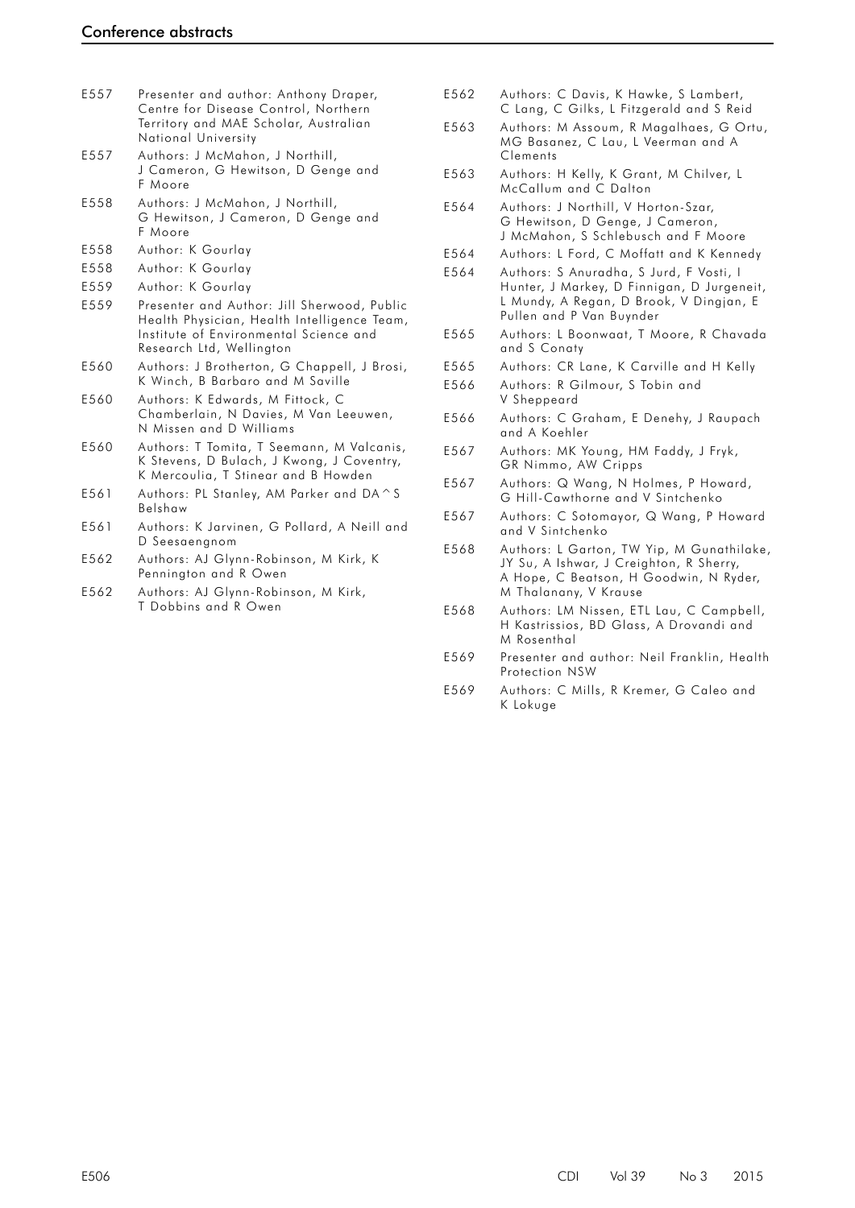| | |
|---|---|
| E557 | Presenter and author: Anthony Draper, Centre for Disease Control, Northern Territory and MAE Scholar, Australian National University |
| E557 | Authors: J McMahon, J Northill, J Cameron, G Hewitson, D Genge and F Moore |
| E558 | Authors: J McMahon, J Northill, G Hewitson, J Cameron, D Genge and F Moore |
| E558 | Author: K Gourlay |
| E558 | Author: K Gourlay |
| E559 | Author: K Gourlay |
| E559 | Presenter and Author: Jill Sherwood, Public Health Physician, Health Intelligence Team, Institute of Environmental Science and Research Ltd, Wellington |
| E560 | Authors: J Brotherton, G Chappell, J Brosi, K Winch, B Barbaro and M Saville |
| E560 | Authors: K Edwards, M Fittock, C Chamberlain, N Davies, M Van Leeuwen, N Missen and D Williams |
| E560 | Authors: T Tomita, T Seemann, M Valcanis, K Stevens, D Bulach, J Kwong, J Coventry, K Mercoulia, T Stinear and B Howden |
| E561 | Authors: PL Stanley, AM Parker and DA^S Belshaw |
| E561 | Authors: K Jarvinen, G Pollard, A Neill and D Seesaengnom |
| E562 | Authors: AJ Glynn-Robinson, M Kirk, K Pennington and R Owen |
| E562 | Authors: AJ Glynn-Robinson, M Kirk, T Dobbins and R Owen |
| E562 | Authors: C Davis, K Hawke, S Lambert, C Lang, C Gilks, L Fitzgerald and S Reid |
| E563 | Authors: M Assoum, R Magalhaes, G Ortu, MG Basanez, C Lau, L Veerman and A Clements |
| E563 | Authors: H Kelly, K Grant, M Chilver, L McCallum and C Dalton |
| E564 | Authors: J Northill, V Horton-Szar, G Hewitson, D Genge, J Cameron, J McMahon, S Schlebusch and F Moore |
| E564 | Authors: L Ford, C Moffatt and K Kennedy |
| E564 | Authors: S Anuradha, S Jurd, F Vosti, I Hunter, J Markey, D Finnigan, D Jurgeneit, L Mundy, A Regan, D Brook, V Dingjan, E Pullen and P Van Buynder |
| E565 | Authors: L Boonwaat, T Moore, R Chavada and S Conaty |
| E565 | Authors: CR Lane, K Carville and H Kelly |
| E566 | Authors: R Gilmour, S Tobin and V Sheppeard |
| E566 | Authors: C Graham, E Denehy, J Raupach and A Koehler |
| E567 | Authors: MK Young, HM Faddy, J Fryk, GR Nimmo, AW Cripps |
| E567 | Authors: Q Wang, N Holmes, P Howard, G Hill-Cawthorne and V Sintchenko |
| E567 | Authors: C Sotomayor, Q Wang, P Howard and V Sintchenko |
| E568 | Authors: L Garton, TW Yip, M Gunathilake, JY Su, A Ishwar, J Creighton, R Sherry, A Hope, C Beatson, H Goodwin, N Ryder, M Thalanany, V Krause |
| E568 | Authors: LM Nissen, ETL Lau, C Campbell, H Kastrissios, BD Glass, A Drovandi and M Rosenthal |
| E569 | Presenter and author: Neil Franklin, Health Protection NSW |
| E569 | Authors: C Mills, R Kremer, G Caleo and K Lokuge |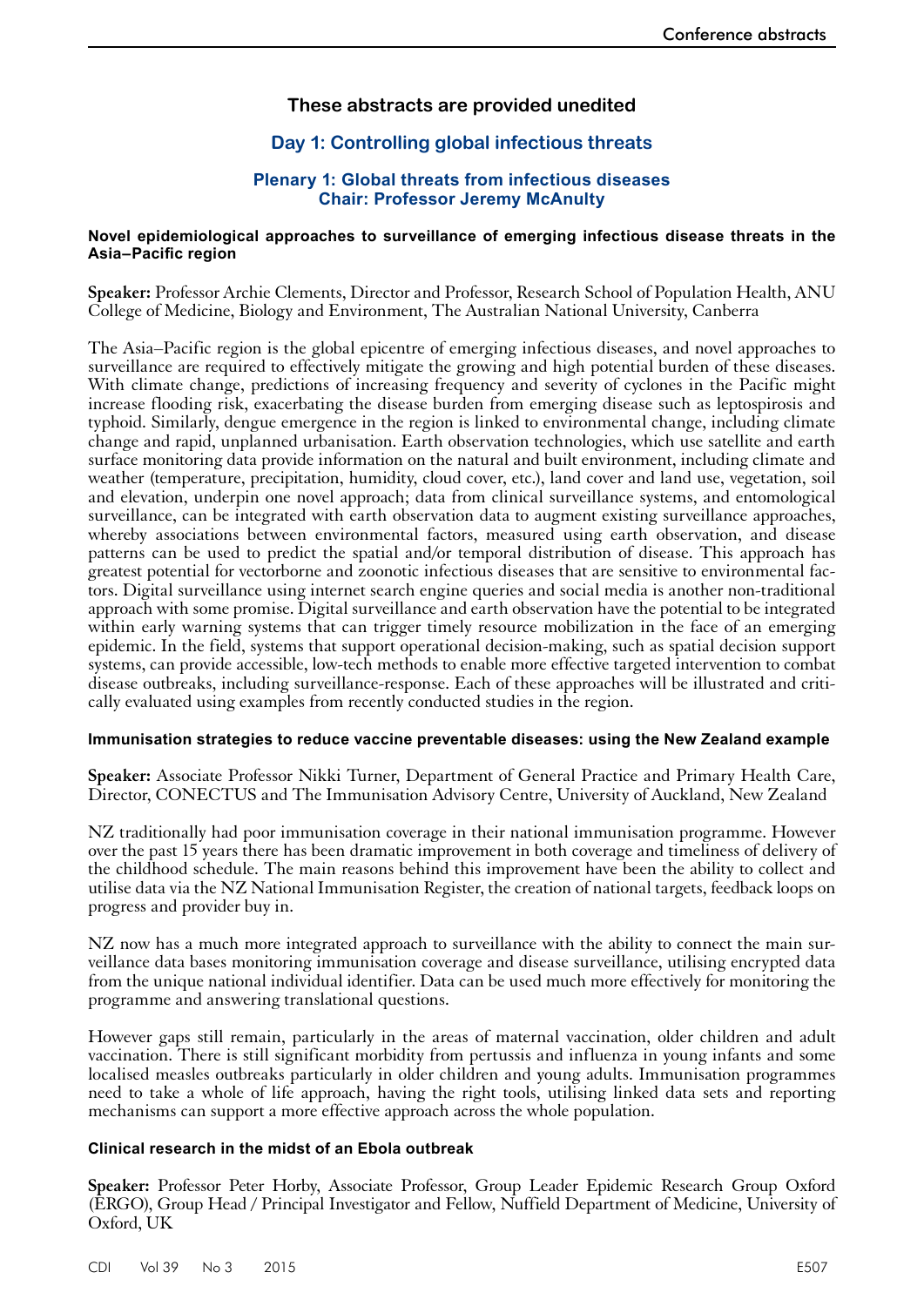## These abstracts are provided unedited

## Day 1: Controlling global infectious threats

### Plenary 1: Global threats from infectious diseases
### Chair: Professor Jeremy McAnulty

#### Novel epidemiological approaches to surveillance of emerging infectious disease threats in the Asia–Pacific region

**Speaker:** Professor Archie Clements, Director and Professor, Research School of Population Health, ANU College of Medicine, Biology and Environment, The Australian National University, Canberra

The Asia–Pacific region is the global epicentre of emerging infectious diseases, and novel approaches to surveillance are required to effectively mitigate the growing and high potential burden of these diseases. With climate change, predictions of increasing frequency and severity of cyclones in the Pacific might increase flooding risk, exacerbating the disease burden from emerging disease such as leptospirosis and typhoid. Similarly, dengue emergence in the region is linked to environmental change, including climate change and rapid, unplanned urbanisation. Earth observation technologies, which use satellite and earth surface monitoring data provide information on the natural and built environment, including climate and weather (temperature, precipitation, humidity, cloud cover, etc.), land cover and land use, vegetation, soil and elevation, underpin one novel approach; data from clinical surveillance systems, and entomological surveillance, can be integrated with earth observation data to augment existing surveillance approaches, whereby associations between environmental factors, measured using earth observation, and disease patterns can be used to predict the spatial and/or temporal distribution of disease. This approach has greatest potential for vectorborne and zoonotic infectious diseases that are sensitive to environmental factors. Digital surveillance using internet search engine queries and social media is another non-traditional approach with some promise. Digital surveillance and earth observation have the potential to be integrated within early warning systems that can trigger timely resource mobilization in the face of an emerging epidemic. In the field, systems that support operational decision-making, such as spatial decision support systems, can provide accessible, low-tech methods to enable more effective targeted intervention to combat disease outbreaks, including surveillance-response. Each of these approaches will be illustrated and critically evaluated using examples from recently conducted studies in the region.

#### Immunisation strategies to reduce vaccine preventable diseases: using the New Zealand example

**Speaker:** Associate Professor Nikki Turner, Department of General Practice and Primary Health Care, Director, CONECTUS and The Immunisation Advisory Centre, University of Auckland, New Zealand

NZ traditionally had poor immunisation coverage in their national immunisation programme. However over the past 15 years there has been dramatic improvement in both coverage and timeliness of delivery of the childhood schedule. The main reasons behind this improvement have been the ability to collect and utilise data via the NZ National Immunisation Register, the creation of national targets, feedback loops on progress and provider buy in.

NZ now has a much more integrated approach to surveillance with the ability to connect the main surveillance data bases monitoring immunisation coverage and disease surveillance, utilising encrypted data from the unique national individual identifier. Data can be used much more effectively for monitoring the programme and answering translational questions.

However gaps still remain, particularly in the areas of maternal vaccination, older children and adult vaccination. There is still significant morbidity from pertussis and influenza in young infants and some localised measles outbreaks particularly in older children and young adults. Immunisation programmes need to take a whole of life approach, having the right tools, utilising linked data sets and reporting mechanisms can support a more effective approach across the whole population.

#### Clinical research in the midst of an Ebola outbreak

**Speaker:** Professor Peter Horby, Associate Professor, Group Leader Epidemic Research Group Oxford (ERGO), Group Head / Principal Investigator and Fellow, Nuffield Department of Medicine, University of Oxford, UK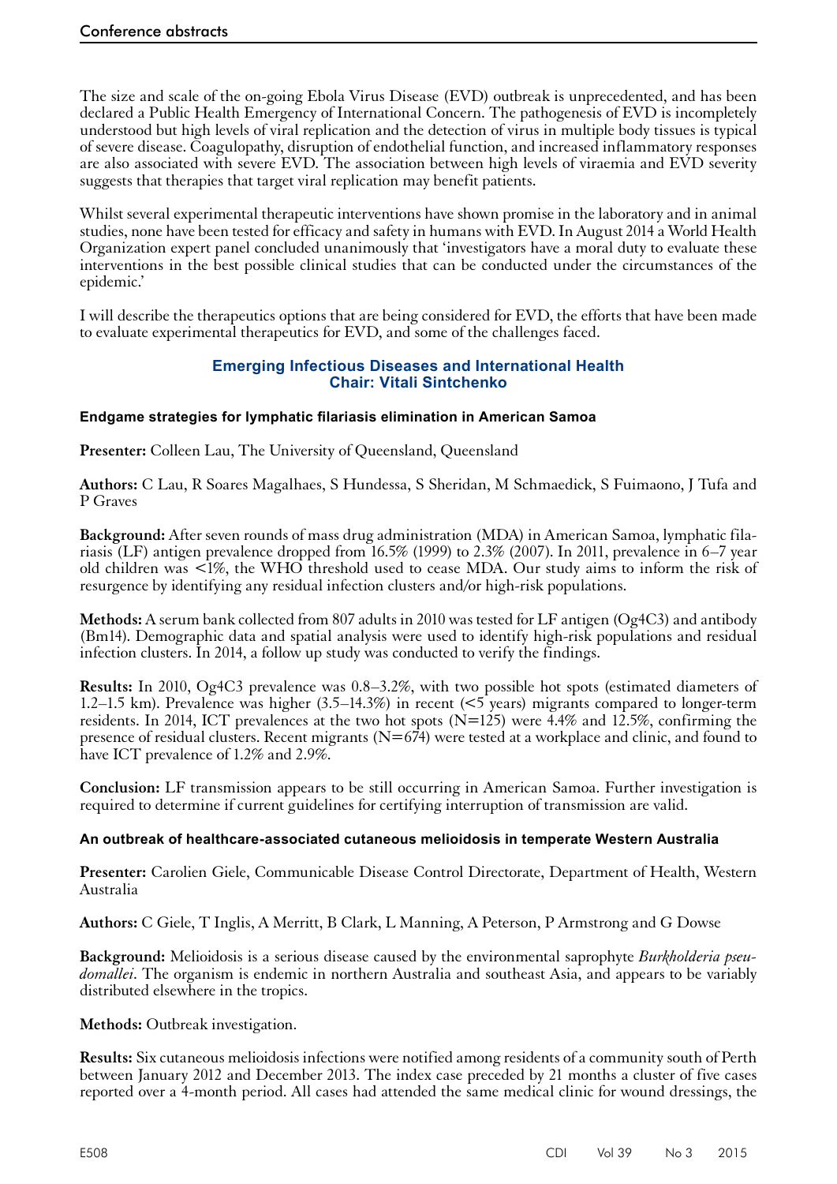The size and scale of the on-going Ebola Virus Disease (EVD) outbreak is unprecedented, and has been declared a Public Health Emergency of International Concern. The pathogenesis of EVD is incompletely understood but high levels of viral replication and the detection of virus in multiple body tissues is typical of severe disease. Coagulopathy, disruption of endothelial function, and increased inflammatory responses are also associated with severe EVD. The association between high levels of viraemia and EVD severity suggests that therapies that target viral replication may benefit patients.

Whilst several experimental therapeutic interventions have shown promise in the laboratory and in animal studies, none have been tested for efficacy and safety in humans with EVD. In August 2014 a World Health Organization expert panel concluded unanimously that 'investigators have a moral duty to evaluate these interventions in the best possible clinical studies that can be conducted under the circumstances of the epidemic.'

I will describe the therapeutics options that are being considered for EVD, the efforts that have been made to evaluate experimental therapeutics for EVD, and some of the challenges faced.

## Emerging Infectious Diseases and International Health
## Chair: Vitali Sintchenko

### Endgame strategies for lymphatic filariasis elimination in American Samoa

**Presenter:** Colleen Lau, The University of Queensland, Queensland

**Authors:** C Lau, R Soares Magalhaes, S Hundessa, S Sheridan, M Schmaedick, S Fuimaono, J Tufa and P Graves

**Background:** After seven rounds of mass drug administration (MDA) in American Samoa, lymphatic filariasis (LF) antigen prevalence dropped from 16.5% (1999) to 2.3% (2007). In 2011, prevalence in 6–7 year old children was <1%, the WHO threshold used to cease MDA. Our study aims to inform the risk of resurgence by identifying any residual infection clusters and/or high-risk populations.

**Methods:** A serum bank collected from 807 adults in 2010 was tested for LF antigen (Og4C3) and antibody (Bm14). Demographic data and spatial analysis were used to identify high-risk populations and residual infection clusters. In 2014, a follow up study was conducted to verify the findings.

**Results:** In 2010, Og4C3 prevalence was 0.8–3.2%, with two possible hot spots (estimated diameters of 1.2–1.5 km). Prevalence was higher (3.5–14.3%) in recent (<5 years) migrants compared to longer-term residents. In 2014, ICT prevalences at the two hot spots (N=125) were 4.4% and 12.5%, confirming the presence of residual clusters. Recent migrants (N=674) were tested at a workplace and clinic, and found to have ICT prevalence of 1.2% and 2.9%.

**Conclusion:** LF transmission appears to be still occurring in American Samoa. Further investigation is required to determine if current guidelines for certifying interruption of transmission are valid.

### An outbreak of healthcare-associated cutaneous melioidosis in temperate Western Australia

**Presenter:** Carolien Giele, Communicable Disease Control Directorate, Department of Health, Western Australia

**Authors:** C Giele, T Inglis, A Merritt, B Clark, L Manning, A Peterson, P Armstrong and G Dowse

**Background:** Melioidosis is a serious disease caused by the environmental saprophyte *Burkholderia pseudomallei*. The organism is endemic in northern Australia and southeast Asia, and appears to be variably distributed elsewhere in the tropics.

**Methods:** Outbreak investigation.

**Results:** Six cutaneous melioidosis infections were notified among residents of a community south of Perth between January 2012 and December 2013. The index case preceded by 21 months a cluster of five cases reported over a 4-month period. All cases had attended the same medical clinic for wound dressings, the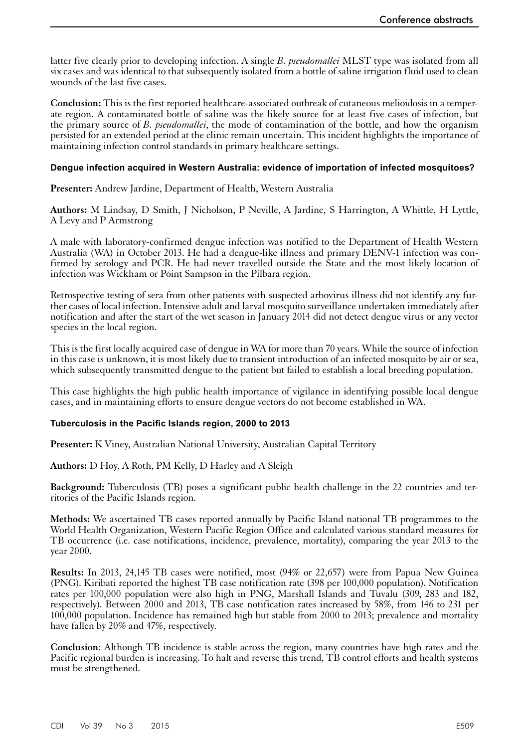latter five clearly prior to developing infection. A single *B. pseudomallei* MLST type was isolated from all six cases and was identical to that subsequently isolated from a bottle of saline irrigation fluid used to clean wounds of the last five cases.

**Conclusion:** This is the first reported healthcare-associated outbreak of cutaneous melioidosis in a temperate region. A contaminated bottle of saline was the likely source for at least five cases of infection, but the primary source of *B. pseudomallei*, the mode of contamination of the bottle, and how the organism persisted for an extended period at the clinic remain uncertain. This incident highlights the importance of maintaining infection control standards in primary healthcare settings.

### Dengue infection acquired in Western Australia: evidence of importation of infected mosquitoes?

**Presenter:** Andrew Jardine, Department of Health, Western Australia

**Authors:** M Lindsay, D Smith, J Nicholson, P Neville, A Jardine, S Harrington, A Whittle, H Lyttle, A Levy and P Armstrong

A male with laboratory-confirmed dengue infection was notified to the Department of Health Western Australia (WA) in October 2013. He had a dengue-like illness and primary DENV-1 infection was confirmed by serology and PCR. He had never travelled outside the State and the most likely location of infection was Wickham or Point Sampson in the Pilbara region.

Retrospective testing of sera from other patients with suspected arbovirus illness did not identify any further cases of local infection. Intensive adult and larval mosquito surveillance undertaken immediately after notification and after the start of the wet season in January 2014 did not detect dengue virus or any vector species in the local region.

This is the first locally acquired case of dengue in WA for more than 70 years. While the source of infection in this case is unknown, it is most likely due to transient introduction of an infected mosquito by air or sea, which subsequently transmitted dengue to the patient but failed to establish a local breeding population.

This case highlights the high public health importance of vigilance in identifying possible local dengue cases, and in maintaining efforts to ensure dengue vectors do not become established in WA.

### Tuberculosis in the Pacific Islands region, 2000 to 2013

**Presenter:** K Viney, Australian National University, Australian Capital Territory

**Authors:** D Hoy, A Roth, PM Kelly, D Harley and A Sleigh

**Background:** Tuberculosis (TB) poses a significant public health challenge in the 22 countries and territories of the Pacific Islands region.

**Methods:** We ascertained TB cases reported annually by Pacific Island national TB programmes to the World Health Organization, Western Pacific Region Office and calculated various standard measures for TB occurrence (i.e. case notifications, incidence, prevalence, mortality), comparing the year 2013 to the year 2000.

**Results:** In 2013, 24,145 TB cases were notified, most (94% or 22,657) were from Papua New Guinea (PNG). Kiribati reported the highest TB case notification rate (398 per 100,000 population). Notification rates per 100,000 population were also high in PNG, Marshall Islands and Tuvalu (309, 283 and 182, respectively). Between 2000 and 2013, TB case notification rates increased by 58%, from 146 to 231 per 100,000 population. Incidence has remained high but stable from 2000 to 2013; prevalence and mortality have fallen by 20% and 47%, respectively.

**Conclusion**: Although TB incidence is stable across the region, many countries have high rates and the Pacific regional burden is increasing. To halt and reverse this trend, TB control efforts and health systems must be strengthened.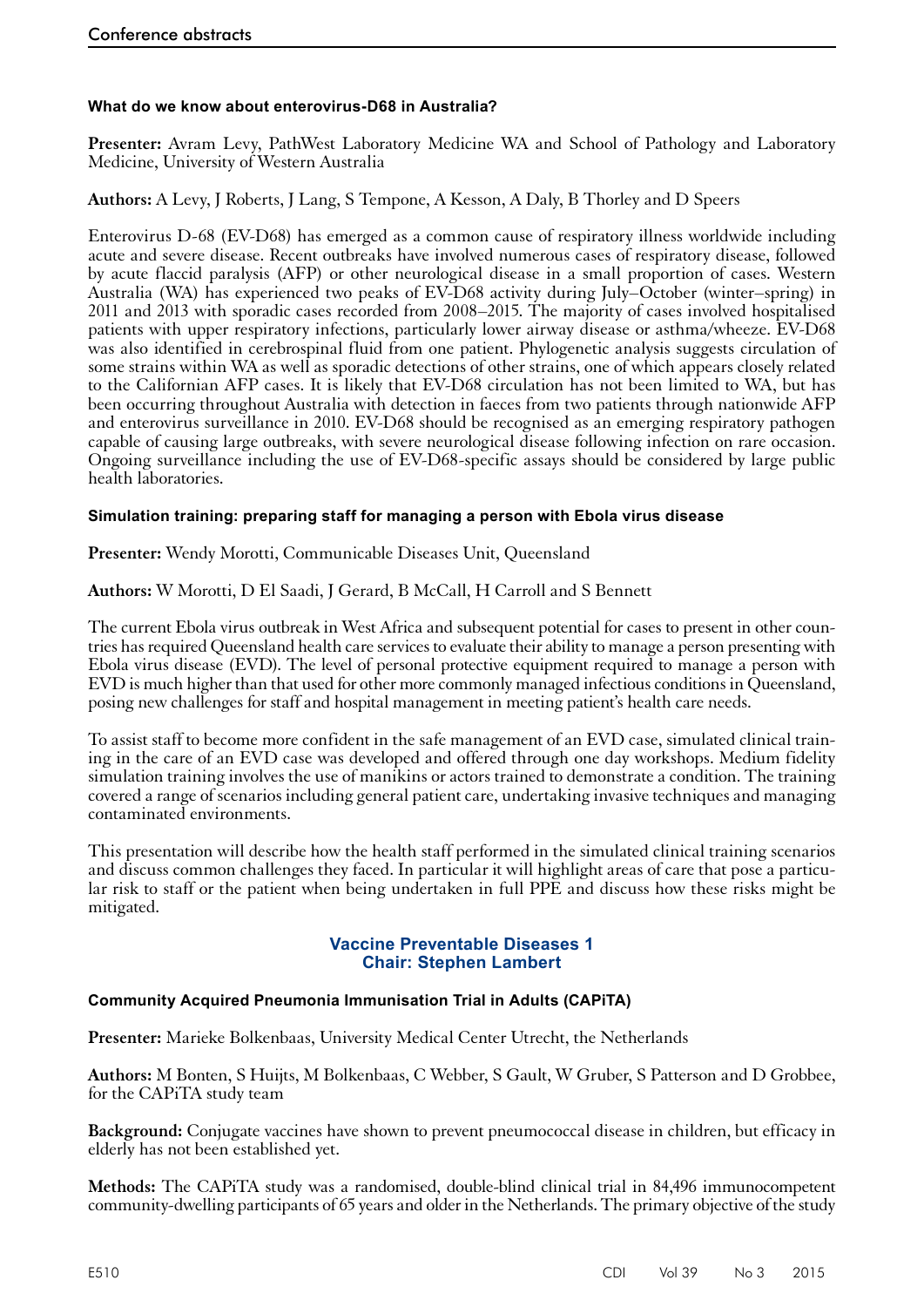### What do we know about enterovirus-D68 in Australia?

**Presenter:** Avram Levy, PathWest Laboratory Medicine WA and School of Pathology and Laboratory Medicine, University of Western Australia

**Authors:** A Levy, J Roberts, J Lang, S Tempone, A Kesson, A Daly, B Thorley and D Speers

Enterovirus D-68 (EV-D68) has emerged as a common cause of respiratory illness worldwide including acute and severe disease. Recent outbreaks have involved numerous cases of respiratory disease, followed by acute flaccid paralysis (AFP) or other neurological disease in a small proportion of cases. Western Australia (WA) has experienced two peaks of EV-D68 activity during July–October (winter–spring) in 2011 and 2013 with sporadic cases recorded from 2008–2015. The majority of cases involved hospitalised patients with upper respiratory infections, particularly lower airway disease or asthma/wheeze. EV-D68 was also identified in cerebrospinal fluid from one patient. Phylogenetic analysis suggests circulation of some strains within WA as well as sporadic detections of other strains, one of which appears closely related to the Californian AFP cases. It is likely that EV-D68 circulation has not been limited to WA, but has been occurring throughout Australia with detection in faeces from two patients through nationwide AFP and enterovirus surveillance in 2010. EV-D68 should be recognised as an emerging respiratory pathogen capable of causing large outbreaks, with severe neurological disease following infection on rare occasion. Ongoing surveillance including the use of EV-D68-specific assays should be considered by large public health laboratories.

### Simulation training: preparing staff for managing a person with Ebola virus disease

**Presenter:** Wendy Morotti, Communicable Diseases Unit, Queensland

**Authors:** W Morotti, D El Saadi, J Gerard, B McCall, H Carroll and S Bennett

The current Ebola virus outbreak in West Africa and subsequent potential for cases to present in other countries has required Queensland health care services to evaluate their ability to manage a person presenting with Ebola virus disease (EVD). The level of personal protective equipment required to manage a person with EVD is much higher than that used for other more commonly managed infectious conditions in Queensland, posing new challenges for staff and hospital management in meeting patient's health care needs.

To assist staff to become more confident in the safe management of an EVD case, simulated clinical training in the care of an EVD case was developed and offered through one day workshops. Medium fidelity simulation training involves the use of manikins or actors trained to demonstrate a condition. The training covered a range of scenarios including general patient care, undertaking invasive techniques and managing contaminated environments.

This presentation will describe how the health staff performed in the simulated clinical training scenarios and discuss common challenges they faced. In particular it will highlight areas of care that pose a particular risk to staff or the patient when being undertaken in full PPE and discuss how these risks might be mitigated.

## Vaccine Preventable Diseases 1
**Chair: Stephen Lambert**

### Community Acquired Pneumonia Immunisation Trial in Adults (CAPiTA)

**Presenter:** Marieke Bolkenbaas, University Medical Center Utrecht, the Netherlands

**Authors:** M Bonten, S Huijts, M Bolkenbaas, C Webber, S Gault, W Gruber, S Patterson and D Grobbee, for the CAPiTA study team

**Background:** Conjugate vaccines have shown to prevent pneumococcal disease in children, but efficacy in elderly has not been established yet.

**Methods:** The CAPiTA study was a randomised, double-blind clinical trial in 84,496 immunocompetent community-dwelling participants of 65 years and older in the Netherlands. The primary objective of the study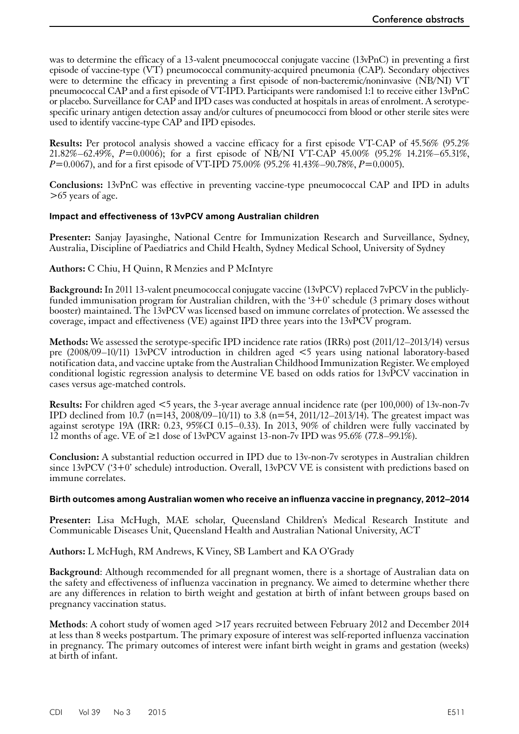was to determine the efficacy of a 13-valent pneumococcal conjugate vaccine (13vPnC) in preventing a first episode of vaccine-type (VT) pneumococcal community-acquired pneumonia (CAP). Secondary objectives were to determine the efficacy in preventing a first episode of non-bacteremic/noninvasive (NB/NI) VT pneumococcal CAP and a first episode of VT-IPD. Participants were randomised 1:1 to receive either 13vPnC or placebo. Surveillance for CAP and IPD cases was conducted at hospitals in areas of enrolment. A serotype-specific urinary antigen detection assay and/or cultures of pneumococci from blood or other sterile sites were used to identify vaccine-type CAP and IPD episodes.

**Results:** Per protocol analysis showed a vaccine efficacy for a first episode VT-CAP of 45.56% (95.2% 21.82%–62.49%, *P*=0.0006); for a first episode of NB/NI VT-CAP 45.00% (95.2% 14.21%–65.31%, *P*=0.0067), and for a first episode of VT-IPD 75.00% (95.2% 41.43%–90.78%, *P*=0.0005).

**Conclusions:** 13vPnC was effective in preventing vaccine-type pneumococcal CAP and IPD in adults >65 years of age.

### Impact and effectiveness of 13vPCV among Australian children

**Presenter:** Sanjay Jayasinghe, National Centre for Immunization Research and Surveillance, Sydney, Australia, Discipline of Paediatrics and Child Health, Sydney Medical School, University of Sydney

**Authors:** C Chiu, H Quinn, R Menzies and P McIntyre

**Background:** In 2011 13-valent pneumococcal conjugate vaccine (13vPCV) replaced 7vPCV in the publicly-funded immunisation program for Australian children, with the '3+0' schedule (3 primary doses without booster) maintained. The 13vPCV was licensed based on immune correlates of protection. We assessed the coverage, impact and effectiveness (VE) against IPD three years into the 13vPCV program.

**Methods:** We assessed the serotype-specific IPD incidence rate ratios (IRRs) post (2011/12–2013/14) versus pre (2008/09–10/11) 13vPCV introduction in children aged <5 years using national laboratory-based notification data, and vaccine uptake from the Australian Childhood Immunization Register. We employed conditional logistic regression analysis to determine VE based on odds ratios for 13vPCV vaccination in cases versus age-matched controls.

**Results:** For children aged <5 years, the 3-year average annual incidence rate (per 100,000) of 13v-non-7v IPD declined from 10.7 (n=143, 2008/09–10/11) to 3.8 (n=54, 2011/12–2013/14). The greatest impact was against serotype 19A (IRR: 0.23, 95%CI 0.15–0.33). In 2013, 90% of children were fully vaccinated by 12 months of age. VE of ≥1 dose of 13vPCV against 13-non-7v IPD was 95.6% (77.8–99.1%).

**Conclusion:** A substantial reduction occurred in IPD due to 13v-non-7v serotypes in Australian children since 13vPCV ('3+0' schedule) introduction. Overall, 13vPCV VE is consistent with predictions based on immune correlates.

### Birth outcomes among Australian women who receive an influenza vaccine in pregnancy, 2012–2014

**Presenter:** Lisa McHugh, MAE scholar, Queensland Children's Medical Research Institute and Communicable Diseases Unit, Queensland Health and Australian National University, ACT

**Authors:** L McHugh, RM Andrews, K Viney, SB Lambert and KA O'Grady

**Background**: Although recommended for all pregnant women, there is a shortage of Australian data on the safety and effectiveness of influenza vaccination in pregnancy. We aimed to determine whether there are any differences in relation to birth weight and gestation at birth of infant between groups based on pregnancy vaccination status.

**Methods**: A cohort study of women aged >17 years recruited between February 2012 and December 2014 at less than 8 weeks postpartum. The primary exposure of interest was self-reported influenza vaccination in pregnancy. The primary outcomes of interest were infant birth weight in grams and gestation (weeks) at birth of infant.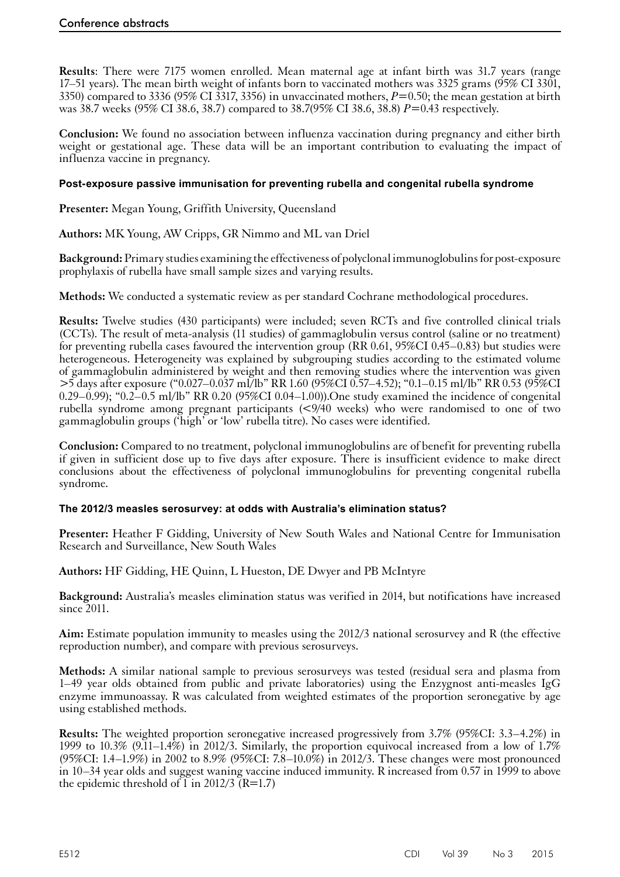**Results**: There were 7175 women enrolled. Mean maternal age at infant birth was 31.7 years (range 17–51 years). The mean birth weight of infants born to vaccinated mothers was 3325 grams (95% CI 3301, 3350) compared to 3336 (95% CI 3317, 3356) in unvaccinated mothers, $P=0.50$; the mean gestation at birth was 38.7 weeks (95% CI 38.6, 38.7) compared to 38.7(95% CI 38.6, 38.8) $P=0.43$ respectively.

**Conclusion:** We found no association between influenza vaccination during pregnancy and either birth weight or gestational age. These data will be an important contribution to evaluating the impact of influenza vaccine in pregnancy.

#### Post-exposure passive immunisation for preventing rubella and congenital rubella syndrome

**Presenter:** Megan Young, Griffith University, Queensland

**Authors:** MK Young, AW Cripps, GR Nimmo and ML van Driel

**Background:** Primary studies examining the effectiveness of polyclonal immunoglobulins for post-exposure prophylaxis of rubella have small sample sizes and varying results.

**Methods:** We conducted a systematic review as per standard Cochrane methodological procedures.

**Results:** Twelve studies (430 participants) were included; seven RCTs and five controlled clinical trials (CCTs). The result of meta-analysis (11 studies) of gammaglobulin versus control (saline or no treatment) for preventing rubella cases favoured the intervention group (RR 0.61, 95%CI 0.45–0.83) but studies were heterogeneous. Heterogeneity was explained by subgrouping studies according to the estimated volume of gammaglobulin administered by weight and then removing studies where the intervention was given >5 days after exposure ("0.027–0.037 ml/lb" RR 1.60 (95%CI 0.57–4.52); "0.1–0.15 ml/lb" RR 0.53 (95%CI 0.29–0.99); "0.2–0.5 ml/lb" RR 0.20 (95%CI 0.04–1.00)).One study examined the incidence of congenital rubella syndrome among pregnant participants (<9/40 weeks) who were randomised to one of two gammaglobulin groups ('high' or 'low' rubella titre). No cases were identified.

**Conclusion:** Compared to no treatment, polyclonal immunoglobulins are of benefit for preventing rubella if given in sufficient dose up to five days after exposure. There is insufficient evidence to make direct conclusions about the effectiveness of polyclonal immunoglobulins for preventing congenital rubella syndrome.

#### The 2012/3 measles serosurvey: at odds with Australia's elimination status?

**Presenter:** Heather F Gidding, University of New South Wales and National Centre for Immunisation Research and Surveillance, New South Wales

**Authors:** HF Gidding, HE Quinn, L Hueston, DE Dwyer and PB McIntyre

**Background:** Australia's measles elimination status was verified in 2014, but notifications have increased since 2011.

**Aim:** Estimate population immunity to measles using the 2012/3 national serosurvey and R (the effective reproduction number), and compare with previous serosurveys.

**Methods:** A similar national sample to previous serosurveys was tested (residual sera and plasma from 1–49 year olds obtained from public and private laboratories) using the Enzygnost anti-measles IgG enzyme immunoassay. R was calculated from weighted estimates of the proportion seronegative by age using established methods.

**Results:** The weighted proportion seronegative increased progressively from 3.7% (95%CI: 3.3–4.2%) in 1999 to 10.3% (9.11–1.4%) in 2012/3. Similarly, the proportion equivocal increased from a low of 1.7% (95%CI: 1.4–1.9%) in 2002 to 8.9% (95%CI: 7.8–10.0%) in 2012/3. These changes were most pronounced in 10–34 year olds and suggest waning vaccine induced immunity. R increased from 0.57 in 1999 to above the epidemic threshold of 1 in 2012/3 (R=1.7)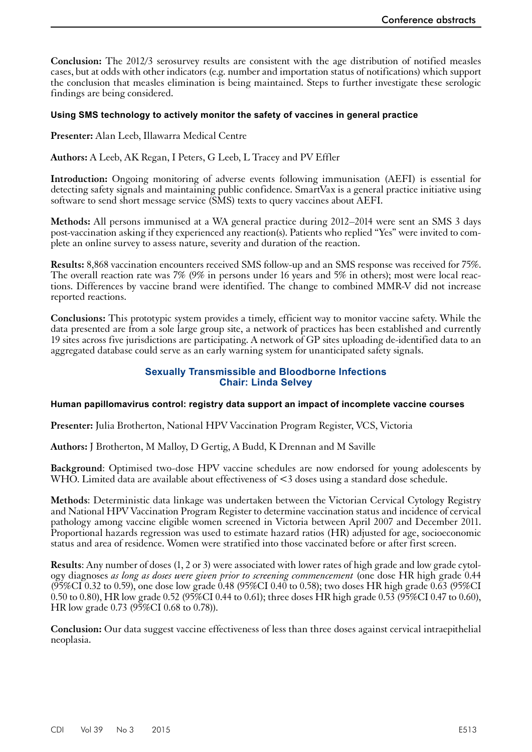**Conclusion:** The 2012/3 serosurvey results are consistent with the age distribution of notified measles cases, but at odds with other indicators (e.g. number and importation status of notifications) which support the conclusion that measles elimination is being maintained. Steps to further investigate these serologic findings are being considered.

#### Using SMS technology to actively monitor the safety of vaccines in general practice

**Presenter:** Alan Leeb, Illawarra Medical Centre

**Authors:** A Leeb, AK Regan, I Peters, G Leeb, L Tracey and PV Effler

**Introduction:** Ongoing monitoring of adverse events following immunisation (AEFI) is essential for detecting safety signals and maintaining public confidence. SmartVax is a general practice initiative using software to send short message service (SMS) texts to query vaccines about AEFI.

**Methods:** All persons immunised at a WA general practice during 2012–2014 were sent an SMS 3 days post-vaccination asking if they experienced any reaction(s). Patients who replied "Yes" were invited to complete an online survey to assess nature, severity and duration of the reaction.

**Results:** 8,868 vaccination encounters received SMS follow-up and an SMS response was received for 75%. The overall reaction rate was 7% (9% in persons under 16 years and 5% in others); most were local reactions. Differences by vaccine brand were identified. The change to combined MMR-V did not increase reported reactions.

**Conclusions:** This prototypic system provides a timely, efficient way to monitor vaccine safety. While the data presented are from a sole large group site, a network of practices has been established and currently 19 sites across five jurisdictions are participating. A network of GP sites uploading de-identified data to an aggregated database could serve as an early warning system for unanticipated safety signals.

### Sexually Transmissible and Bloodborne Infections
### Chair: Linda Selvey

#### Human papillomavirus control: registry data support an impact of incomplete vaccine courses

**Presenter:** Julia Brotherton, National HPV Vaccination Program Register, VCS, Victoria

**Authors:** J Brotherton, M Malloy, D Gertig, A Budd, K Drennan and M Saville

**Background**: Optimised two-dose HPV vaccine schedules are now endorsed for young adolescents by WHO. Limited data are available about effectiveness of <3 doses using a standard dose schedule.

**Methods**: Deterministic data linkage was undertaken between the Victorian Cervical Cytology Registry and National HPV Vaccination Program Register to determine vaccination status and incidence of cervical pathology among vaccine eligible women screened in Victoria between April 2007 and December 2011. Proportional hazards regression was used to estimate hazard ratios (HR) adjusted for age, socioeconomic status and area of residence. Women were stratified into those vaccinated before or after first screen.

**Results**: Any number of doses (1, 2 or 3) were associated with lower rates of high grade and low grade cytology diagnoses *as long as doses were given prior to screening commencement* (one dose HR high grade 0.44 (95%CI 0.32 to 0.59), one dose low grade 0.48 (95%CI 0.40 to 0.58); two doses HR high grade 0.63 (95%CI 0.50 to 0.80), HR low grade 0.52 (95%CI 0.44 to 0.61); three doses HR high grade 0.53 (95%CI 0.47 to 0.60), HR low grade 0.73 (95%CI 0.68 to 0.78)).

**Conclusion:** Our data suggest vaccine effectiveness of less than three doses against cervical intraepithelial neoplasia.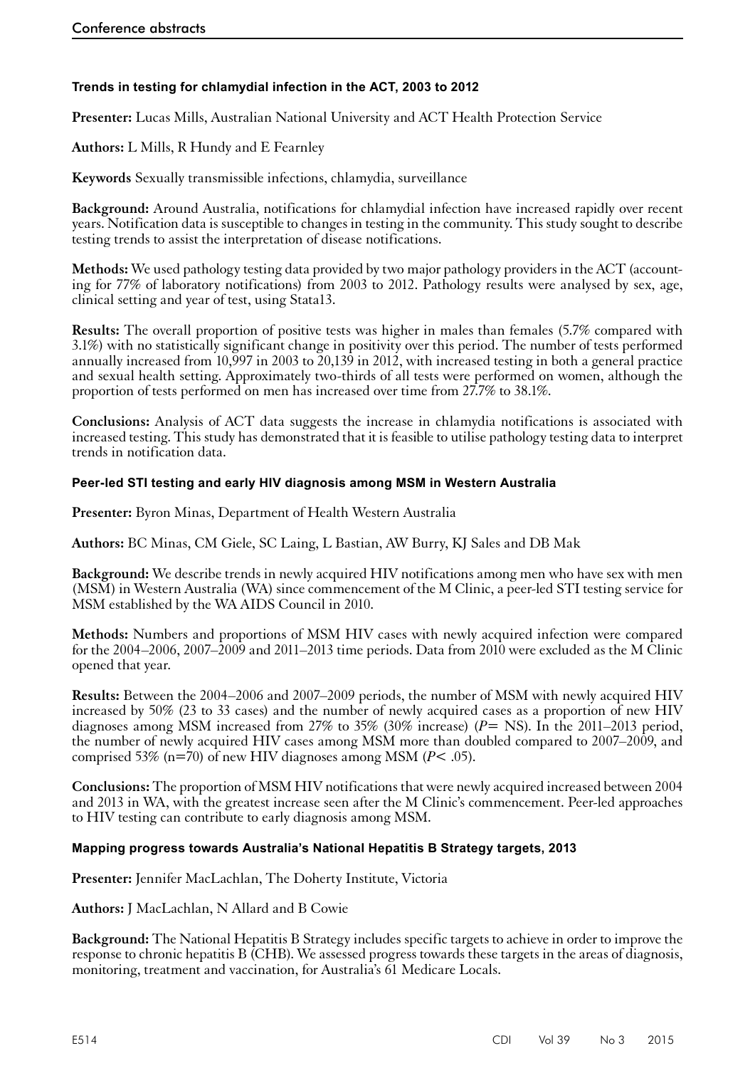### Trends in testing for chlamydial infection in the ACT, 2003 to 2012

**Presenter:** Lucas Mills, Australian National University and ACT Health Protection Service

**Authors:** L Mills, R Hundy and E Fearnley

**Keywords** Sexually transmissible infections, chlamydia, surveillance

**Background:** Around Australia, notifications for chlamydial infection have increased rapidly over recent years. Notification data is susceptible to changes in testing in the community. This study sought to describe testing trends to assist the interpretation of disease notifications.

**Methods:** We used pathology testing data provided by two major pathology providers in the ACT (accounting for 77% of laboratory notifications) from 2003 to 2012. Pathology results were analysed by sex, age, clinical setting and year of test, using Stata13.

**Results:** The overall proportion of positive tests was higher in males than females (5.7% compared with 3.1%) with no statistically significant change in positivity over this period. The number of tests performed annually increased from 10,997 in 2003 to 20,139 in 2012, with increased testing in both a general practice and sexual health setting. Approximately two-thirds of all tests were performed on women, although the proportion of tests performed on men has increased over time from 27.7% to 38.1%.

**Conclusions:** Analysis of ACT data suggests the increase in chlamydia notifications is associated with increased testing. This study has demonstrated that it is feasible to utilise pathology testing data to interpret trends in notification data.

### Peer-led STI testing and early HIV diagnosis among MSM in Western Australia

**Presenter:** Byron Minas, Department of Health Western Australia

**Authors:** BC Minas, CM Giele, SC Laing, L Bastian, AW Burry, KJ Sales and DB Mak

**Background:** We describe trends in newly acquired HIV notifications among men who have sex with men (MSM) in Western Australia (WA) since commencement of the M Clinic, a peer-led STI testing service for MSM established by the WA AIDS Council in 2010.

**Methods:** Numbers and proportions of MSM HIV cases with newly acquired infection were compared for the 2004–2006, 2007–2009 and 2011–2013 time periods. Data from 2010 were excluded as the M Clinic opened that year.

**Results:** Between the 2004–2006 and 2007–2009 periods, the number of MSM with newly acquired HIV increased by 50% (23 to 33 cases) and the number of newly acquired cases as a proportion of new HIV diagnoses among MSM increased from 27% to 35% (30% increase) ($P =$ NS). In the 2011–2013 period, the number of newly acquired HIV cases among MSM more than doubled compared to 2007–2009, and comprised 53% (n=70) of new HIV diagnoses among MSM ($P < .05$).

**Conclusions:** The proportion of MSM HIV notifications that were newly acquired increased between 2004 and 2013 in WA, with the greatest increase seen after the M Clinic's commencement. Peer-led approaches to HIV testing can contribute to early diagnosis among MSM.

### Mapping progress towards Australia's National Hepatitis B Strategy targets, 2013

**Presenter:** Jennifer MacLachlan, The Doherty Institute, Victoria

**Authors:** J MacLachlan, N Allard and B Cowie

**Background:** The National Hepatitis B Strategy includes specific targets to achieve in order to improve the response to chronic hepatitis B (CHB). We assessed progress towards these targets in the areas of diagnosis, monitoring, treatment and vaccination, for Australia's 61 Medicare Locals.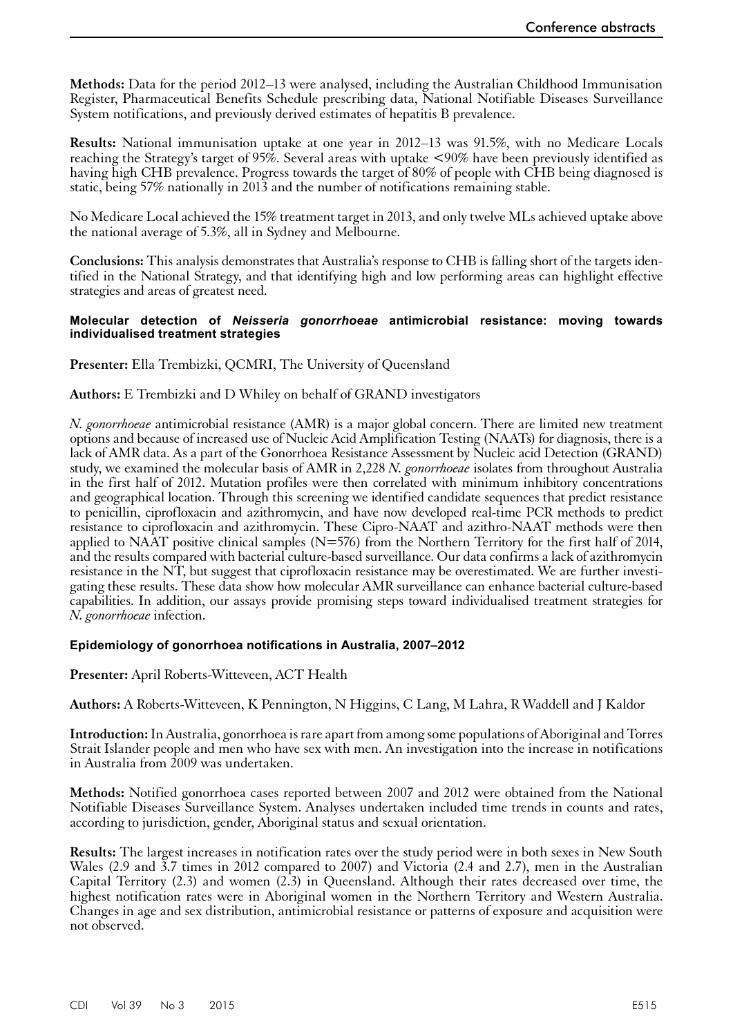**Methods:** Data for the period 2012–13 were analysed, including the Australian Childhood Immunisation Register, Pharmaceutical Benefits Schedule prescribing data, National Notifiable Diseases Surveillance System notifications, and previously derived estimates of hepatitis B prevalence.

**Results:** National immunisation uptake at one year in 2012–13 was 91.5%, with no Medicare Locals reaching the Strategy's target of 95%. Several areas with uptake <90% have been previously identified as having high CHB prevalence. Progress towards the target of 80% of people with CHB being diagnosed is static, being 57% nationally in 2013 and the number of notifications remaining stable.

No Medicare Local achieved the 15% treatment target in 2013, and only twelve MLs achieved uptake above the national average of 5.3%, all in Sydney and Melbourne.

**Conclusions:** This analysis demonstrates that Australia's response to CHB is falling short of the targets identified in the National Strategy, and that identifying high and low performing areas can highlight effective strategies and areas of greatest need.

### Molecular detection of *Neisseria gonorrhoeae* antimicrobial resistance: moving towards individualised treatment strategies

**Presenter:** Ella Trembizki, QCMRI, The University of Queensland

**Authors:** E Trembizki and D Whiley on behalf of GRAND investigators

*N. gonorrhoeae* antimicrobial resistance (AMR) is a major global concern. There are limited new treatment options and because of increased use of Nucleic Acid Amplification Testing (NAATs) for diagnosis, there is a lack of AMR data. As a part of the Gonorrhoea Resistance Assessment by Nucleic acid Detection (GRAND) study, we examined the molecular basis of AMR in 2,228 *N. gonorrhoeae* isolates from throughout Australia in the first half of 2012. Mutation profiles were then correlated with minimum inhibitory concentrations and geographical location. Through this screening we identified candidate sequences that predict resistance to penicillin, ciprofloxacin and azithromycin, and have now developed real-time PCR methods to predict resistance to ciprofloxacin and azithromycin. These Cipro-NAAT and azithro-NAAT methods were then applied to NAAT positive clinical samples (N=576) from the Northern Territory for the first half of 2014, and the results compared with bacterial culture-based surveillance. Our data confirms a lack of azithromycin resistance in the NT, but suggest that ciprofloxacin resistance may be overestimated. We are further investigating these results. These data show how molecular AMR surveillance can enhance bacterial culture-based capabilities. In addition, our assays provide promising steps toward individualised treatment strategies for *N. gonorrhoeae* infection.

### Epidemiology of gonorrhoea notifications in Australia, 2007–2012

**Presenter:** April Roberts-Witteveen, ACT Health

**Authors:** A Roberts-Witteveen, K Pennington, N Higgins, C Lang, M Lahra, R Waddell and J Kaldor

**Introduction:** In Australia, gonorrhoea is rare apart from among some populations of Aboriginal and Torres Strait Islander people and men who have sex with men. An investigation into the increase in notifications in Australia from 2009 was undertaken.

**Methods:** Notified gonorrhoea cases reported between 2007 and 2012 were obtained from the National Notifiable Diseases Surveillance System. Analyses undertaken included time trends in counts and rates, according to jurisdiction, gender, Aboriginal status and sexual orientation.

**Results:** The largest increases in notification rates over the study period were in both sexes in New South Wales (2.9 and 3.7 times in 2012 compared to 2007) and Victoria (2.4 and 2.7), men in the Australian Capital Territory (2.3) and women (2.3) in Queensland. Although their rates decreased over time, the highest notification rates were in Aboriginal women in the Northern Territory and Western Australia. Changes in age and sex distribution, antimicrobial resistance or patterns of exposure and acquisition were not observed.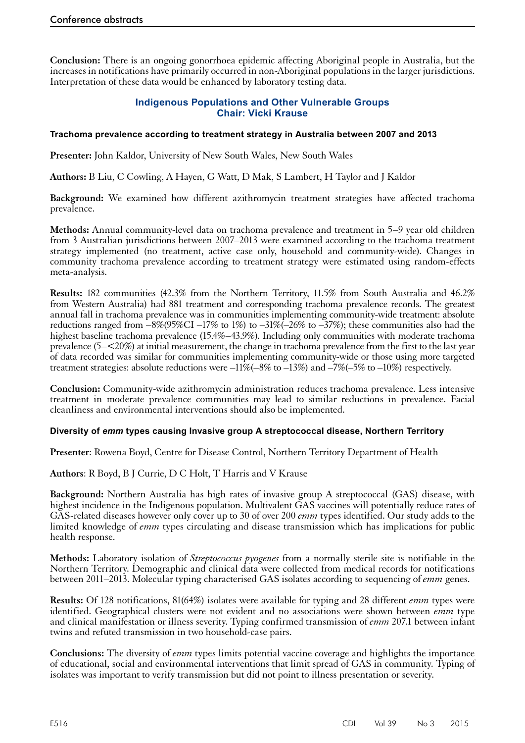**Conclusion:** There is an ongoing gonorrhoea epidemic affecting Aboriginal people in Australia, but the increases in notifications have primarily occurred in non-Aboriginal populations in the larger jurisdictions. Interpretation of these data would be enhanced by laboratory testing data.

## Indigenous Populations and Other Vulnerable Groups
## Chair: Vicki Krause

### Trachoma prevalence according to treatment strategy in Australia between 2007 and 2013

**Presenter:** John Kaldor, University of New South Wales, New South Wales

**Authors:** B Liu, C Cowling, A Hayen, G Watt, D Mak, S Lambert, H Taylor and J Kaldor

**Background:** We examined how different azithromycin treatment strategies have affected trachoma prevalence.

**Methods:** Annual community-level data on trachoma prevalence and treatment in 5–9 year old children from 3 Australian jurisdictions between 2007–2013 were examined according to the trachoma treatment strategy implemented (no treatment, active case only, household and community-wide). Changes in community trachoma prevalence according to treatment strategy were estimated using random-effects meta-analysis.

**Results:** 182 communities (42.3% from the Northern Territory, 11.5% from South Australia and 46.2% from Western Australia) had 881 treatment and corresponding trachoma prevalence records. The greatest annual fall in trachoma prevalence was in communities implementing community-wide treatment: absolute reductions ranged from –8%(95%CI –17% to 1%) to –31%(–26% to –37%); these communities also had the highest baseline trachoma prevalence (15.4%–43.9%). Including only communities with moderate trachoma prevalence (5–<20%) at initial measurement, the change in trachoma prevalence from the first to the last year of data recorded was similar for communities implementing community-wide or those using more targeted treatment strategies: absolute reductions were –11%(–8% to –13%) and –7%(–5% to –10%) respectively.

**Conclusion:** Community-wide azithromycin administration reduces trachoma prevalence. Less intensive treatment in moderate prevalence communities may lead to similar reductions in prevalence. Facial cleanliness and environmental interventions should also be implemented.

### Diversity of *emm* types causing Invasive group A streptococcal disease, Northern Territory

**Presenter**: Rowena Boyd, Centre for Disease Control, Northern Territory Department of Health

**Authors**: R Boyd, B J Currie, D C Holt, T Harris and V Krause

**Background:** Northern Australia has high rates of invasive group A streptococcal (GAS) disease, with highest incidence in the Indigenous population. Multivalent GAS vaccines will potentially reduce rates of GAS-related diseases however only cover up to 30 of over 200 *emm* types identified. Our study adds to the limited knowledge of *emm* types circulating and disease transmission which has implications for public health response.

**Methods:** Laboratory isolation of *Streptococcus pyogenes* from a normally sterile site is notifiable in the Northern Territory. Demographic and clinical data were collected from medical records for notifications between 2011–2013. Molecular typing characterised GAS isolates according to sequencing of *emm* genes.

**Results:** Of 128 notifications, 81(64%) isolates were available for typing and 28 different *emm* types were identified. Geographical clusters were not evident and no associations were shown between *emm* type and clinical manifestation or illness severity. Typing confirmed transmission of *emm* 207.1 between infant twins and refuted transmission in two household-case pairs.

**Conclusions:** The diversity of *emm* types limits potential vaccine coverage and highlights the importance of educational, social and environmental interventions that limit spread of GAS in community. Typing of isolates was important to verify transmission but did not point to illness presentation or severity.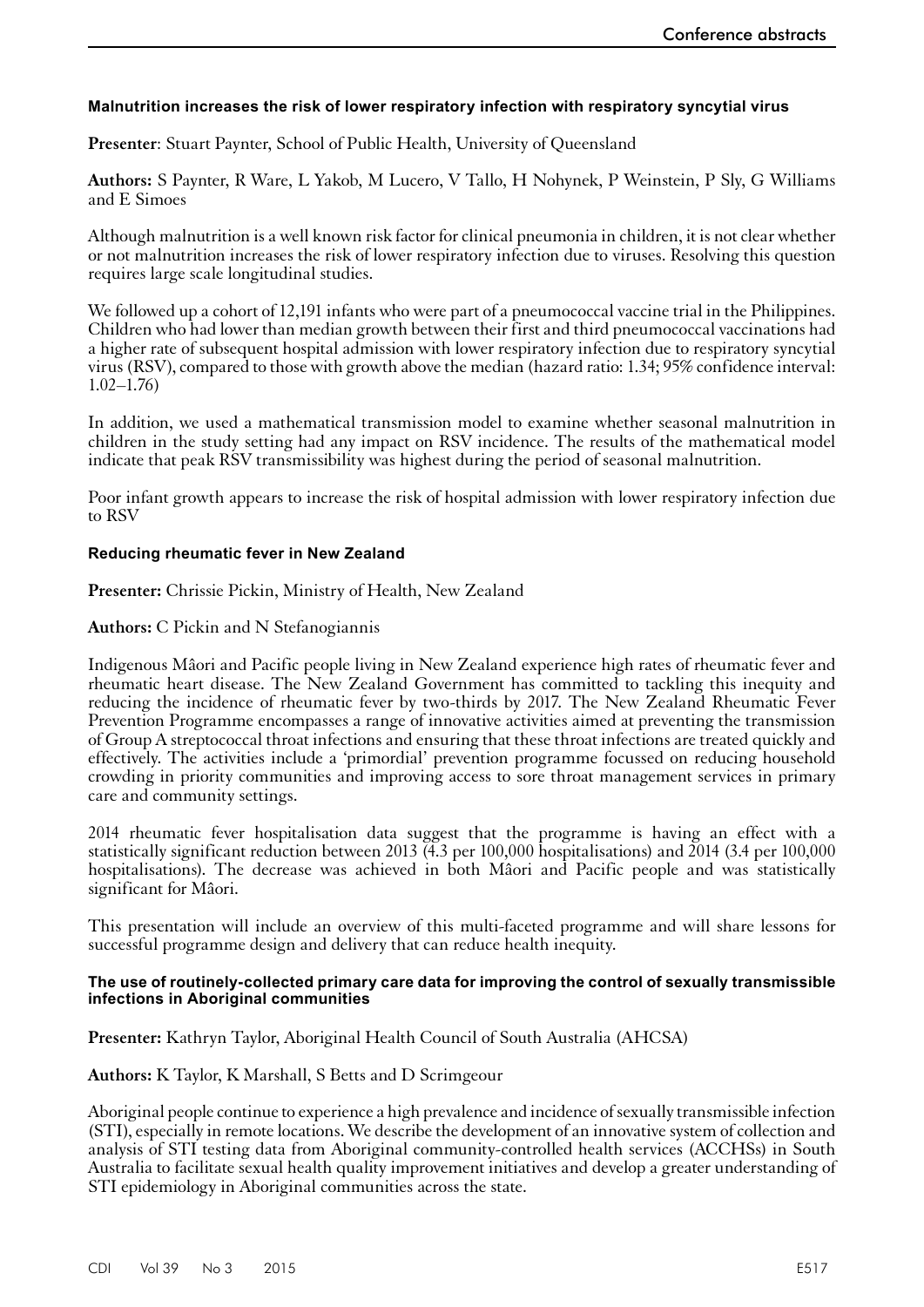### Malnutrition increases the risk of lower respiratory infection with respiratory syncytial virus

**Presenter**: Stuart Paynter, School of Public Health, University of Queensland

**Authors:** S Paynter, R Ware, L Yakob, M Lucero, V Tallo, H Nohynek, P Weinstein, P Sly, G Williams and E Simoes

Although malnutrition is a well known risk factor for clinical pneumonia in children, it is not clear whether or not malnutrition increases the risk of lower respiratory infection due to viruses. Resolving this question requires large scale longitudinal studies.

We followed up a cohort of 12,191 infants who were part of a pneumococcal vaccine trial in the Philippines. Children who had lower than median growth between their first and third pneumococcal vaccinations had a higher rate of subsequent hospital admission with lower respiratory infection due to respiratory syncytial virus (RSV), compared to those with growth above the median (hazard ratio: 1.34; 95% confidence interval: 1.02–1.76)

In addition, we used a mathematical transmission model to examine whether seasonal malnutrition in children in the study setting had any impact on RSV incidence. The results of the mathematical model indicate that peak RSV transmissibility was highest during the period of seasonal malnutrition.

Poor infant growth appears to increase the risk of hospital admission with lower respiratory infection due to RSV

### Reducing rheumatic fever in New Zealand

**Presenter:** Chrissie Pickin, Ministry of Health, New Zealand

**Authors:** C Pickin and N Stefanogiannis

Indigenous Mâori and Pacific people living in New Zealand experience high rates of rheumatic fever and rheumatic heart disease. The New Zealand Government has committed to tackling this inequity and reducing the incidence of rheumatic fever by two-thirds by 2017. The New Zealand Rheumatic Fever Prevention Programme encompasses a range of innovative activities aimed at preventing the transmission of Group A streptococcal throat infections and ensuring that these throat infections are treated quickly and effectively. The activities include a 'primordial' prevention programme focussed on reducing household crowding in priority communities and improving access to sore throat management services in primary care and community settings.

2014 rheumatic fever hospitalisation data suggest that the programme is having an effect with a statistically significant reduction between 2013 (4.3 per 100,000 hospitalisations) and 2014 (3.4 per 100,000 hospitalisations). The decrease was achieved in both Mâori and Pacific people and was statistically significant for Mâori.

This presentation will include an overview of this multi-faceted programme and will share lessons for successful programme design and delivery that can reduce health inequity.

### The use of routinely-collected primary care data for improving the control of sexually transmissible infections in Aboriginal communities

**Presenter:** Kathryn Taylor, Aboriginal Health Council of South Australia (AHCSA)

**Authors:** K Taylor, K Marshall, S Betts and D Scrimgeour

Aboriginal people continue to experience a high prevalence and incidence of sexually transmissible infection (STI), especially in remote locations. We describe the development of an innovative system of collection and analysis of STI testing data from Aboriginal community-controlled health services (ACCHSs) in South Australia to facilitate sexual health quality improvement initiatives and develop a greater understanding of STI epidemiology in Aboriginal communities across the state.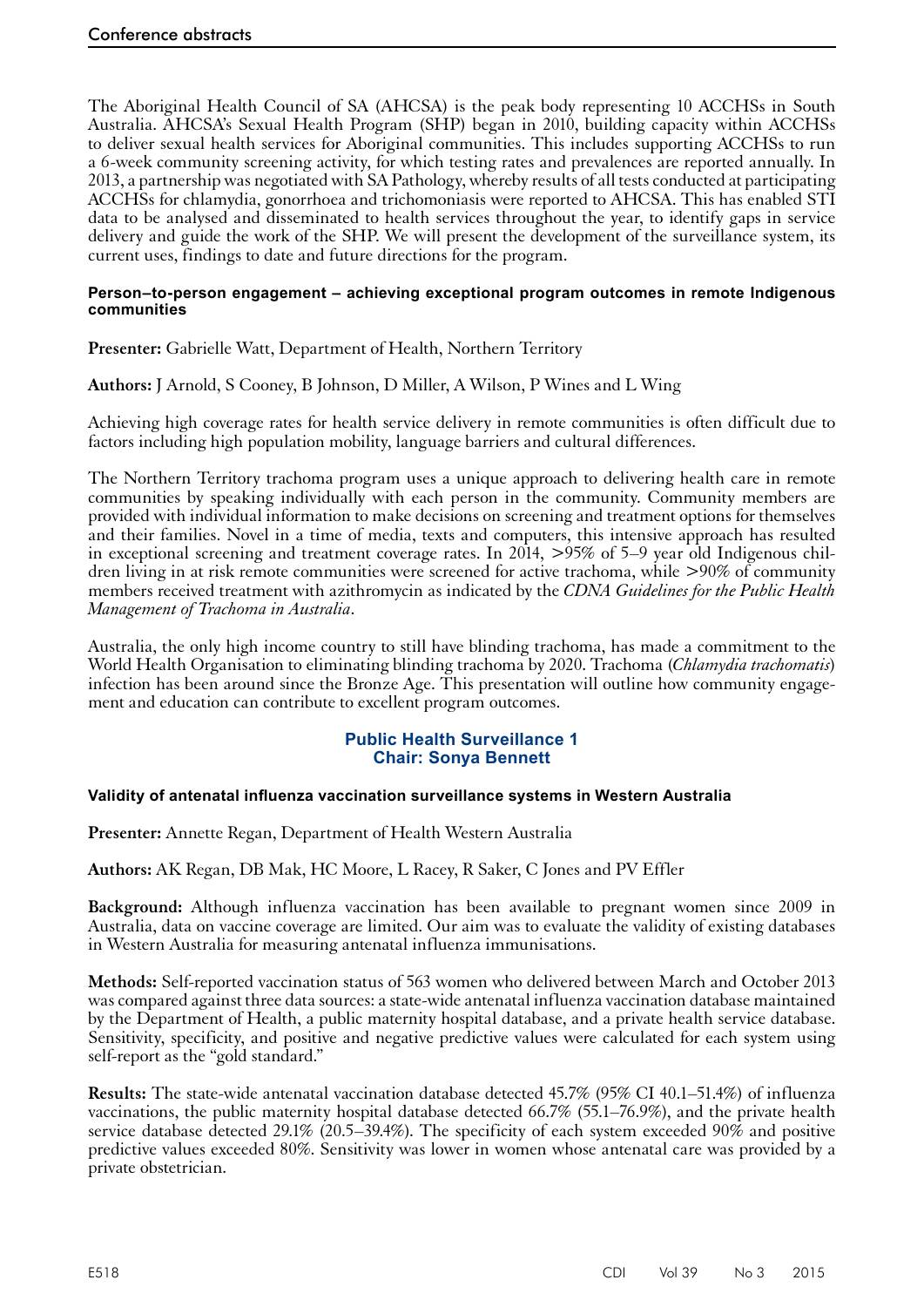The Aboriginal Health Council of SA (AHCSA) is the peak body representing 10 ACCHSs in South Australia. AHCSA's Sexual Health Program (SHP) began in 2010, building capacity within ACCHSs to deliver sexual health services for Aboriginal communities. This includes supporting ACCHSs to run a 6-week community screening activity, for which testing rates and prevalences are reported annually. In 2013, a partnership was negotiated with SA Pathology, whereby results of all tests conducted at participating ACCHSs for chlamydia, gonorrhoea and trichomoniasis were reported to AHCSA. This has enabled STI data to be analysed and disseminated to health services throughout the year, to identify gaps in service delivery and guide the work of the SHP. We will present the development of the surveillance system, its current uses, findings to date and future directions for the program.

#### Person–to-person engagement – achieving exceptional program outcomes in remote Indigenous communities

**Presenter:** Gabrielle Watt, Department of Health, Northern Territory

**Authors:** J Arnold, S Cooney, B Johnson, D Miller, A Wilson, P Wines and L Wing

Achieving high coverage rates for health service delivery in remote communities is often difficult due to factors including high population mobility, language barriers and cultural differences.

The Northern Territory trachoma program uses a unique approach to delivering health care in remote communities by speaking individually with each person in the community. Community members are provided with individual information to make decisions on screening and treatment options for themselves and their families. Novel in a time of media, texts and computers, this intensive approach has resulted in exceptional screening and treatment coverage rates. In 2014, >95% of 5–9 year old Indigenous children living in at risk remote communities were screened for active trachoma, while >90% of community members received treatment with azithromycin as indicated by the *CDNA Guidelines for the Public Health Management of Trachoma in Australia*.

Australia, the only high income country to still have blinding trachoma, has made a commitment to the World Health Organisation to eliminating blinding trachoma by 2020. Trachoma (*Chlamydia trachomatis*) infection has been around since the Bronze Age. This presentation will outline how community engagement and education can contribute to excellent program outcomes.

### Public Health Surveillance 1
### Chair: Sonya Bennett

#### Validity of antenatal influenza vaccination surveillance systems in Western Australia

**Presenter:** Annette Regan, Department of Health Western Australia

**Authors:** AK Regan, DB Mak, HC Moore, L Racey, R Saker, C Jones and PV Effler

**Background:** Although influenza vaccination has been available to pregnant women since 2009 in Australia, data on vaccine coverage are limited. Our aim was to evaluate the validity of existing databases in Western Australia for measuring antenatal influenza immunisations.

**Methods:** Self-reported vaccination status of 563 women who delivered between March and October 2013 was compared against three data sources: a state-wide antenatal influenza vaccination database maintained by the Department of Health, a public maternity hospital database, and a private health service database. Sensitivity, specificity, and positive and negative predictive values were calculated for each system using self-report as the "gold standard."

**Results:** The state-wide antenatal vaccination database detected 45.7% (95% CI 40.1–51.4%) of influenza vaccinations, the public maternity hospital database detected 66.7% (55.1–76.9%), and the private health service database detected 29.1% (20.5–39.4%). The specificity of each system exceeded 90% and positive predictive values exceeded 80%. Sensitivity was lower in women whose antenatal care was provided by a private obstetrician.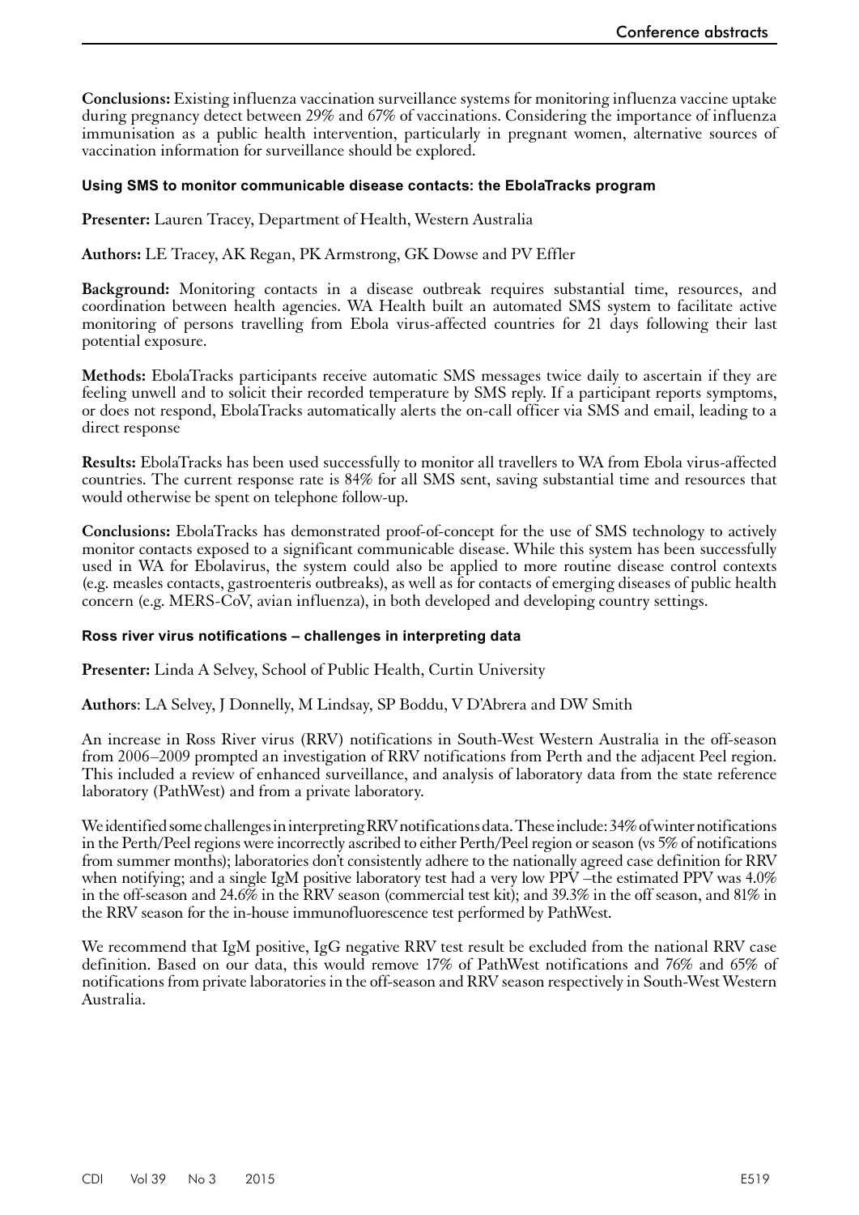**Conclusions:** Existing influenza vaccination surveillance systems for monitoring influenza vaccine uptake during pregnancy detect between 29% and 67% of vaccinations. Considering the importance of influenza immunisation as a public health intervention, particularly in pregnant women, alternative sources of vaccination information for surveillance should be explored.

### Using SMS to monitor communicable disease contacts: the EbolaTracks program

**Presenter:** Lauren Tracey, Department of Health, Western Australia

**Authors:** LE Tracey, AK Regan, PK Armstrong, GK Dowse and PV Effler

**Background:** Monitoring contacts in a disease outbreak requires substantial time, resources, and coordination between health agencies. WA Health built an automated SMS system to facilitate active monitoring of persons travelling from Ebola virus-affected countries for 21 days following their last potential exposure.

**Methods:** EbolaTracks participants receive automatic SMS messages twice daily to ascertain if they are feeling unwell and to solicit their recorded temperature by SMS reply. If a participant reports symptoms, or does not respond, EbolaTracks automatically alerts the on-call officer via SMS and email, leading to a direct response

**Results:** EbolaTracks has been used successfully to monitor all travellers to WA from Ebola virus-affected countries. The current response rate is 84% for all SMS sent, saving substantial time and resources that would otherwise be spent on telephone follow-up.

**Conclusions:** EbolaTracks has demonstrated proof-of-concept for the use of SMS technology to actively monitor contacts exposed to a significant communicable disease. While this system has been successfully used in WA for Ebolavirus, the system could also be applied to more routine disease control contexts (e.g. measles contacts, gastroenteris outbreaks), as well as for contacts of emerging diseases of public health concern (e.g. MERS-CoV, avian influenza), in both developed and developing country settings.

### Ross river virus notifications – challenges in interpreting data

**Presenter:** Linda A Selvey, School of Public Health, Curtin University

**Authors**: LA Selvey, J Donnelly, M Lindsay, SP Boddu, V D'Abrera and DW Smith

An increase in Ross River virus (RRV) notifications in South-West Western Australia in the off-season from 2006–2009 prompted an investigation of RRV notifications from Perth and the adjacent Peel region. This included a review of enhanced surveillance, and analysis of laboratory data from the state reference laboratory (PathWest) and from a private laboratory.

We identified some challenges in interpreting RRV notifications data. These include: 34% of winter notifications in the Perth/Peel regions were incorrectly ascribed to either Perth/Peel region or season (vs 5% of notifications from summer months); laboratories don't consistently adhere to the nationally agreed case definition for RRV when notifying; and a single IgM positive laboratory test had a very low PPV –the estimated PPV was 4.0% in the off-season and 24.6% in the RRV season (commercial test kit); and 39.3% in the off season, and 81% in the RRV season for the in-house immunofluorescence test performed by PathWest.

We recommend that IgM positive, IgG negative RRV test result be excluded from the national RRV case definition. Based on our data, this would remove 17% of PathWest notifications and 76% and 65% of notifications from private laboratories in the off-season and RRV season respectively in South-West Western Australia.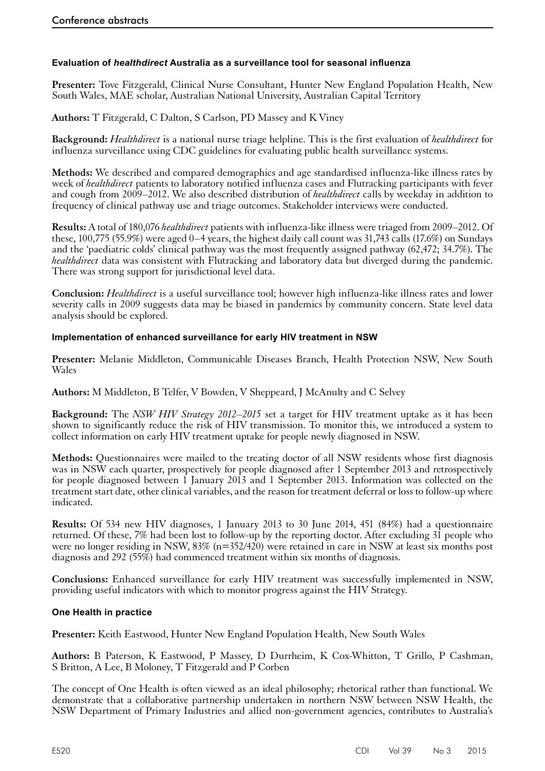### Evaluation of *healthdirect* Australia as a surveillance tool for seasonal influenza

**Presenter:** Tove Fitzgerald, Clinical Nurse Consultant, Hunter New England Population Health, New South Wales, MAE scholar, Australian National University, Australian Capital Territory

**Authors:** T Fitzgerald, C Dalton, S Carlson, PD Massey and K Viney

**Background:** *Healthdirect* is a national nurse triage helpline. This is the first evaluation of *healthdirect* for influenza surveillance using CDC guidelines for evaluating public health surveillance systems.

**Methods:** We described and compared demographics and age standardised influenza-like illness rates by week of *healthdirect* patients to laboratory notified influenza cases and Flutracking participants with fever and cough from 2009–2012. We also described distribution of *healthdirect* calls by weekday in addition to frequency of clinical pathway use and triage outcomes. Stakeholder interviews were conducted.

**Results:** A total of 180,076 *healthdirect* patients with influenza-like illness were triaged from 2009–2012. Of these, 100,775 (55.9%) were aged 0–4 years, the highest daily call count was 31,743 calls (17.6%) on Sundays and the 'paediatric colds' clinical pathway was the most frequently assigned pathway (62,472; 34.7%). The *healthdirect* data was consistent with Flutracking and laboratory data but diverged during the pandemic. There was strong support for jurisdictional level data.

**Conclusion:** *Healthdirect* is a useful surveillance tool; however high influenza-like illness rates and lower severity calls in 2009 suggests data may be biased in pandemics by community concern. State level data analysis should be explored.

### Implementation of enhanced surveillance for early HIV treatment in NSW

**Presenter:** Melanie Middleton, Communicable Diseases Branch, Health Protection NSW, New South Wales

**Authors:** M Middleton, B Telfer, V Bowden, V Sheppeard, J McAnulty and C Selvey

**Background:** The *NSW HIV Strategy 2012–2015* set a target for HIV treatment uptake as it has been shown to significantly reduce the risk of HIV transmission. To monitor this, we introduced a system to collect information on early HIV treatment uptake for people newly diagnosed in NSW.

**Methods:** Questionnaires were mailed to the treating doctor of all NSW residents whose first diagnosis was in NSW each quarter, prospectively for people diagnosed after 1 September 2013 and retrospectively for people diagnosed between 1 January 2013 and 1 September 2013. Information was collected on the treatment start date, other clinical variables, and the reason for treatment deferral or loss to follow-up where indicated.

**Results:** Of 534 new HIV diagnoses, 1 January 2013 to 30 June 2014, 451 (84%) had a questionnaire returned. Of these, 7% had been lost to follow-up by the reporting doctor. After excluding 31 people who were no longer residing in NSW, 83% (n=352/420) were retained in care in NSW at least six months post diagnosis and 292 (55%) had commenced treatment within six months of diagnosis.

**Conclusions:** Enhanced surveillance for early HIV treatment was successfully implemented in NSW, providing useful indicators with which to monitor progress against the HIV Strategy.

### One Health in practice

**Presenter:** Keith Eastwood, Hunter New England Population Health, New South Wales

**Authors:** B Paterson, K Eastwood, P Massey, D Durrheim, K Cox-Whitton, T Grillo, P Cashman, S Britton, A Lee, B Moloney, T Fitzgerald and P Corben

The concept of One Health is often viewed as an ideal philosophy; rhetorical rather than functional. We demonstrate that a collaborative partnership undertaken in northern NSW between NSW Health, the NSW Department of Primary Industries and allied non-government agencies, contributes to Australia's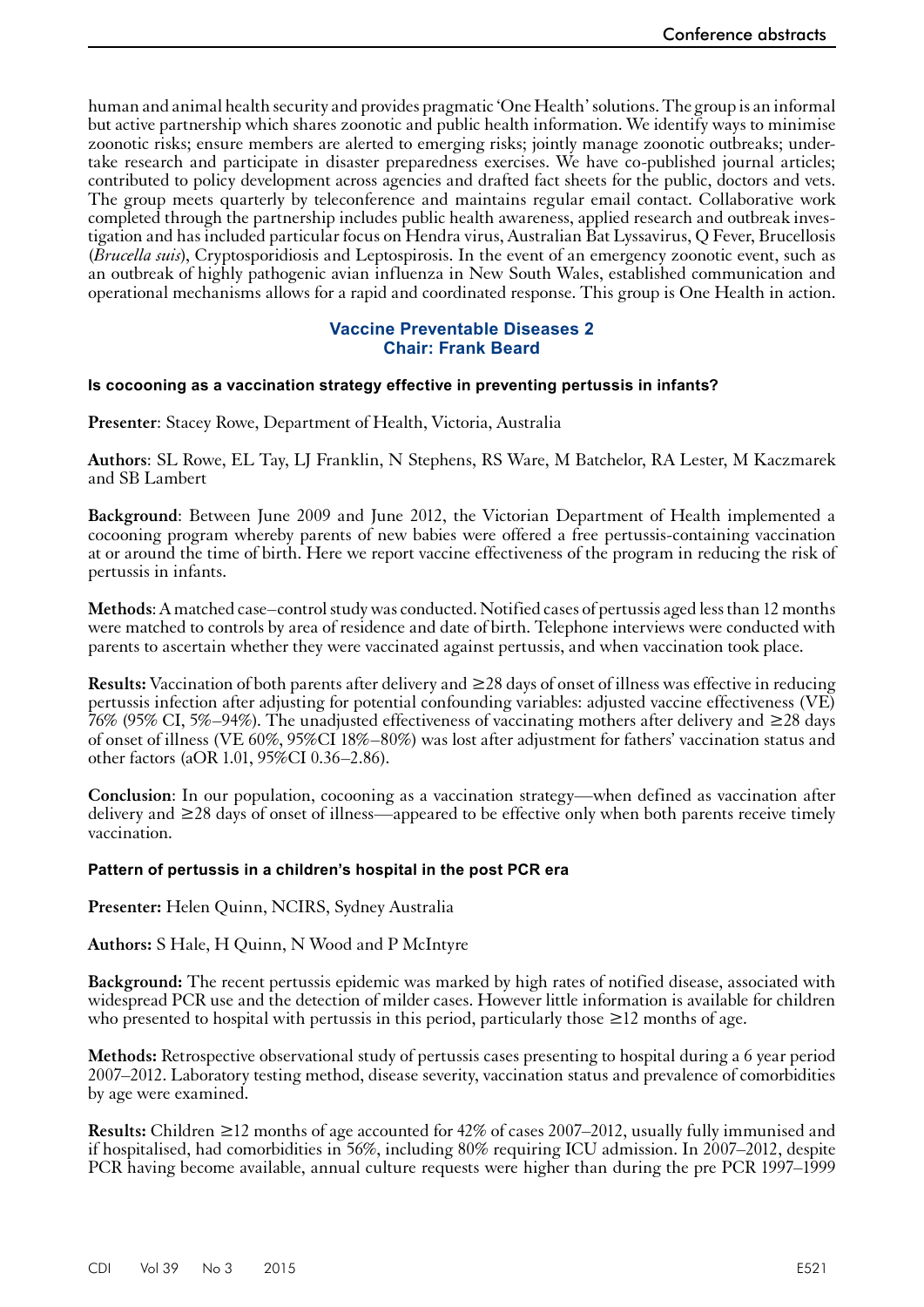human and animal health security and provides pragmatic 'One Health' solutions. The group is an informal but active partnership which shares zoonotic and public health information. We identify ways to minimise zoonotic risks; ensure members are alerted to emerging risks; jointly manage zoonotic outbreaks; undertake research and participate in disaster preparedness exercises. We have co-published journal articles; contributed to policy development across agencies and drafted fact sheets for the public, doctors and vets. The group meets quarterly by teleconference and maintains regular email contact. Collaborative work completed through the partnership includes public health awareness, applied research and outbreak investigation and has included particular focus on Hendra virus, Australian Bat Lyssavirus, Q Fever, Brucellosis (*Brucella suis*), Cryptosporidiosis and Leptospirosis. In the event of an emergency zoonotic event, such as an outbreak of highly pathogenic avian influenza in New South Wales, established communication and operational mechanisms allows for a rapid and coordinated response. This group is One Health in action.

## Vaccine Preventable Diseases 2
## Chair: Frank Beard

### Is cocooning as a vaccination strategy effective in preventing pertussis in infants?

**Presenter**: Stacey Rowe, Department of Health, Victoria, Australia

**Authors**: SL Rowe, EL Tay, LJ Franklin, N Stephens, RS Ware, M Batchelor, RA Lester, M Kaczmarek and SB Lambert

**Background**: Between June 2009 and June 2012, the Victorian Department of Health implemented a cocooning program whereby parents of new babies were offered a free pertussis-containing vaccination at or around the time of birth. Here we report vaccine effectiveness of the program in reducing the risk of pertussis in infants.

**Methods**: A matched case–control study was conducted. Notified cases of pertussis aged less than 12 months were matched to controls by area of residence and date of birth. Telephone interviews were conducted with parents to ascertain whether they were vaccinated against pertussis, and when vaccination took place.

**Results:** Vaccination of both parents after delivery and ≥28 days of onset of illness was effective in reducing pertussis infection after adjusting for potential confounding variables: adjusted vaccine effectiveness (VE) 76% (95% CI, 5%–94%). The unadjusted effectiveness of vaccinating mothers after delivery and ≥28 days of onset of illness (VE 60%, 95%CI 18%–80%) was lost after adjustment for fathers' vaccination status and other factors (aOR 1.01, 95%CI 0.36–2.86).

**Conclusion**: In our population, cocooning as a vaccination strategy—when defined as vaccination after delivery and ≥28 days of onset of illness—appeared to be effective only when both parents receive timely vaccination.

### Pattern of pertussis in a children's hospital in the post PCR era

**Presenter:** Helen Quinn, NCIRS, Sydney Australia

**Authors:** S Hale, H Quinn, N Wood and P McIntyre

**Background:** The recent pertussis epidemic was marked by high rates of notified disease, associated with widespread PCR use and the detection of milder cases. However little information is available for children who presented to hospital with pertussis in this period, particularly those ≥12 months of age.

**Methods:** Retrospective observational study of pertussis cases presenting to hospital during a 6 year period 2007–2012. Laboratory testing method, disease severity, vaccination status and prevalence of comorbidities by age were examined.

**Results:** Children ≥12 months of age accounted for 42% of cases 2007–2012, usually fully immunised and if hospitalised, had comorbidities in 56%, including 80% requiring ICU admission. In 2007–2012, despite PCR having become available, annual culture requests were higher than during the pre PCR 1997–1999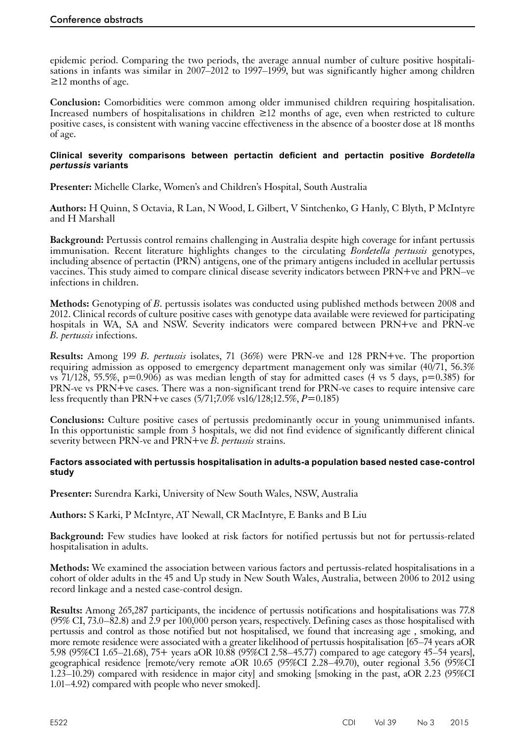epidemic period. Comparing the two periods, the average annual number of culture positive hospitalisations in infants was similar in 2007–2012 to 1997–1999, but was significantly higher among children ≥12 months of age.

**Conclusion:** Comorbidities were common among older immunised children requiring hospitalisation. Increased numbers of hospitalisations in children ≥12 months of age, even when restricted to culture positive cases, is consistent with waning vaccine effectiveness in the absence of a booster dose at 18 months of age.

### Clinical severity comparisons between pertactin deficient and pertactin positive *Bordetella pertussis* variants

**Presenter:** Michelle Clarke, Women's and Children's Hospital, South Australia

**Authors:** H Quinn, S Octavia, R Lan, N Wood, L Gilbert, V Sintchenko, G Hanly, C Blyth, P McIntyre and H Marshall

**Background:** Pertussis control remains challenging in Australia despite high coverage for infant pertussis immunisation. Recent literature highlights changes to the circulating *Bordetella pertussis* genotypes, including absence of pertactin (PRN) antigens, one of the primary antigens included in acellular pertussis vaccines. This study aimed to compare clinical disease severity indicators between PRN+ve and PRN–ve infections in children.

**Methods:** Genotyping of *B.* pertussis isolates was conducted using published methods between 2008 and 2012. Clinical records of culture positive cases with genotype data available were reviewed for participating hospitals in WA, SA and NSW. Severity indicators were compared between PRN+ve and PRN-ve *B. pertussis* infections.

**Results:** Among 199 *B. pertussis* isolates, 71 (36%) were PRN-ve and 128 PRN+ve. The proportion requiring admission as opposed to emergency department management only was similar (40/71, 56.3% vs 71/128, 55.5%, p=0.906) as was median length of stay for admitted cases (4 vs 5 days, p=0.385) for PRN-ve vs PRN+ve cases. There was a non-significant trend for PRN-ve cases to require intensive care less frequently than PRN+ve cases (5/71;7.0% vs16/128;12.5%, *P*=0.185)

**Conclusions:** Culture positive cases of pertussis predominantly occur in young unimmunised infants. In this opportunistic sample from 3 hospitals, we did not find evidence of significantly different clinical severity between PRN-ve and PRN+ve *B. pertussis* strains.

### Factors associated with pertussis hospitalisation in adults-a population based nested case-control study

**Presenter:** Surendra Karki, University of New South Wales, NSW, Australia

**Authors:** S Karki, P McIntyre, AT Newall, CR MacIntyre, E Banks and B Liu

**Background:** Few studies have looked at risk factors for notified pertussis but not for pertussis-related hospitalisation in adults.

**Methods:** We examined the association between various factors and pertussis-related hospitalisations in a cohort of older adults in the 45 and Up study in New South Wales, Australia, between 2006 to 2012 using record linkage and a nested case-control design.

**Results:** Among 265,287 participants, the incidence of pertussis notifications and hospitalisations was 77.8 (95% CI, 73.0–82.8) and 2.9 per 100,000 person years, respectively. Defining cases as those hospitalised with pertussis and control as those notified but not hospitalised, we found that increasing age , smoking, and more remote residence were associated with a greater likelihood of pertussis hospitalisation [65–74 years aOR 5.98 (95%CI 1.65–21.68), 75+ years aOR 10.88 (95%CI 2.58–45.77) compared to age category 45–54 years], geographical residence [remote/very remote aOR 10.65 (95%CI 2.28–49.70), outer regional 3.56 (95%CI 1.23–10.29) compared with residence in major city] and smoking [smoking in the past, aOR 2.23 (95%CI 1.01–4.92) compared with people who never smoked].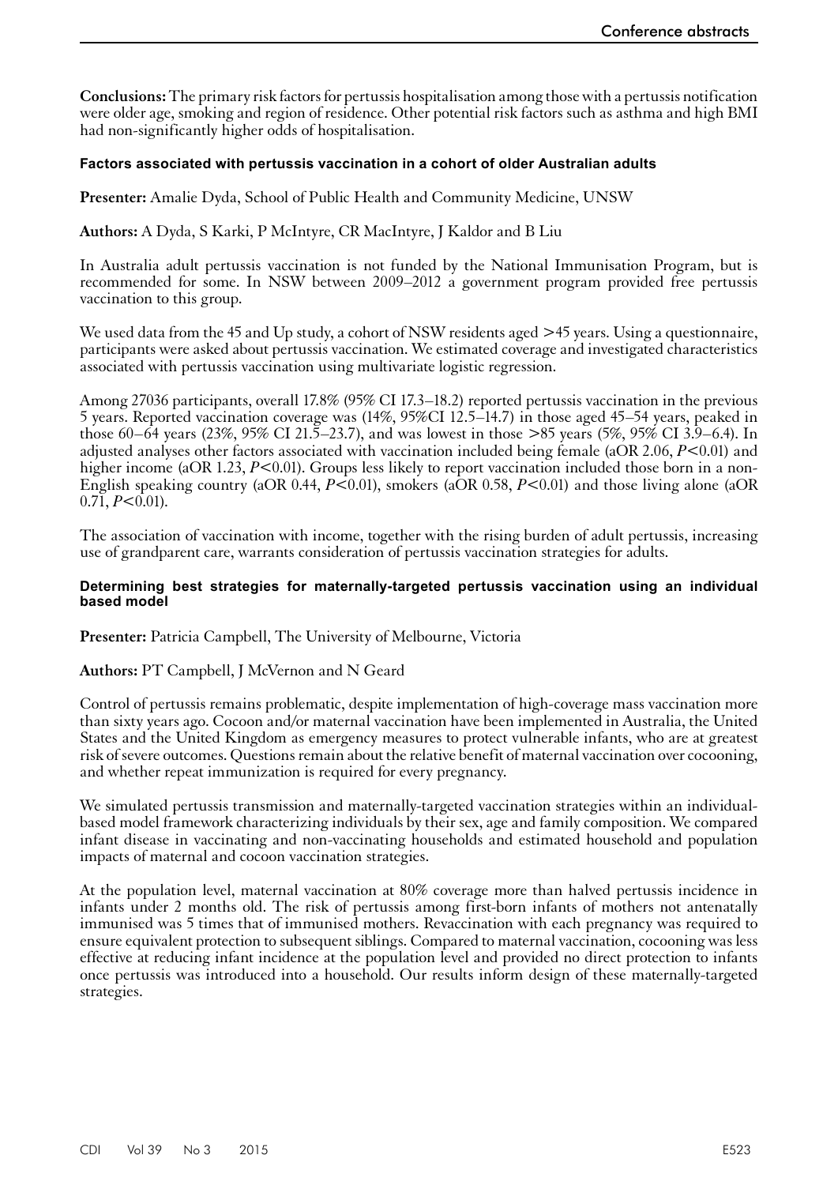**Conclusions:** The primary risk factors for pertussis hospitalisation among those with a pertussis notification were older age, smoking and region of residence. Other potential risk factors such as asthma and high BMI had non-significantly higher odds of hospitalisation.

#### Factors associated with pertussis vaccination in a cohort of older Australian adults

**Presenter:** Amalie Dyda, School of Public Health and Community Medicine, UNSW

**Authors:** A Dyda, S Karki, P McIntyre, CR MacIntyre, J Kaldor and B Liu

In Australia adult pertussis vaccination is not funded by the National Immunisation Program, but is recommended for some. In NSW between 2009–2012 a government program provided free pertussis vaccination to this group.

We used data from the 45 and Up study, a cohort of NSW residents aged >45 years. Using a questionnaire, participants were asked about pertussis vaccination. We estimated coverage and investigated characteristics associated with pertussis vaccination using multivariate logistic regression.

Among 27036 participants, overall 17.8% (95% CI 17.3–18.2) reported pertussis vaccination in the previous 5 years. Reported vaccination coverage was (14%, 95%CI 12.5–14.7) in those aged 45–54 years, peaked in those 60–64 years (23%, 95% CI 21.5–23.7), and was lowest in those >85 years (5%, 95% CI 3.9–6.4). In adjusted analyses other factors associated with vaccination included being female (aOR 2.06, $P<0.01$) and higher income (aOR 1.23, $P<0.01$). Groups less likely to report vaccination included those born in a non-English speaking country (aOR 0.44, $P<0.01$), smokers (aOR 0.58, $P<0.01$) and those living alone (aOR 0.71, $P<0.01$).

The association of vaccination with income, together with the rising burden of adult pertussis, increasing use of grandparent care, warrants consideration of pertussis vaccination strategies for adults.

#### Determining best strategies for maternally-targeted pertussis vaccination using an individual based model

**Presenter:** Patricia Campbell, The University of Melbourne, Victoria

**Authors:** PT Campbell, J McVernon and N Geard

Control of pertussis remains problematic, despite implementation of high-coverage mass vaccination more than sixty years ago. Cocoon and/or maternal vaccination have been implemented in Australia, the United States and the United Kingdom as emergency measures to protect vulnerable infants, who are at greatest risk of severe outcomes. Questions remain about the relative benefit of maternal vaccination over cocooning, and whether repeat immunization is required for every pregnancy.

We simulated pertussis transmission and maternally-targeted vaccination strategies within an individual-based model framework characterizing individuals by their sex, age and family composition. We compared infant disease in vaccinating and non-vaccinating households and estimated household and population impacts of maternal and cocoon vaccination strategies.

At the population level, maternal vaccination at 80% coverage more than halved pertussis incidence in infants under 2 months old. The risk of pertussis among first-born infants of mothers not antenatally immunised was 5 times that of immunised mothers. Revaccination with each pregnancy was required to ensure equivalent protection to subsequent siblings. Compared to maternal vaccination, cocooning was less effective at reducing infant incidence at the population level and provided no direct protection to infants once pertussis was introduced into a household. Our results inform design of these maternally-targeted strategies.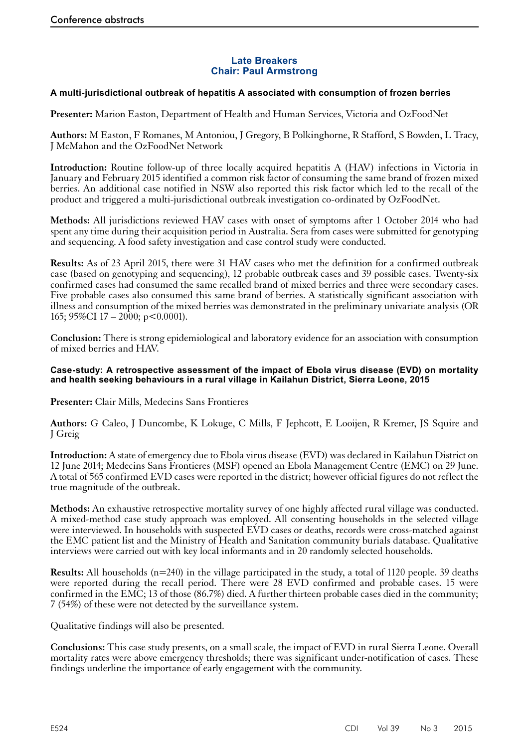## Late Breakers
## Chair: Paul Armstrong

### A multi-jurisdictional outbreak of hepatitis A associated with consumption of frozen berries

**Presenter:** Marion Easton, Department of Health and Human Services, Victoria and OzFoodNet

**Authors:** M Easton, F Romanes, M Antoniou, J Gregory, B Polkinghorne, R Stafford, S Bowden, L Tracy, J McMahon and the OzFoodNet Network

**Introduction:** Routine follow-up of three locally acquired hepatitis A (HAV) infections in Victoria in January and February 2015 identified a common risk factor of consuming the same brand of frozen mixed berries. An additional case notified in NSW also reported this risk factor which led to the recall of the product and triggered a multi-jurisdictional outbreak investigation co-ordinated by OzFoodNet.

**Methods:** All jurisdictions reviewed HAV cases with onset of symptoms after 1 October 2014 who had spent any time during their acquisition period in Australia. Sera from cases were submitted for genotyping and sequencing. A food safety investigation and case control study were conducted.

**Results:** As of 23 April 2015, there were 31 HAV cases who met the definition for a confirmed outbreak case (based on genotyping and sequencing), 12 probable outbreak cases and 39 possible cases. Twenty-six confirmed cases had consumed the same recalled brand of mixed berries and three were secondary cases. Five probable cases also consumed this same brand of berries. A statistically significant association with illness and consumption of the mixed berries was demonstrated in the preliminary univariate analysis (OR 165; 95%CI 17 – 2000; $p<0.0001$).

**Conclusion:** There is strong epidemiological and laboratory evidence for an association with consumption of mixed berries and HAV.

### Case-study: A retrospective assessment of the impact of Ebola virus disease (EVD) on mortality and health seeking behaviours in a rural village in Kailahun District, Sierra Leone, 2015

**Presenter:** Clair Mills, Medecins Sans Frontieres

**Authors:** G Caleo, J Duncombe, K Lokuge, C Mills, F Jephcott, E Looijen, R Kremer, JS Squire and J Greig

**Introduction:** A state of emergency due to Ebola virus disease (EVD) was declared in Kailahun District on 12 June 2014; Medecins Sans Frontieres (MSF) opened an Ebola Management Centre (EMC) on 29 June. A total of 565 confirmed EVD cases were reported in the district; however official figures do not reflect the true magnitude of the outbreak.

**Methods:** An exhaustive retrospective mortality survey of one highly affected rural village was conducted. A mixed-method case study approach was employed. All consenting households in the selected village were interviewed. In households with suspected EVD cases or deaths, records were cross-matched against the EMC patient list and the Ministry of Health and Sanitation community burials database. Qualitative interviews were carried out with key local informants and in 20 randomly selected households.

**Results:** All households (n=240) in the village participated in the study, a total of 1120 people. 39 deaths were reported during the recall period. There were 28 EVD confirmed and probable cases. 15 were confirmed in the EMC; 13 of those (86.7%) died. A further thirteen probable cases died in the community; 7 (54%) of these were not detected by the surveillance system.

Qualitative findings will also be presented.

**Conclusions:** This case study presents, on a small scale, the impact of EVD in rural Sierra Leone. Overall mortality rates were above emergency thresholds; there was significant under-notification of cases. These findings underline the importance of early engagement with the community.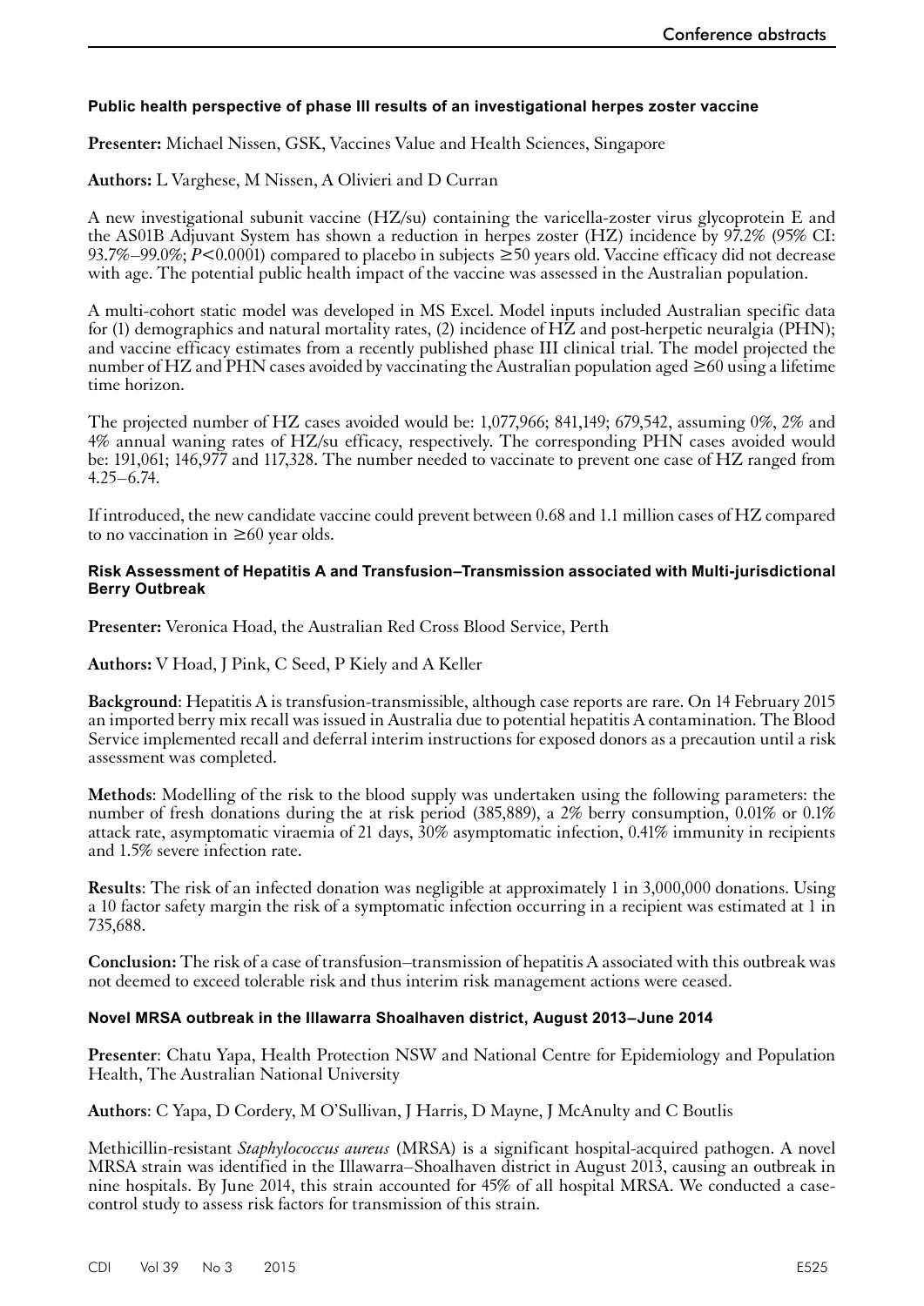### Public health perspective of phase III results of an investigational herpes zoster vaccine

**Presenter:** Michael Nissen, GSK, Vaccines Value and Health Sciences, Singapore

**Authors:** L Varghese, M Nissen, A Olivieri and D Curran

A new investigational subunit vaccine (HZ/su) containing the varicella-zoster virus glycoprotein E and the AS01B Adjuvant System has shown a reduction in herpes zoster (HZ) incidence by 97.2% (95% CI: 93.7%–99.0%; $P<0.0001$) compared to placebo in subjects ≥50 years old. Vaccine efficacy did not decrease with age. The potential public health impact of the vaccine was assessed in the Australian population.

A multi-cohort static model was developed in MS Excel. Model inputs included Australian specific data for (1) demographics and natural mortality rates, (2) incidence of HZ and post-herpetic neuralgia (PHN); and vaccine efficacy estimates from a recently published phase III clinical trial. The model projected the number of HZ and PHN cases avoided by vaccinating the Australian population aged ≥60 using a lifetime time horizon.

The projected number of HZ cases avoided would be: 1,077,966; 841,149; 679,542, assuming 0%, 2% and 4% annual waning rates of HZ/su efficacy, respectively. The corresponding PHN cases avoided would be: 191,061; 146,977 and 117,328. The number needed to vaccinate to prevent one case of HZ ranged from 4.25–6.74.

If introduced, the new candidate vaccine could prevent between 0.68 and 1.1 million cases of HZ compared to no vaccination in ≥60 year olds.

### Risk Assessment of Hepatitis A and Transfusion–Transmission associated with Multi-jurisdictional Berry Outbreak

**Presenter:** Veronica Hoad, the Australian Red Cross Blood Service, Perth

**Authors:** V Hoad, J Pink, C Seed, P Kiely and A Keller

**Background**: Hepatitis A is transfusion-transmissible, although case reports are rare. On 14 February 2015 an imported berry mix recall was issued in Australia due to potential hepatitis A contamination. The Blood Service implemented recall and deferral interim instructions for exposed donors as a precaution until a risk assessment was completed.

**Methods**: Modelling of the risk to the blood supply was undertaken using the following parameters: the number of fresh donations during the at risk period (385,889), a 2% berry consumption, 0.01% or 0.1% attack rate, asymptomatic viraemia of 21 days, 30% asymptomatic infection, 0.41% immunity in recipients and 1.5% severe infection rate.

**Results**: The risk of an infected donation was negligible at approximately 1 in 3,000,000 donations. Using a 10 factor safety margin the risk of a symptomatic infection occurring in a recipient was estimated at 1 in 735,688.

**Conclusion:** The risk of a case of transfusion–transmission of hepatitis A associated with this outbreak was not deemed to exceed tolerable risk and thus interim risk management actions were ceased.

### Novel MRSA outbreak in the Illawarra Shoalhaven district, August 2013–June 2014

**Presenter**: Chatu Yapa, Health Protection NSW and National Centre for Epidemiology and Population Health, The Australian National University

**Authors**: C Yapa, D Cordery, M O'Sullivan, J Harris, D Mayne, J McAnulty and C Boutlis

Methicillin-resistant *Staphylococcus aureus* (MRSA) is a significant hospital-acquired pathogen. A novel MRSA strain was identified in the Illawarra–Shoalhaven district in August 2013, causing an outbreak in nine hospitals. By June 2014, this strain accounted for 45% of all hospital MRSA. We conducted a case-control study to assess risk factors for transmission of this strain.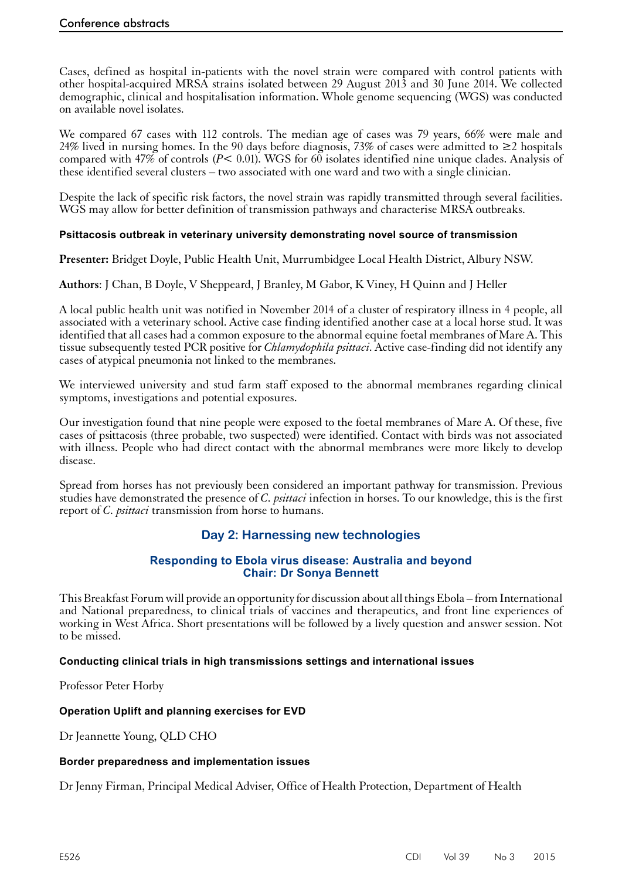Cases, defined as hospital in-patients with the novel strain were compared with control patients with other hospital-acquired MRSA strains isolated between 29 August 2013 and 30 June 2014. We collected demographic, clinical and hospitalisation information. Whole genome sequencing (WGS) was conducted on available novel isolates.

We compared 67 cases with 112 controls. The median age of cases was 79 years, 66% were male and 24% lived in nursing homes. In the 90 days before diagnosis, 73% of cases were admitted to ≥2 hospitals compared with 47% of controls ($P < 0.01$). WGS for 60 isolates identified nine unique clades. Analysis of these identified several clusters – two associated with one ward and two with a single clinician.

Despite the lack of specific risk factors, the novel strain was rapidly transmitted through several facilities. WGS may allow for better definition of transmission pathways and characterise MRSA outbreaks.

#### Psittacosis outbreak in veterinary university demonstrating novel source of transmission

**Presenter:** Bridget Doyle, Public Health Unit, Murrumbidgee Local Health District, Albury NSW.

**Authors**: J Chan, B Doyle, V Sheppeard, J Branley, M Gabor, K Viney, H Quinn and J Heller

A local public health unit was notified in November 2014 of a cluster of respiratory illness in 4 people, all associated with a veterinary school. Active case finding identified another case at a local horse stud. It was identified that all cases had a common exposure to the abnormal equine foetal membranes of Mare A. This tissue subsequently tested PCR positive for *Chlamydophila psittaci*. Active case-finding did not identify any cases of atypical pneumonia not linked to the membranes.

We interviewed university and stud farm staff exposed to the abnormal membranes regarding clinical symptoms, investigations and potential exposures.

Our investigation found that nine people were exposed to the foetal membranes of Mare A. Of these, five cases of psittacosis (three probable, two suspected) were identified. Contact with birds was not associated with illness. People who had direct contact with the abnormal membranes were more likely to develop disease.

Spread from horses has not previously been considered an important pathway for transmission. Previous studies have demonstrated the presence of *C. psittaci* infection in horses. To our knowledge, this is the first report of *C. psittaci* transmission from horse to humans.

## Day 2: Harnessing new technologies

### Responding to Ebola virus disease: Australia and beyond
### Chair: Dr Sonya Bennett

This Breakfast Forum will provide an opportunity for discussion about all things Ebola – from International and National preparedness, to clinical trials of vaccines and therapeutics, and front line experiences of working in West Africa. Short presentations will be followed by a lively question and answer session. Not to be missed.

#### Conducting clinical trials in high transmissions settings and international issues

Professor Peter Horby

#### Operation Uplift and planning exercises for EVD

Dr Jeannette Young, QLD CHO

#### Border preparedness and implementation issues

Dr Jenny Firman, Principal Medical Adviser, Office of Health Protection, Department of Health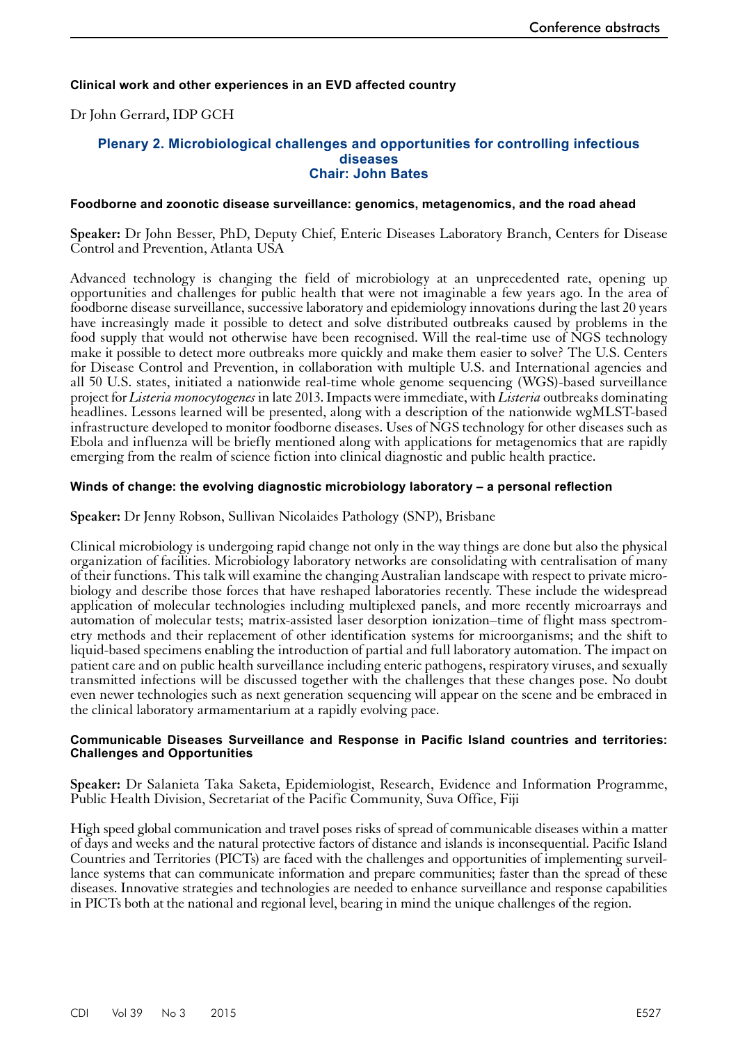### Clinical work and other experiences in an EVD affected country

Dr John Gerrard**,** IDP GCH

## Plenary 2. Microbiological challenges and opportunities for controlling infectious diseases
## Chair: John Bates

### Foodborne and zoonotic disease surveillance: genomics, metagenomics, and the road ahead

**Speaker:** Dr John Besser, PhD, Deputy Chief, Enteric Diseases Laboratory Branch, Centers for Disease Control and Prevention, Atlanta USA

Advanced technology is changing the field of microbiology at an unprecedented rate, opening up opportunities and challenges for public health that were not imaginable a few years ago. In the area of foodborne disease surveillance, successive laboratory and epidemiology innovations during the last 20 years have increasingly made it possible to detect and solve distributed outbreaks caused by problems in the food supply that would not otherwise have been recognised. Will the real-time use of NGS technology make it possible to detect more outbreaks more quickly and make them easier to solve? The U.S. Centers for Disease Control and Prevention, in collaboration with multiple U.S. and International agencies and all 50 U.S. states, initiated a nationwide real-time whole genome sequencing (WGS)-based surveillance project for *Listeria monocytogenes* in late 2013. Impacts were immediate, with *Listeria* outbreaks dominating headlines. Lessons learned will be presented, along with a description of the nationwide wgMLST-based infrastructure developed to monitor foodborne diseases. Uses of NGS technology for other diseases such as Ebola and influenza will be briefly mentioned along with applications for metagenomics that are rapidly emerging from the realm of science fiction into clinical diagnostic and public health practice.

### Winds of change: the evolving diagnostic microbiology laboratory – a personal reflection

**Speaker:** Dr Jenny Robson, Sullivan Nicolaides Pathology (SNP), Brisbane

Clinical microbiology is undergoing rapid change not only in the way things are done but also the physical organization of facilities. Microbiology laboratory networks are consolidating with centralisation of many of their functions. This talk will examine the changing Australian landscape with respect to private microbiology and describe those forces that have reshaped laboratories recently. These include the widespread application of molecular technologies including multiplexed panels, and more recently microarrays and automation of molecular tests; matrix-assisted laser desorption ionization–time of flight mass spectrometry methods and their replacement of other identification systems for microorganisms; and the shift to liquid-based specimens enabling the introduction of partial and full laboratory automation. The impact on patient care and on public health surveillance including enteric pathogens, respiratory viruses, and sexually transmitted infections will be discussed together with the challenges that these changes pose. No doubt even newer technologies such as next generation sequencing will appear on the scene and be embraced in the clinical laboratory armamentarium at a rapidly evolving pace.

### Communicable Diseases Surveillance and Response in Pacific Island countries and territories: Challenges and Opportunities

**Speaker:** Dr Salanieta Taka Saketa, Epidemiologist, Research, Evidence and Information Programme, Public Health Division, Secretariat of the Pacific Community, Suva Office, Fiji

High speed global communication and travel poses risks of spread of communicable diseases within a matter of days and weeks and the natural protective factors of distance and islands is inconsequential. Pacific Island Countries and Territories (PICTs) are faced with the challenges and opportunities of implementing surveillance systems that can communicate information and prepare communities; faster than the spread of these diseases. Innovative strategies and technologies are needed to enhance surveillance and response capabilities in PICTs both at the national and regional level, bearing in mind the unique challenges of the region.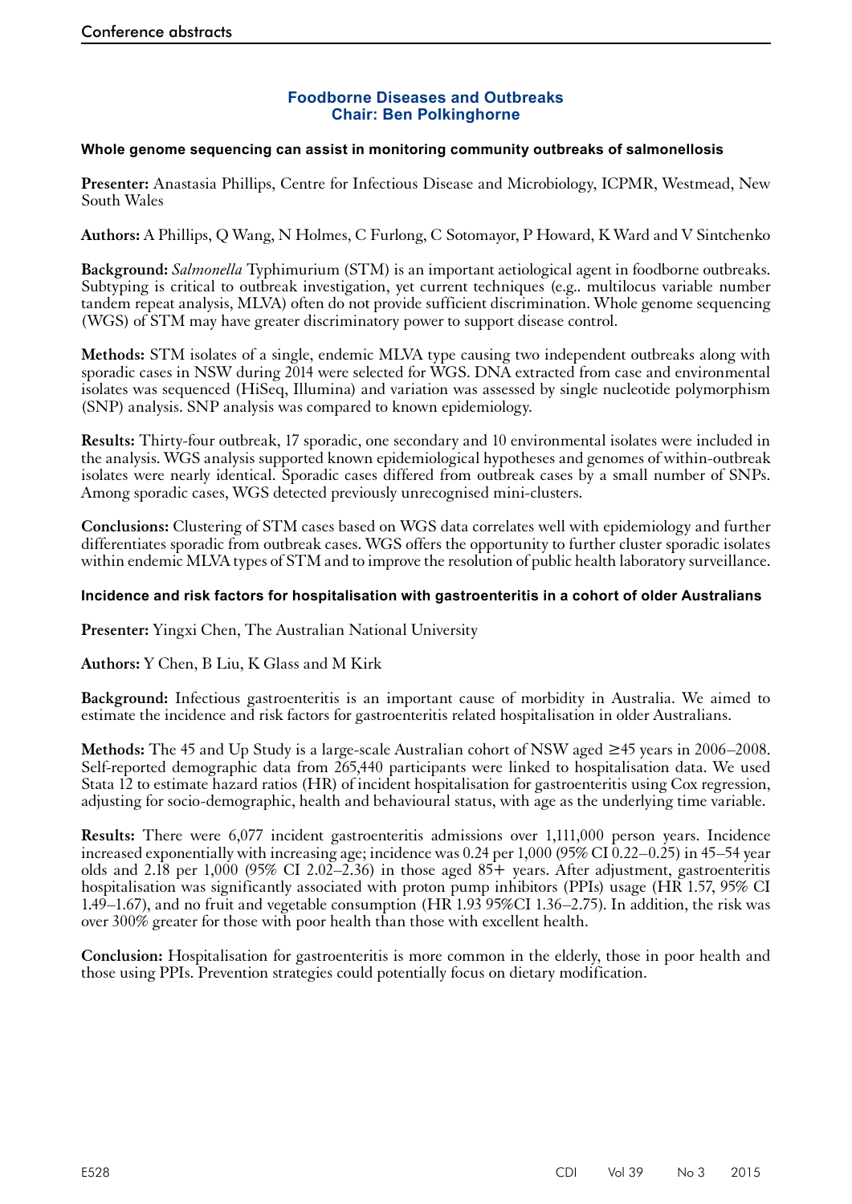## Foodborne Diseases and Outbreaks
## Chair: Ben Polkinghorne

### Whole genome sequencing can assist in monitoring community outbreaks of salmonellosis

**Presenter:** Anastasia Phillips, Centre for Infectious Disease and Microbiology, ICPMR, Westmead, New South Wales

**Authors:** A Phillips, Q Wang, N Holmes, C Furlong, C Sotomayor, P Howard, K Ward and V Sintchenko

**Background:** *Salmonella* Typhimurium (STM) is an important aetiological agent in foodborne outbreaks. Subtyping is critical to outbreak investigation, yet current techniques (e.g.. multilocus variable number tandem repeat analysis, MLVA) often do not provide sufficient discrimination. Whole genome sequencing (WGS) of STM may have greater discriminatory power to support disease control.

**Methods:** STM isolates of a single, endemic MLVA type causing two independent outbreaks along with sporadic cases in NSW during 2014 were selected for WGS. DNA extracted from case and environmental isolates was sequenced (HiSeq, Illumina) and variation was assessed by single nucleotide polymorphism (SNP) analysis. SNP analysis was compared to known epidemiology.

**Results:** Thirty-four outbreak, 17 sporadic, one secondary and 10 environmental isolates were included in the analysis. WGS analysis supported known epidemiological hypotheses and genomes of within-outbreak isolates were nearly identical. Sporadic cases differed from outbreak cases by a small number of SNPs. Among sporadic cases, WGS detected previously unrecognised mini-clusters.

**Conclusions:** Clustering of STM cases based on WGS data correlates well with epidemiology and further differentiates sporadic from outbreak cases. WGS offers the opportunity to further cluster sporadic isolates within endemic MLVA types of STM and to improve the resolution of public health laboratory surveillance.

### Incidence and risk factors for hospitalisation with gastroenteritis in a cohort of older Australians

**Presenter:** Yingxi Chen, The Australian National University

**Authors:** Y Chen, B Liu, K Glass and M Kirk

**Background:** Infectious gastroenteritis is an important cause of morbidity in Australia. We aimed to estimate the incidence and risk factors for gastroenteritis related hospitalisation in older Australians.

**Methods:** The 45 and Up Study is a large-scale Australian cohort of NSW aged ≥45 years in 2006–2008. Self-reported demographic data from 265,440 participants were linked to hospitalisation data. We used Stata 12 to estimate hazard ratios (HR) of incident hospitalisation for gastroenteritis using Cox regression, adjusting for socio-demographic, health and behavioural status, with age as the underlying time variable.

**Results:** There were 6,077 incident gastroenteritis admissions over 1,111,000 person years. Incidence increased exponentially with increasing age; incidence was 0.24 per 1,000 (95% CI 0.22–0.25) in 45–54 year olds and 2.18 per 1,000 (95% CI 2.02–2.36) in those aged 85+ years. After adjustment, gastroenteritis hospitalisation was significantly associated with proton pump inhibitors (PPIs) usage (HR 1.57, 95% CI 1.49–1.67), and no fruit and vegetable consumption (HR 1.93 95%CI 1.36–2.75). In addition, the risk was over 300% greater for those with poor health than those with excellent health.

**Conclusion:** Hospitalisation for gastroenteritis is more common in the elderly, those in poor health and those using PPIs. Prevention strategies could potentially focus on dietary modification.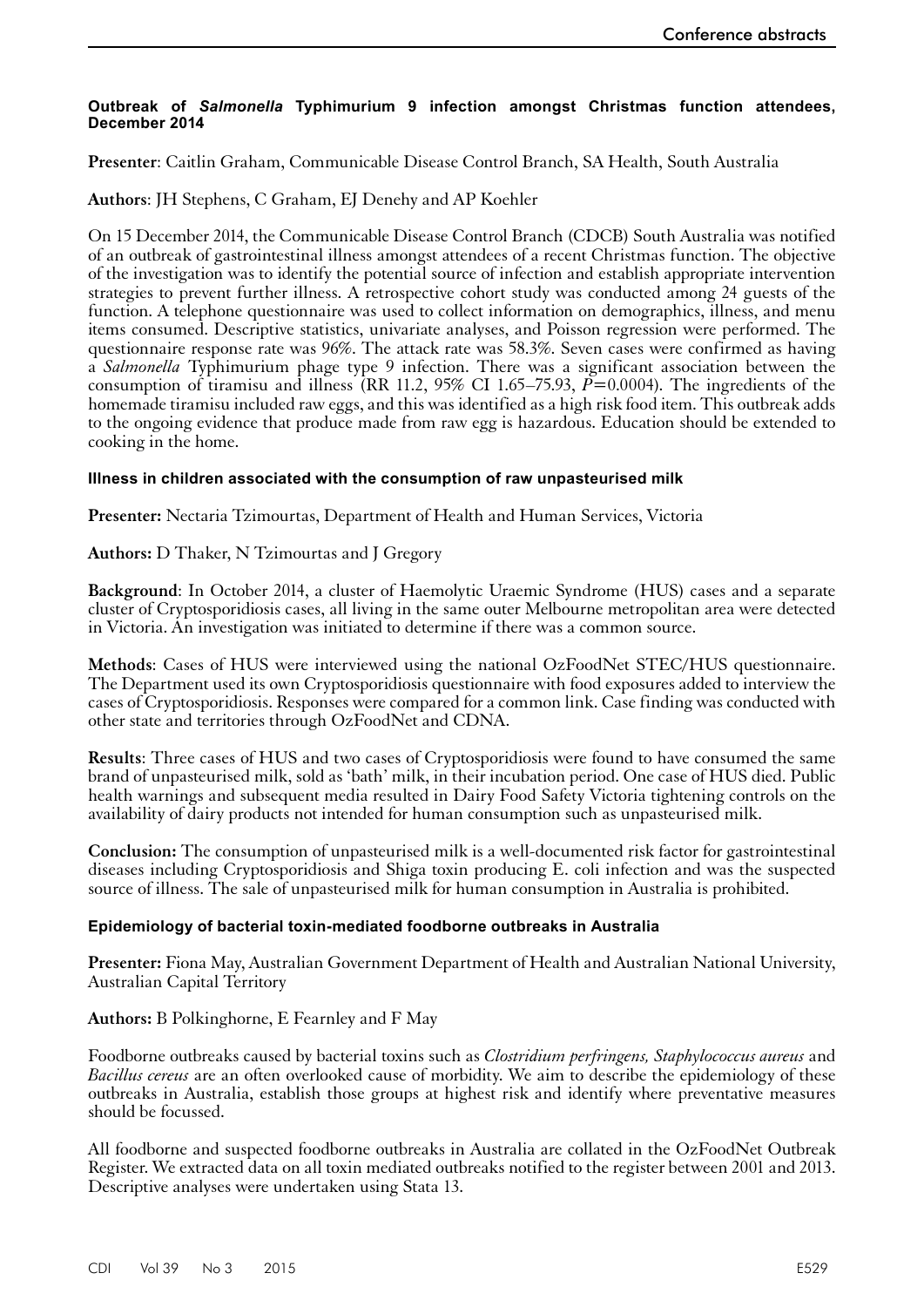### Outbreak of *Salmonella* Typhimurium 9 infection amongst Christmas function attendees, December 2014

**Presenter**: Caitlin Graham, Communicable Disease Control Branch, SA Health, South Australia

**Authors**: JH Stephens, C Graham, EJ Denehy and AP Koehler

On 15 December 2014, the Communicable Disease Control Branch (CDCB) South Australia was notified of an outbreak of gastrointestinal illness amongst attendees of a recent Christmas function. The objective of the investigation was to identify the potential source of infection and establish appropriate intervention strategies to prevent further illness. A retrospective cohort study was conducted among 24 guests of the function. A telephone questionnaire was used to collect information on demographics, illness, and menu items consumed. Descriptive statistics, univariate analyses, and Poisson regression were performed. The questionnaire response rate was 96%. The attack rate was 58.3%. Seven cases were confirmed as having a *Salmonella* Typhimurium phage type 9 infection. There was a significant association between the consumption of tiramisu and illness (RR 11.2, 95% CI 1.65–75.93, $P=0.0004$). The ingredients of the homemade tiramisu included raw eggs, and this was identified as a high risk food item. This outbreak adds to the ongoing evidence that produce made from raw egg is hazardous. Education should be extended to cooking in the home.

### Illness in children associated with the consumption of raw unpasteurised milk

**Presenter:** Nectaria Tzimourtas, Department of Health and Human Services, Victoria

**Authors:** D Thaker, N Tzimourtas and J Gregory

**Background**: In October 2014, a cluster of Haemolytic Uraemic Syndrome (HUS) cases and a separate cluster of Cryptosporidiosis cases, all living in the same outer Melbourne metropolitan area were detected in Victoria. An investigation was initiated to determine if there was a common source.

**Methods**: Cases of HUS were interviewed using the national OzFoodNet STEC/HUS questionnaire. The Department used its own Cryptosporidiosis questionnaire with food exposures added to interview the cases of Cryptosporidiosis. Responses were compared for a common link. Case finding was conducted with other state and territories through OzFoodNet and CDNA.

**Results**: Three cases of HUS and two cases of Cryptosporidiosis were found to have consumed the same brand of unpasteurised milk, sold as 'bath' milk, in their incubation period. One case of HUS died. Public health warnings and subsequent media resulted in Dairy Food Safety Victoria tightening controls on the availability of dairy products not intended for human consumption such as unpasteurised milk.

**Conclusion:** The consumption of unpasteurised milk is a well-documented risk factor for gastrointestinal diseases including Cryptosporidiosis and Shiga toxin producing E. coli infection and was the suspected source of illness. The sale of unpasteurised milk for human consumption in Australia is prohibited.

### Epidemiology of bacterial toxin-mediated foodborne outbreaks in Australia

**Presenter:** Fiona May, Australian Government Department of Health and Australian National University, Australian Capital Territory

**Authors:** B Polkinghorne, E Fearnley and F May

Foodborne outbreaks caused by bacterial toxins such as *Clostridium perfringens, Staphylococcus aureus* and *Bacillus cereus* are an often overlooked cause of morbidity. We aim to describe the epidemiology of these outbreaks in Australia, establish those groups at highest risk and identify where preventative measures should be focussed.

All foodborne and suspected foodborne outbreaks in Australia are collated in the OzFoodNet Outbreak Register. We extracted data on all toxin mediated outbreaks notified to the register between 2001 and 2013. Descriptive analyses were undertaken using Stata 13.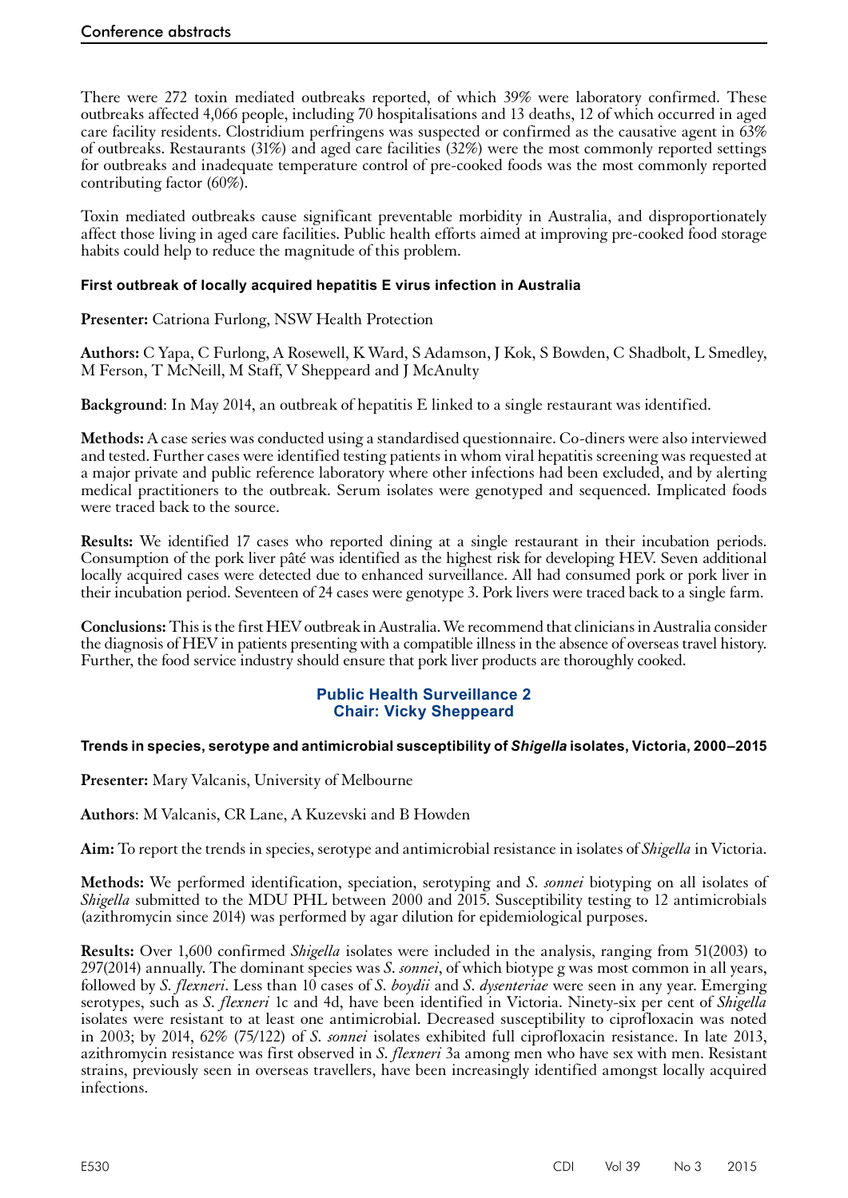There were 272 toxin mediated outbreaks reported, of which 39% were laboratory confirmed. These outbreaks affected 4,066 people, including 70 hospitalisations and 13 deaths, 12 of which occurred in aged care facility residents. Clostridium perfringens was suspected or confirmed as the causative agent in 63% of outbreaks. Restaurants (31%) and aged care facilities (32%) were the most commonly reported settings for outbreaks and inadequate temperature control of pre-cooked foods was the most commonly reported contributing factor (60%).

Toxin mediated outbreaks cause significant preventable morbidity in Australia, and disproportionately affect those living in aged care facilities. Public health efforts aimed at improving pre-cooked food storage habits could help to reduce the magnitude of this problem.

### First outbreak of locally acquired hepatitis E virus infection in Australia

**Presenter:** Catriona Furlong, NSW Health Protection

**Authors:** C Yapa, C Furlong, A Rosewell, K Ward, S Adamson, J Kok, S Bowden, C Shadbolt, L Smedley, M Ferson, T McNeill, M Staff, V Sheppeard and J McAnulty

**Background**: In May 2014, an outbreak of hepatitis E linked to a single restaurant was identified.

**Methods:** A case series was conducted using a standardised questionnaire. Co-diners were also interviewed and tested. Further cases were identified testing patients in whom viral hepatitis screening was requested at a major private and public reference laboratory where other infections had been excluded, and by alerting medical practitioners to the outbreak. Serum isolates were genotyped and sequenced. Implicated foods were traced back to the source.

**Results:** We identified 17 cases who reported dining at a single restaurant in their incubation periods. Consumption of the pork liver pâté was identified as the highest risk for developing HEV. Seven additional locally acquired cases were detected due to enhanced surveillance. All had consumed pork or pork liver in their incubation period. Seventeen of 24 cases were genotype 3. Pork livers were traced back to a single farm.

**Conclusions:** This is the first HEV outbreak in Australia. We recommend that clinicians in Australia consider the diagnosis of HEV in patients presenting with a compatible illness in the absence of overseas travel history. Further, the food service industry should ensure that pork liver products are thoroughly cooked.

## Public Health Surveillance 2
## Chair: Vicky Sheppeard

### Trends in species, serotype and antimicrobial susceptibility of *Shigella* isolates, Victoria, 2000–2015

**Presenter:** Mary Valcanis, University of Melbourne

**Authors**: M Valcanis, CR Lane, A Kuzevski and B Howden

**Aim:** To report the trends in species, serotype and antimicrobial resistance in isolates of *Shigella* in Victoria.

**Methods:** We performed identification, speciation, serotyping and *S. sonnei* biotyping on all isolates of *Shigella* submitted to the MDU PHL between 2000 and 2015. Susceptibility testing to 12 antimicrobials (azithromycin since 2014) was performed by agar dilution for epidemiological purposes.

**Results:** Over 1,600 confirmed *Shigella* isolates were included in the analysis, ranging from 51(2003) to 297(2014) annually. The dominant species was *S. sonnei*, of which biotype g was most common in all years, followed by *S. flexneri*. Less than 10 cases of *S. boydii* and *S. dysenteriae* were seen in any year. Emerging serotypes, such as *S. flexneri* 1c and 4d, have been identified in Victoria. Ninety-six per cent of *Shigella* isolates were resistant to at least one antimicrobial. Decreased susceptibility to ciprofloxacin was noted in 2003; by 2014, 62% (75/122) of *S. sonnei* isolates exhibited full ciprofloxacin resistance. In late 2013, azithromycin resistance was first observed in *S. flexneri* 3a among men who have sex with men. Resistant strains, previously seen in overseas travellers, have been increasingly identified amongst locally acquired infections.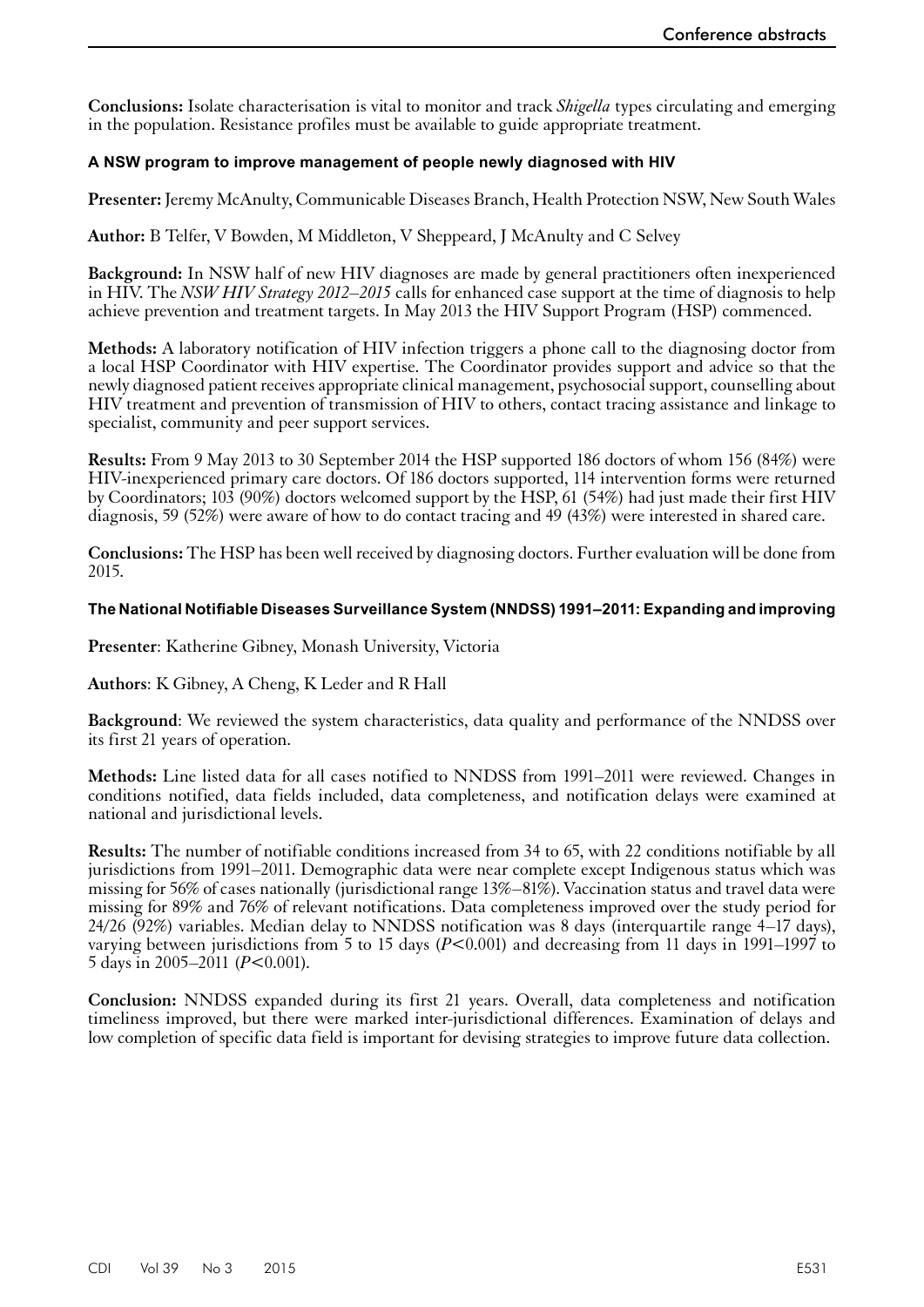**Conclusions:** Isolate characterisation is vital to monitor and track *Shigella* types circulating and emerging in the population. Resistance profiles must be available to guide appropriate treatment.

### A NSW program to improve management of people newly diagnosed with HIV

**Presenter:** Jeremy McAnulty, Communicable Diseases Branch, Health Protection NSW, New South Wales

**Author:** B Telfer, V Bowden, M Middleton, V Sheppeard, J McAnulty and C Selvey

**Background:** In NSW half of new HIV diagnoses are made by general practitioners often inexperienced in HIV. The *NSW HIV Strategy 2012–2015* calls for enhanced case support at the time of diagnosis to help achieve prevention and treatment targets. In May 2013 the HIV Support Program (HSP) commenced.

**Methods:** A laboratory notification of HIV infection triggers a phone call to the diagnosing doctor from a local HSP Coordinator with HIV expertise. The Coordinator provides support and advice so that the newly diagnosed patient receives appropriate clinical management, psychosocial support, counselling about HIV treatment and prevention of transmission of HIV to others, contact tracing assistance and linkage to specialist, community and peer support services.

**Results:** From 9 May 2013 to 30 September 2014 the HSP supported 186 doctors of whom 156 (84%) were HIV-inexperienced primary care doctors. Of 186 doctors supported, 114 intervention forms were returned by Coordinators; 103 (90%) doctors welcomed support by the HSP, 61 (54%) had just made their first HIV diagnosis, 59 (52%) were aware of how to do contact tracing and 49 (43%) were interested in shared care.

**Conclusions:** The HSP has been well received by diagnosing doctors. Further evaluation will be done from 2015.

### The National Notifiable Diseases Surveillance System (NNDSS) 1991–2011: Expanding and improving

**Presenter**: Katherine Gibney, Monash University, Victoria

**Authors**: K Gibney, A Cheng, K Leder and R Hall

**Background**: We reviewed the system characteristics, data quality and performance of the NNDSS over its first 21 years of operation.

**Methods:** Line listed data for all cases notified to NNDSS from 1991–2011 were reviewed. Changes in conditions notified, data fields included, data completeness, and notification delays were examined at national and jurisdictional levels.

**Results:** The number of notifiable conditions increased from 34 to 65, with 22 conditions notifiable by all jurisdictions from 1991–2011. Demographic data were near complete except Indigenous status which was missing for 56% of cases nationally (jurisdictional range 13%–81%). Vaccination status and travel data were missing for 89% and 76% of relevant notifications. Data completeness improved over the study period for 24/26 (92%) variables. Median delay to NNDSS notification was 8 days (interquartile range 4–17 days), varying between jurisdictions from 5 to 15 days ($P<0.001$) and decreasing from 11 days in 1991–1997 to 5 days in 2005–2011 ($P<0.001$).

**Conclusion:** NNDSS expanded during its first 21 years. Overall, data completeness and notification timeliness improved, but there were marked inter-jurisdictional differences. Examination of delays and low completion of specific data field is important for devising strategies to improve future data collection.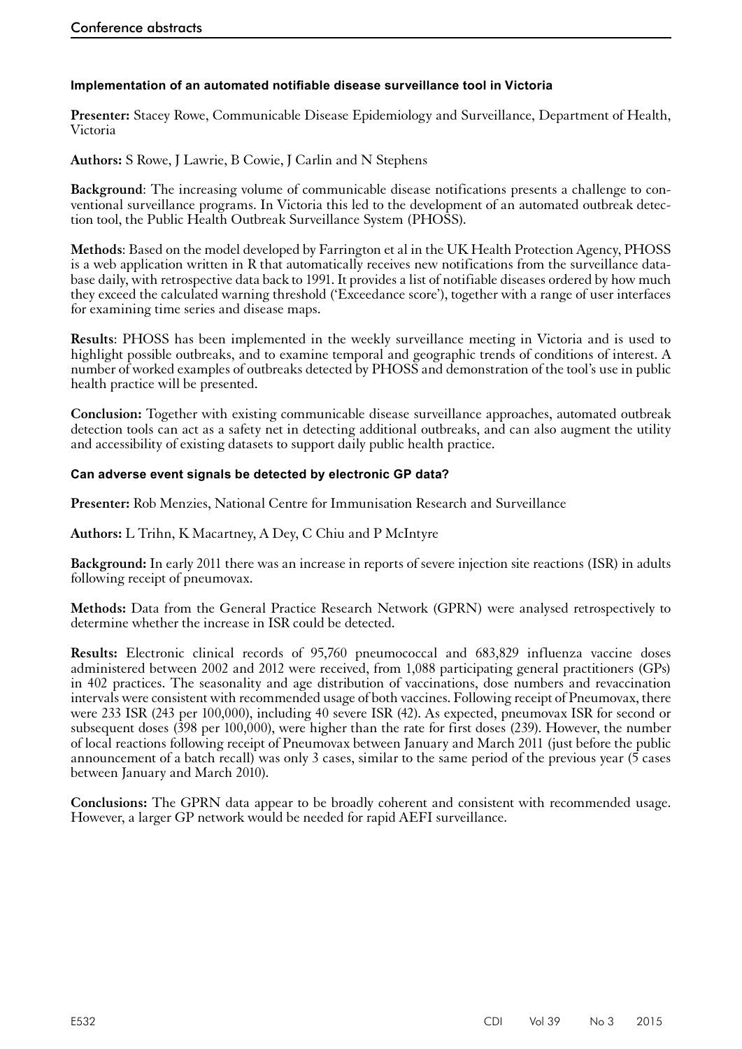### Implementation of an automated notifiable disease surveillance tool in Victoria

**Presenter:** Stacey Rowe, Communicable Disease Epidemiology and Surveillance, Department of Health, Victoria

**Authors:** S Rowe, J Lawrie, B Cowie, J Carlin and N Stephens

**Background**: The increasing volume of communicable disease notifications presents a challenge to conventional surveillance programs. In Victoria this led to the development of an automated outbreak detection tool, the Public Health Outbreak Surveillance System (PHOSS).

**Methods**: Based on the model developed by Farrington et al in the UK Health Protection Agency, PHOSS is a web application written in R that automatically receives new notifications from the surveillance database daily, with retrospective data back to 1991. It provides a list of notifiable diseases ordered by how much they exceed the calculated warning threshold ('Exceedance score'), together with a range of user interfaces for examining time series and disease maps.

**Results**: PHOSS has been implemented in the weekly surveillance meeting in Victoria and is used to highlight possible outbreaks, and to examine temporal and geographic trends of conditions of interest. A number of worked examples of outbreaks detected by PHOSS and demonstration of the tool's use in public health practice will be presented.

**Conclusion:** Together with existing communicable disease surveillance approaches, automated outbreak detection tools can act as a safety net in detecting additional outbreaks, and can also augment the utility and accessibility of existing datasets to support daily public health practice.

### Can adverse event signals be detected by electronic GP data?

**Presenter:** Rob Menzies, National Centre for Immunisation Research and Surveillance

**Authors:** L Trihn, K Macartney, A Dey, C Chiu and P McIntyre

**Background:** In early 2011 there was an increase in reports of severe injection site reactions (ISR) in adults following receipt of pneumovax.

**Methods:** Data from the General Practice Research Network (GPRN) were analysed retrospectively to determine whether the increase in ISR could be detected.

**Results:** Electronic clinical records of 95,760 pneumococcal and 683,829 influenza vaccine doses administered between 2002 and 2012 were received, from 1,088 participating general practitioners (GPs) in 402 practices. The seasonality and age distribution of vaccinations, dose numbers and revaccination intervals were consistent with recommended usage of both vaccines. Following receipt of Pneumovax, there were 233 ISR (243 per 100,000), including 40 severe ISR (42). As expected, pneumovax ISR for second or subsequent doses (398 per 100,000), were higher than the rate for first doses (239). However, the number of local reactions following receipt of Pneumovax between January and March 2011 (just before the public announcement of a batch recall) was only 3 cases, similar to the same period of the previous year (5 cases between January and March 2010).

**Conclusions:** The GPRN data appear to be broadly coherent and consistent with recommended usage. However, a larger GP network would be needed for rapid AEFI surveillance.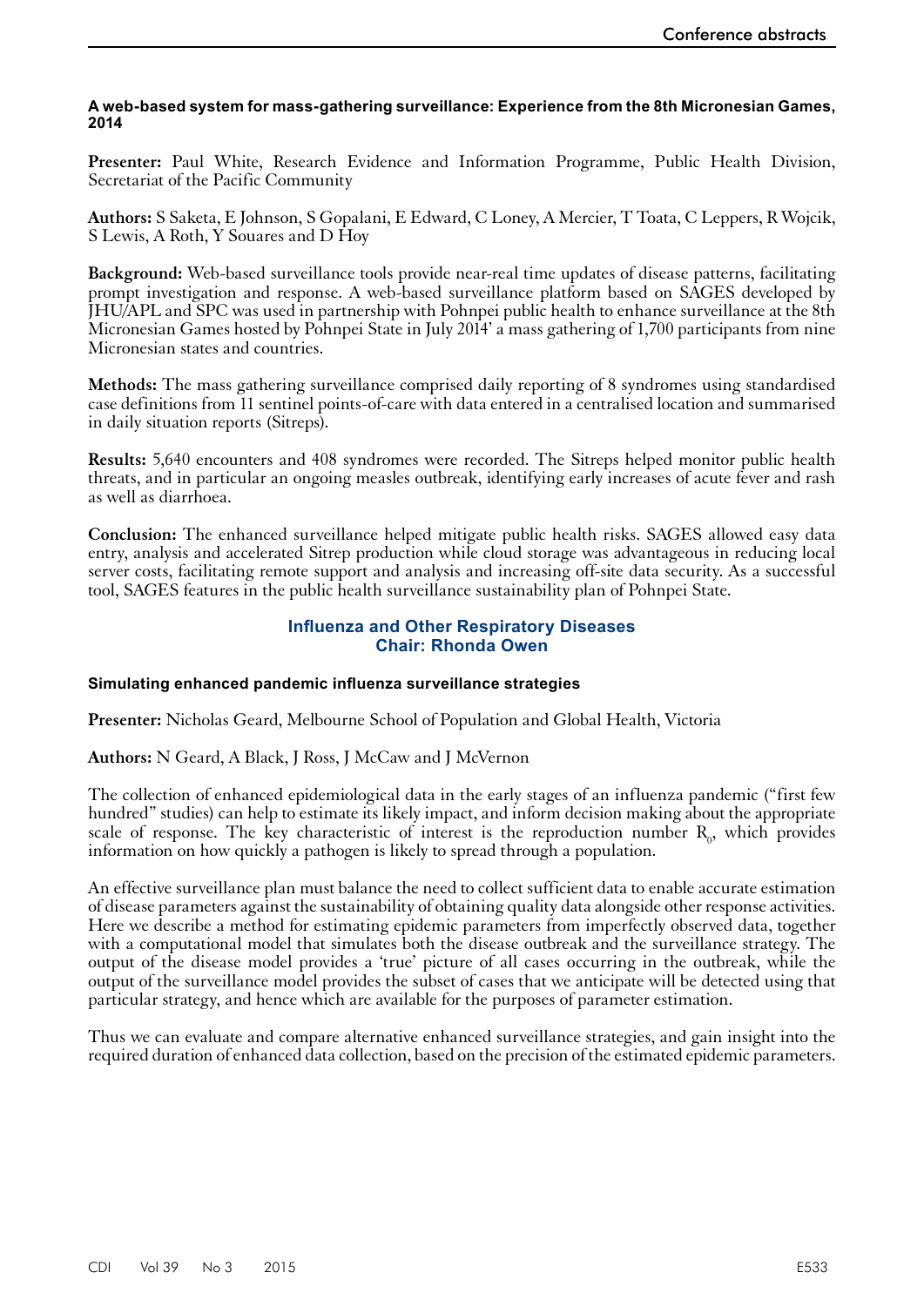### A web-based system for mass-gathering surveillance: Experience from the 8th Micronesian Games, 2014

**Presenter:** Paul White, Research Evidence and Information Programme, Public Health Division, Secretariat of the Pacific Community

**Authors:** S Saketa, E Johnson, S Gopalani, E Edward, C Loney, A Mercier, T Toata, C Leppers, R Wojcik, S Lewis, A Roth, Y Souares and D Hoy

**Background:** Web-based surveillance tools provide near-real time updates of disease patterns, facilitating prompt investigation and response. A web-based surveillance platform based on SAGES developed by JHU/APL and SPC was used in partnership with Pohnpei public health to enhance surveillance at the 8th Micronesian Games hosted by Pohnpei State in July 2014' a mass gathering of 1,700 participants from nine Micronesian states and countries.

**Methods:** The mass gathering surveillance comprised daily reporting of 8 syndromes using standardised case definitions from 11 sentinel points-of-care with data entered in a centralised location and summarised in daily situation reports (Sitreps).

**Results:** 5,640 encounters and 408 syndromes were recorded. The Sitreps helped monitor public health threats, and in particular an ongoing measles outbreak, identifying early increases of acute fever and rash as well as diarrhoea.

**Conclusion:** The enhanced surveillance helped mitigate public health risks. SAGES allowed easy data entry, analysis and accelerated Sitrep production while cloud storage was advantageous in reducing local server costs, facilitating remote support and analysis and increasing off-site data security. As a successful tool, SAGES features in the public health surveillance sustainability plan of Pohnpei State.

## Influenza and Other Respiratory Diseases
## Chair: Rhonda Owen

### Simulating enhanced pandemic influenza surveillance strategies

**Presenter:** Nicholas Geard, Melbourne School of Population and Global Health, Victoria

**Authors:** N Geard, A Black, J Ross, J McCaw and J McVernon

The collection of enhanced epidemiological data in the early stages of an influenza pandemic ("first few hundred" studies) can help to estimate its likely impact, and inform decision making about the appropriate scale of response. The key characteristic of interest is the reproduction number $R_0$, which provides information on how quickly a pathogen is likely to spread through a population.

An effective surveillance plan must balance the need to collect sufficient data to enable accurate estimation of disease parameters against the sustainability of obtaining quality data alongside other response activities. Here we describe a method for estimating epidemic parameters from imperfectly observed data, together with a computational model that simulates both the disease outbreak and the surveillance strategy. The output of the disease model provides a 'true' picture of all cases occurring in the outbreak, while the output of the surveillance model provides the subset of cases that we anticipate will be detected using that particular strategy, and hence which are available for the purposes of parameter estimation.

Thus we can evaluate and compare alternative enhanced surveillance strategies, and gain insight into the required duration of enhanced data collection, based on the precision of the estimated epidemic parameters.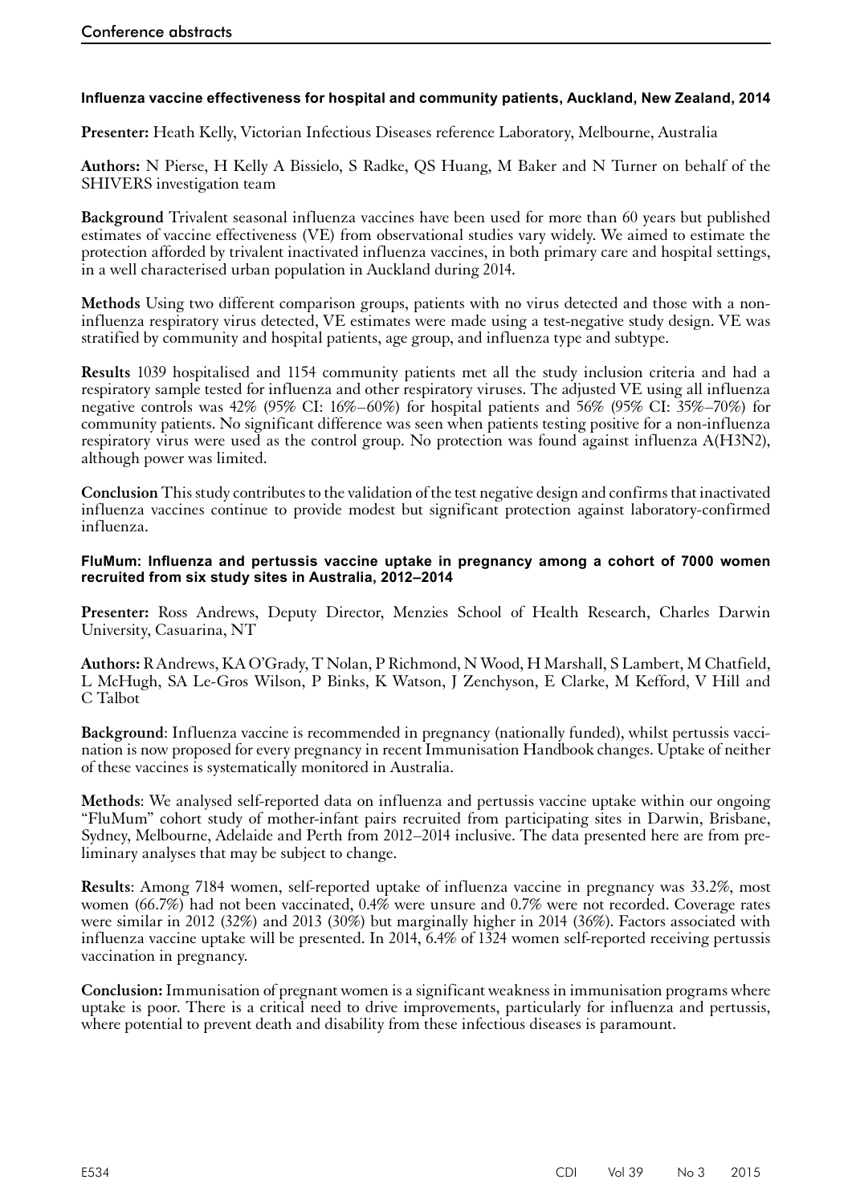### Influenza vaccine effectiveness for hospital and community patients, Auckland, New Zealand, 2014

**Presenter:** Heath Kelly, Victorian Infectious Diseases reference Laboratory, Melbourne, Australia

**Authors:** N Pierse, H Kelly A Bissielo, S Radke, QS Huang, M Baker and N Turner on behalf of the SHIVERS investigation team

**Background** Trivalent seasonal influenza vaccines have been used for more than 60 years but published estimates of vaccine effectiveness (VE) from observational studies vary widely. We aimed to estimate the protection afforded by trivalent inactivated influenza vaccines, in both primary care and hospital settings, in a well characterised urban population in Auckland during 2014.

**Methods** Using two different comparison groups, patients with no virus detected and those with a non-influenza respiratory virus detected, VE estimates were made using a test-negative study design. VE was stratified by community and hospital patients, age group, and influenza type and subtype.

**Results** 1039 hospitalised and 1154 community patients met all the study inclusion criteria and had a respiratory sample tested for influenza and other respiratory viruses. The adjusted VE using all influenza negative controls was 42% (95% CI: 16%–60%) for hospital patients and 56% (95% CI: 35%–70%) for community patients. No significant difference was seen when patients testing positive for a non-influenza respiratory virus were used as the control group. No protection was found against influenza A(H3N2), although power was limited.

**Conclusion** This study contributes to the validation of the test negative design and confirms that inactivated influenza vaccines continue to provide modest but significant protection against laboratory-confirmed influenza.

### FluMum: Influenza and pertussis vaccine uptake in pregnancy among a cohort of 7000 women recruited from six study sites in Australia, 2012–2014

**Presenter:** Ross Andrews, Deputy Director, Menzies School of Health Research, Charles Darwin University, Casuarina, NT

**Authors:** R Andrews, KA O'Grady, T Nolan, P Richmond, N Wood, H Marshall, S Lambert, M Chatfield, L McHugh, SA Le-Gros Wilson, P Binks, K Watson, J Zenchyson, E Clarke, M Kefford, V Hill and C Talbot

**Background**: Influenza vaccine is recommended in pregnancy (nationally funded), whilst pertussis vaccination is now proposed for every pregnancy in recent Immunisation Handbook changes. Uptake of neither of these vaccines is systematically monitored in Australia.

**Methods**: We analysed self-reported data on influenza and pertussis vaccine uptake within our ongoing "FluMum" cohort study of mother-infant pairs recruited from participating sites in Darwin, Brisbane, Sydney, Melbourne, Adelaide and Perth from 2012–2014 inclusive. The data presented here are from preliminary analyses that may be subject to change.

**Results**: Among 7184 women, self-reported uptake of influenza vaccine in pregnancy was 33.2%, most women (66.7%) had not been vaccinated, 0.4% were unsure and 0.7% were not recorded. Coverage rates were similar in 2012 (32%) and 2013 (30%) but marginally higher in 2014 (36%). Factors associated with influenza vaccine uptake will be presented. In 2014, 6.4% of 1324 women self-reported receiving pertussis vaccination in pregnancy.

**Conclusion:** Immunisation of pregnant women is a significant weakness in immunisation programs where uptake is poor. There is a critical need to drive improvements, particularly for influenza and pertussis, where potential to prevent death and disability from these infectious diseases is paramount.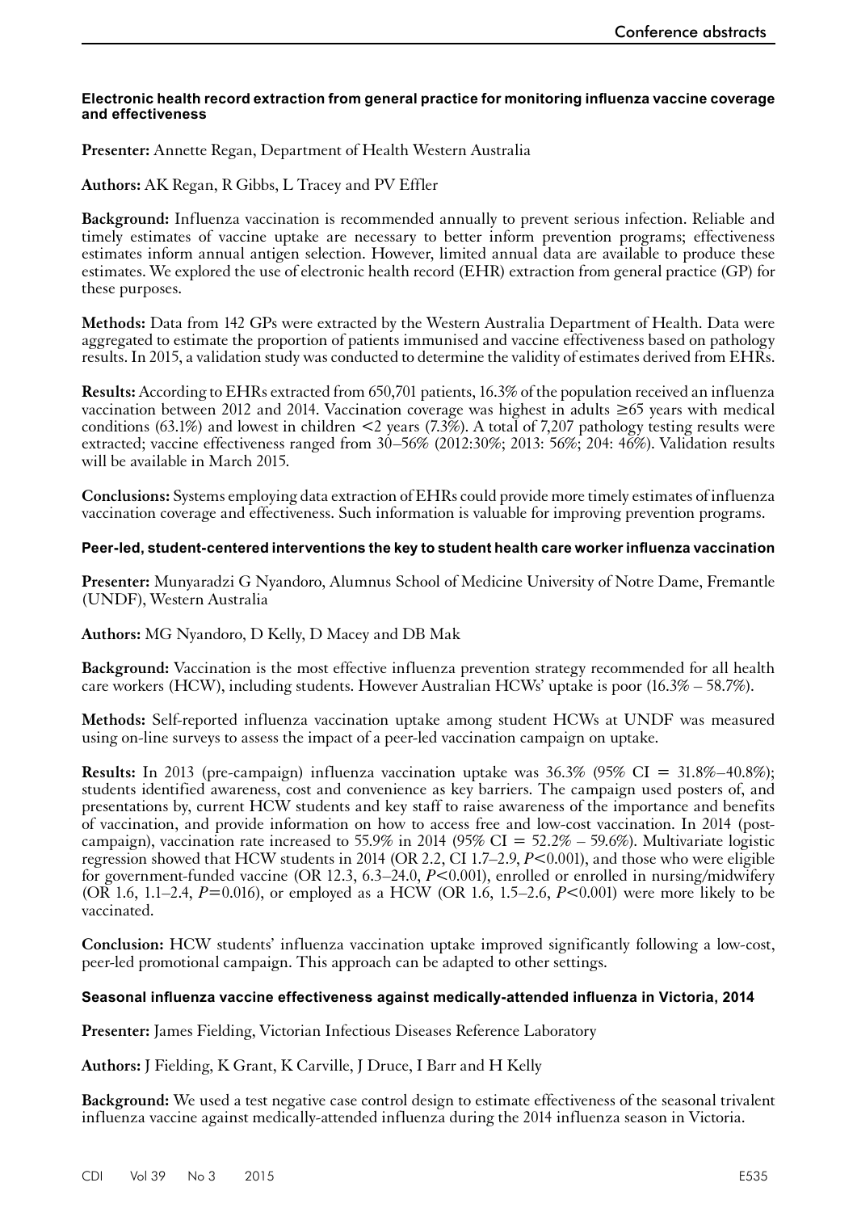### Electronic health record extraction from general practice for monitoring influenza vaccine coverage and effectiveness

**Presenter:** Annette Regan, Department of Health Western Australia

**Authors:** AK Regan, R Gibbs, L Tracey and PV Effler

**Background:** Influenza vaccination is recommended annually to prevent serious infection. Reliable and timely estimates of vaccine uptake are necessary to better inform prevention programs; effectiveness estimates inform annual antigen selection. However, limited annual data are available to produce these estimates. We explored the use of electronic health record (EHR) extraction from general practice (GP) for these purposes.

**Methods:** Data from 142 GPs were extracted by the Western Australia Department of Health. Data were aggregated to estimate the proportion of patients immunised and vaccine effectiveness based on pathology results. In 2015, a validation study was conducted to determine the validity of estimates derived from EHRs.

**Results:** According to EHRs extracted from 650,701 patients, 16.3% of the population received an influenza vaccination between 2012 and 2014. Vaccination coverage was highest in adults ≥65 years with medical conditions (63.1%) and lowest in children <2 years (7.3%). A total of 7,207 pathology testing results were extracted; vaccine effectiveness ranged from 30–56% (2012:30%; 2013: 56%; 204: 46%). Validation results will be available in March 2015.

**Conclusions:** Systems employing data extraction of EHRs could provide more timely estimates of influenza vaccination coverage and effectiveness. Such information is valuable for improving prevention programs.

### Peer-led, student-centered interventions the key to student health care worker influenza vaccination

**Presenter:** Munyaradzi G Nyandoro, Alumnus School of Medicine University of Notre Dame, Fremantle (UNDF), Western Australia

**Authors:** MG Nyandoro, D Kelly, D Macey and DB Mak

**Background:** Vaccination is the most effective influenza prevention strategy recommended for all health care workers (HCW), including students. However Australian HCWs' uptake is poor (16.3% – 58.7%).

**Methods:** Self-reported influenza vaccination uptake among student HCWs at UNDF was measured using on-line surveys to assess the impact of a peer-led vaccination campaign on uptake.

**Results:** In 2013 (pre-campaign) influenza vaccination uptake was 36.3% (95% CI = 31.8%–40.8%); students identified awareness, cost and convenience as key barriers. The campaign used posters of, and presentations by, current HCW students and key staff to raise awareness of the importance and benefits of vaccination, and provide information on how to access free and low-cost vaccination. In 2014 (post-campaign), vaccination rate increased to 55.9% in 2014 (95% CI = 52.2% – 59.6%). Multivariate logistic regression showed that HCW students in 2014 (OR 2.2, CI 1.7–2.9, $P<0.001$), and those who were eligible for government-funded vaccine (OR 12.3, 6.3–24.0, $P<0.001$), enrolled or enrolled in nursing/midwifery (OR 1.6, 1.1–2.4, $P=0.016$), or employed as a HCW (OR 1.6, 1.5–2.6, $P<0.001$) were more likely to be vaccinated.

**Conclusion:** HCW students' influenza vaccination uptake improved significantly following a low-cost, peer-led promotional campaign. This approach can be adapted to other settings.

### Seasonal influenza vaccine effectiveness against medically-attended influenza in Victoria, 2014

**Presenter:** James Fielding, Victorian Infectious Diseases Reference Laboratory

**Authors:** J Fielding, K Grant, K Carville, J Druce, I Barr and H Kelly

**Background:** We used a test negative case control design to estimate effectiveness of the seasonal trivalent influenza vaccine against medically-attended influenza during the 2014 influenza season in Victoria.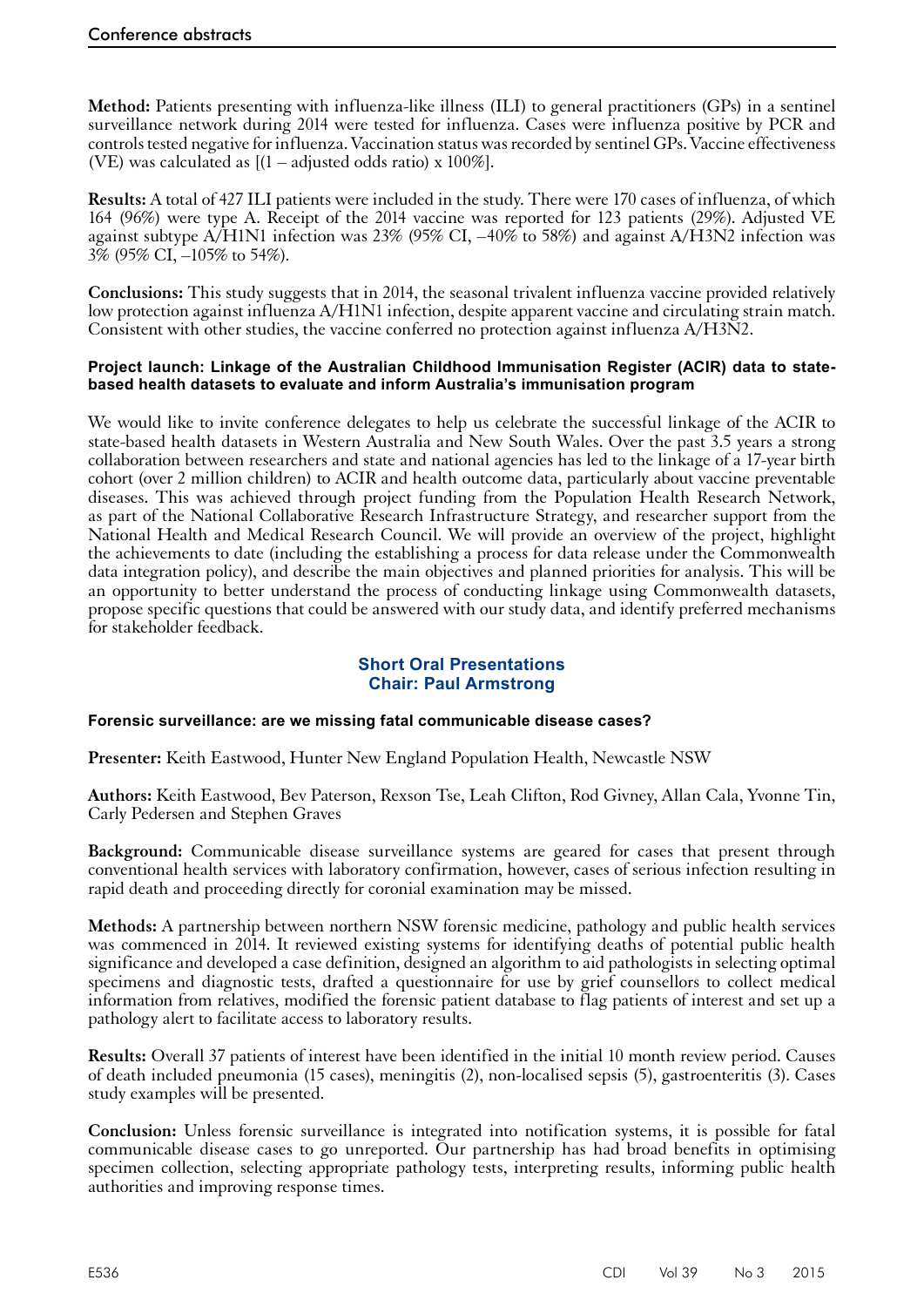**Method:** Patients presenting with influenza-like illness (ILI) to general practitioners (GPs) in a sentinel surveillance network during 2014 were tested for influenza. Cases were influenza positive by PCR and controls tested negative for influenza. Vaccination status was recorded by sentinel GPs. Vaccine effectiveness (VE) was calculated as [(1 – adjusted odds ratio) x 100%].

**Results:** A total of 427 ILI patients were included in the study. There were 170 cases of influenza, of which 164 (96%) were type A. Receipt of the 2014 vaccine was reported for 123 patients (29%). Adjusted VE against subtype A/H1N1 infection was 23% (95% CI, –40% to 58%) and against A/H3N2 infection was 3% (95% CI, –105% to 54%).

**Conclusions:** This study suggests that in 2014, the seasonal trivalent influenza vaccine provided relatively low protection against influenza A/H1N1 infection, despite apparent vaccine and circulating strain match. Consistent with other studies, the vaccine conferred no protection against influenza A/H3N2.

#### Project launch: Linkage of the Australian Childhood Immunisation Register (ACIR) data to state-based health datasets to evaluate and inform Australia's immunisation program

We would like to invite conference delegates to help us celebrate the successful linkage of the ACIR to state-based health datasets in Western Australia and New South Wales. Over the past 3.5 years a strong collaboration between researchers and state and national agencies has led to the linkage of a 17-year birth cohort (over 2 million children) to ACIR and health outcome data, particularly about vaccine preventable diseases. This was achieved through project funding from the Population Health Research Network, as part of the National Collaborative Research Infrastructure Strategy, and researcher support from the National Health and Medical Research Council. We will provide an overview of the project, highlight the achievements to date (including the establishing a process for data release under the Commonwealth data integration policy), and describe the main objectives and planned priorities for analysis. This will be an opportunity to better understand the process of conducting linkage using Commonwealth datasets, propose specific questions that could be answered with our study data, and identify preferred mechanisms for stakeholder feedback.

## Short Oral Presentations
## Chair: Paul Armstrong

#### Forensic surveillance: are we missing fatal communicable disease cases?

**Presenter:** Keith Eastwood, Hunter New England Population Health, Newcastle NSW

**Authors:** Keith Eastwood, Bev Paterson, Rexson Tse, Leah Clifton, Rod Givney, Allan Cala, Yvonne Tin, Carly Pedersen and Stephen Graves

**Background:** Communicable disease surveillance systems are geared for cases that present through conventional health services with laboratory confirmation, however, cases of serious infection resulting in rapid death and proceeding directly for coronial examination may be missed.

**Methods:** A partnership between northern NSW forensic medicine, pathology and public health services was commenced in 2014. It reviewed existing systems for identifying deaths of potential public health significance and developed a case definition, designed an algorithm to aid pathologists in selecting optimal specimens and diagnostic tests, drafted a questionnaire for use by grief counsellors to collect medical information from relatives, modified the forensic patient database to flag patients of interest and set up a pathology alert to facilitate access to laboratory results.

**Results:** Overall 37 patients of interest have been identified in the initial 10 month review period. Causes of death included pneumonia (15 cases), meningitis (2), non-localised sepsis (5), gastroenteritis (3). Cases study examples will be presented.

**Conclusion:** Unless forensic surveillance is integrated into notification systems, it is possible for fatal communicable disease cases to go unreported. Our partnership has had broad benefits in optimising specimen collection, selecting appropriate pathology tests, interpreting results, informing public health authorities and improving response times.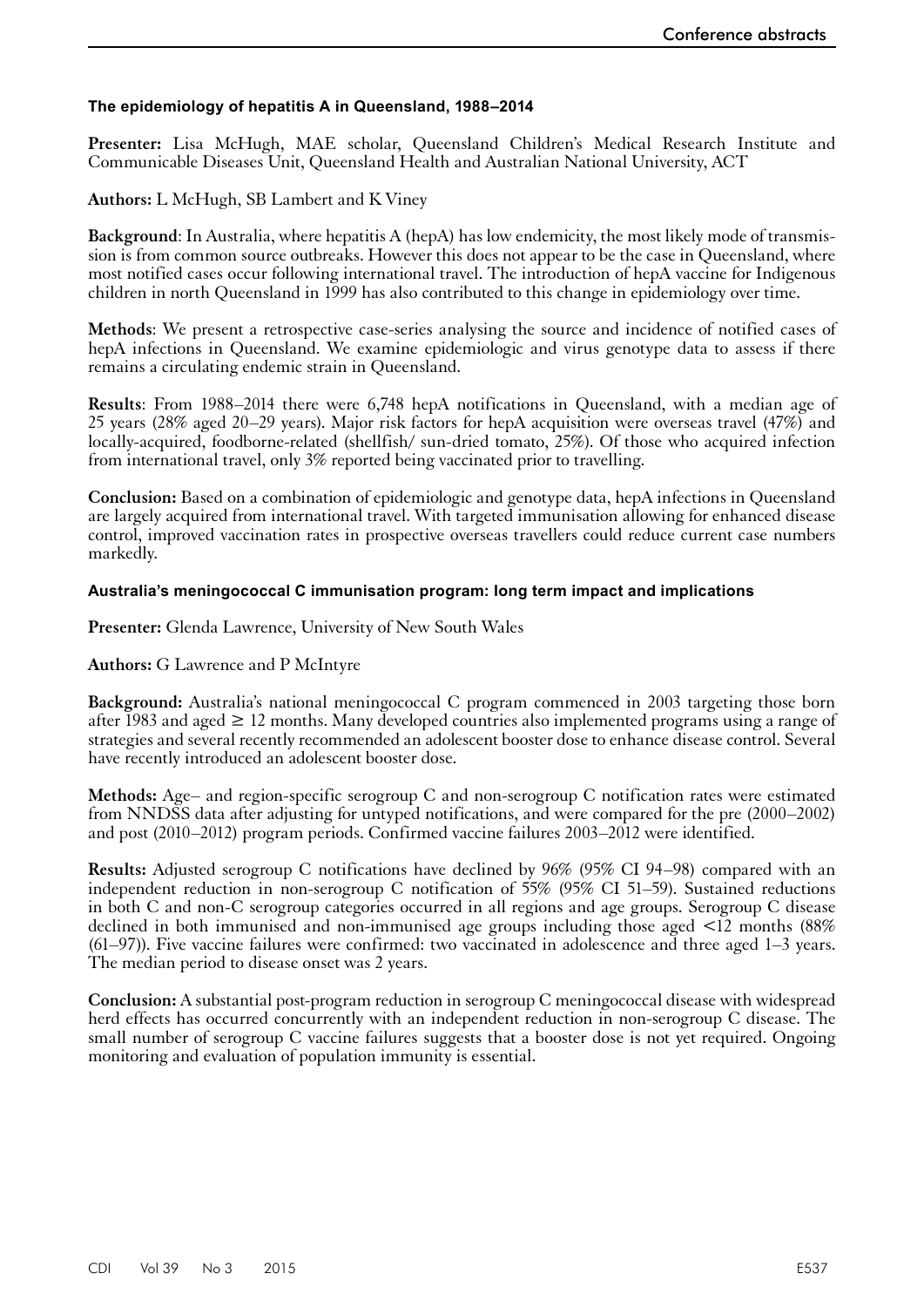### The epidemiology of hepatitis A in Queensland, 1988–2014

**Presenter:** Lisa McHugh, MAE scholar, Queensland Children's Medical Research Institute and Communicable Diseases Unit, Queensland Health and Australian National University, ACT

**Authors:** L McHugh, SB Lambert and K Viney

**Background**: In Australia, where hepatitis A (hepA) has low endemicity, the most likely mode of transmission is from common source outbreaks. However this does not appear to be the case in Queensland, where most notified cases occur following international travel. The introduction of hepA vaccine for Indigenous children in north Queensland in 1999 has also contributed to this change in epidemiology over time.

**Methods**: We present a retrospective case-series analysing the source and incidence of notified cases of hepA infections in Queensland. We examine epidemiologic and virus genotype data to assess if there remains a circulating endemic strain in Queensland.

**Results**: From 1988–2014 there were 6,748 hepA notifications in Queensland, with a median age of 25 years (28% aged 20–29 years). Major risk factors for hepA acquisition were overseas travel (47%) and locally-acquired, foodborne-related (shellfish/ sun-dried tomato, 25%). Of those who acquired infection from international travel, only 3% reported being vaccinated prior to travelling.

**Conclusion:** Based on a combination of epidemiologic and genotype data, hepA infections in Queensland are largely acquired from international travel. With targeted immunisation allowing for enhanced disease control, improved vaccination rates in prospective overseas travellers could reduce current case numbers markedly.

### Australia's meningococcal C immunisation program: long term impact and implications

**Presenter:** Glenda Lawrence, University of New South Wales

**Authors:** G Lawrence and P McIntyre

**Background:** Australia's national meningococcal C program commenced in 2003 targeting those born after 1983 and aged ≥ 12 months. Many developed countries also implemented programs using a range of strategies and several recently recommended an adolescent booster dose to enhance disease control. Several have recently introduced an adolescent booster dose.

**Methods:** Age– and region-specific serogroup C and non-serogroup C notification rates were estimated from NNDSS data after adjusting for untyped notifications, and were compared for the pre (2000–2002) and post (2010–2012) program periods. Confirmed vaccine failures 2003–2012 were identified.

**Results:** Adjusted serogroup C notifications have declined by 96% (95% CI 94–98) compared with an independent reduction in non-serogroup C notification of 55% (95% CI 51–59). Sustained reductions in both C and non-C serogroup categories occurred in all regions and age groups. Serogroup C disease declined in both immunised and non-immunised age groups including those aged <12 months (88% (61–97)). Five vaccine failures were confirmed: two vaccinated in adolescence and three aged 1–3 years. The median period to disease onset was 2 years.

**Conclusion:** A substantial post-program reduction in serogroup C meningococcal disease with widespread herd effects has occurred concurrently with an independent reduction in non-serogroup C disease. The small number of serogroup C vaccine failures suggests that a booster dose is not yet required. Ongoing monitoring and evaluation of population immunity is essential.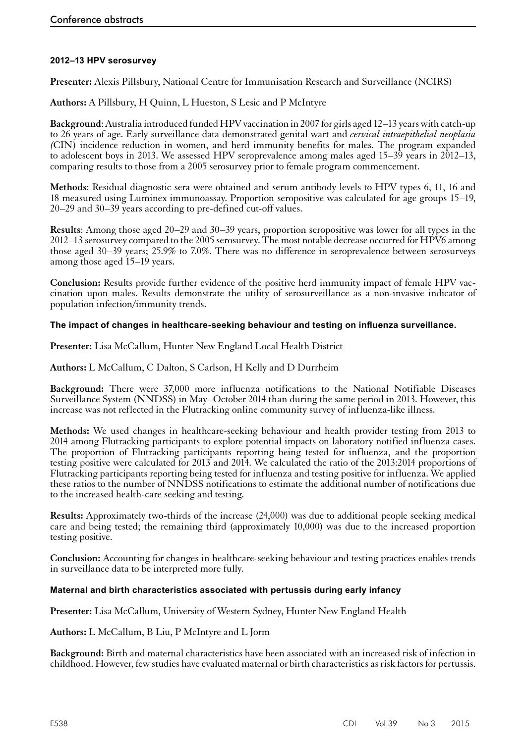### 2012–13 HPV serosurvey

**Presenter:** Alexis Pillsbury, National Centre for Immunisation Research and Surveillance (NCIRS)

**Authors:** A Pillsbury, H Quinn, L Hueston, S Lesic and P McIntyre

**Background**: Australia introduced funded HPV vaccination in 2007 for girls aged 12–13 years with catch-up to 26 years of age. Early surveillance data demonstrated genital wart and *cervical intraepithelial neoplasia (*CIN) incidence reduction in women, and herd immunity benefits for males. The program expanded to adolescent boys in 2013. We assessed HPV seroprevalence among males aged 15–39 years in 2012–13, comparing results to those from a 2005 serosurvey prior to female program commencement.

**Methods**: Residual diagnostic sera were obtained and serum antibody levels to HPV types 6, 11, 16 and 18 measured using Luminex immunoassay. Proportion seropositive was calculated for age groups 15–19, 20–29 and 30–39 years according to pre-defined cut-off values.

**Results**: Among those aged 20–29 and 30–39 years, proportion seropositive was lower for all types in the 2012–13 serosurvey compared to the 2005 serosurvey. The most notable decrease occurred for HPV6 among those aged 30–39 years; 25.9% to 7.0%. There was no difference in seroprevalence between serosurveys among those aged 15–19 years.

**Conclusion:** Results provide further evidence of the positive herd immunity impact of female HPV vaccination upon males. Results demonstrate the utility of serosurveillance as a non-invasive indicator of population infection/immunity trends.

### The impact of changes in healthcare-seeking behaviour and testing on influenza surveillance.

**Presenter:** Lisa McCallum, Hunter New England Local Health District

**Authors:** L McCallum, C Dalton, S Carlson, H Kelly and D Durrheim

**Background:** There were 37,000 more influenza notifications to the National Notifiable Diseases Surveillance System (NNDSS) in May–October 2014 than during the same period in 2013. However, this increase was not reflected in the Flutracking online community survey of influenza-like illness.

**Methods:** We used changes in healthcare-seeking behaviour and health provider testing from 2013 to 2014 among Flutracking participants to explore potential impacts on laboratory notified influenza cases. The proportion of Flutracking participants reporting being tested for influenza, and the proportion testing positive were calculated for 2013 and 2014. We calculated the ratio of the 2013:2014 proportions of Flutracking participants reporting being tested for influenza and testing positive for influenza. We applied these ratios to the number of NNDSS notifications to estimate the additional number of notifications due to the increased health-care seeking and testing.

**Results:** Approximately two-thirds of the increase (24,000) was due to additional people seeking medical care and being tested; the remaining third (approximately 10,000) was due to the increased proportion testing positive.

**Conclusion:** Accounting for changes in healthcare-seeking behaviour and testing practices enables trends in surveillance data to be interpreted more fully.

### Maternal and birth characteristics associated with pertussis during early infancy

**Presenter:** Lisa McCallum, University of Western Sydney, Hunter New England Health

**Authors:** L McCallum, B Liu, P McIntyre and L Jorm

**Background:** Birth and maternal characteristics have been associated with an increased risk of infection in childhood. However, few studies have evaluated maternal or birth characteristics as risk factors for pertussis.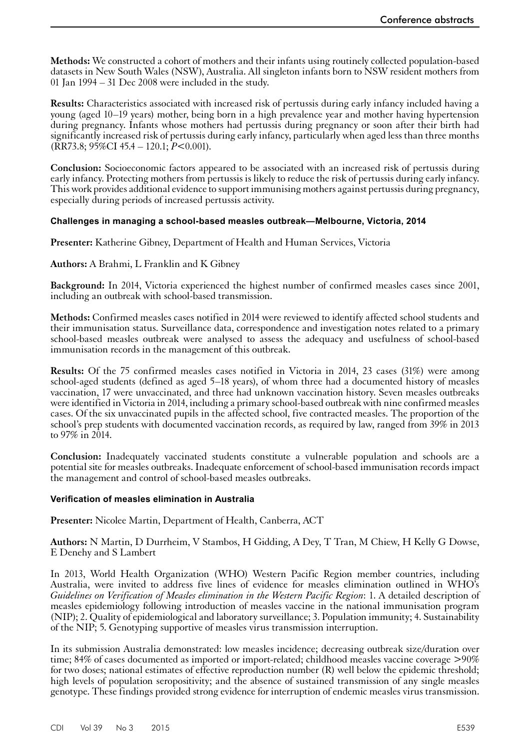**Methods:** We constructed a cohort of mothers and their infants using routinely collected population-based datasets in New South Wales (NSW), Australia. All singleton infants born to NSW resident mothers from 01 Jan 1994 – 31 Dec 2008 were included in the study.

**Results:** Characteristics associated with increased risk of pertussis during early infancy included having a young (aged 10–19 years) mother, being born in a high prevalence year and mother having hypertension during pregnancy. Infants whose mothers had pertussis during pregnancy or soon after their birth had significantly increased risk of pertussis during early infancy, particularly when aged less than three months (RR73.8; 95%CI 45.4 – 120.1; $P<0.001$).

**Conclusion:** Socioeconomic factors appeared to be associated with an increased risk of pertussis during early infancy. Protecting mothers from pertussis is likely to reduce the risk of pertussis during early infancy. This work provides additional evidence to support immunising mothers against pertussis during pregnancy, especially during periods of increased pertussis activity.

### Challenges in managing a school-based measles outbreak—Melbourne, Victoria, 2014

**Presenter:** Katherine Gibney, Department of Health and Human Services, Victoria

**Authors:** A Brahmi, L Franklin and K Gibney

**Background:** In 2014, Victoria experienced the highest number of confirmed measles cases since 2001, including an outbreak with school-based transmission.

**Methods:** Confirmed measles cases notified in 2014 were reviewed to identify affected school students and their immunisation status. Surveillance data, correspondence and investigation notes related to a primary school-based measles outbreak were analysed to assess the adequacy and usefulness of school-based immunisation records in the management of this outbreak.

**Results:** Of the 75 confirmed measles cases notified in Victoria in 2014, 23 cases (31%) were among school-aged students (defined as aged 5–18 years), of whom three had a documented history of measles vaccination, 17 were unvaccinated, and three had unknown vaccination history. Seven measles outbreaks were identified in Victoria in 2014, including a primary school-based outbreak with nine confirmed measles cases. Of the six unvaccinated pupils in the affected school, five contracted measles. The proportion of the school's prep students with documented vaccination records, as required by law, ranged from 39% in 2013 to 97% in 2014.

**Conclusion:** Inadequately vaccinated students constitute a vulnerable population and schools are a potential site for measles outbreaks. Inadequate enforcement of school-based immunisation records impact the management and control of school-based measles outbreaks.

### Verification of measles elimination in Australia

**Presenter:** Nicolee Martin, Department of Health, Canberra, ACT

**Authors:** N Martin, D Durrheim, V Stambos, H Gidding, A Dey, T Tran, M Chiew, H Kelly G Dowse, E Denehy and S Lambert

In 2013, World Health Organization (WHO) Western Pacific Region member countries, including Australia, were invited to address five lines of evidence for measles elimination outlined in WHO's *Guidelines on Verification of Measles elimination in the Western Pacific Region*: 1. A detailed description of measles epidemiology following introduction of measles vaccine in the national immunisation program (NIP); 2. Quality of epidemiological and laboratory surveillance; 3. Population immunity; 4. Sustainability of the NIP; 5. Genotyping supportive of measles virus transmission interruption.

In its submission Australia demonstrated: low measles incidence; decreasing outbreak size/duration over time; 84% of cases documented as imported or import-related; childhood measles vaccine coverage >90% for two doses; national estimates of effective reproduction number (R) well below the epidemic threshold; high levels of population seropositivity; and the absence of sustained transmission of any single measles genotype. These findings provided strong evidence for interruption of endemic measles virus transmission.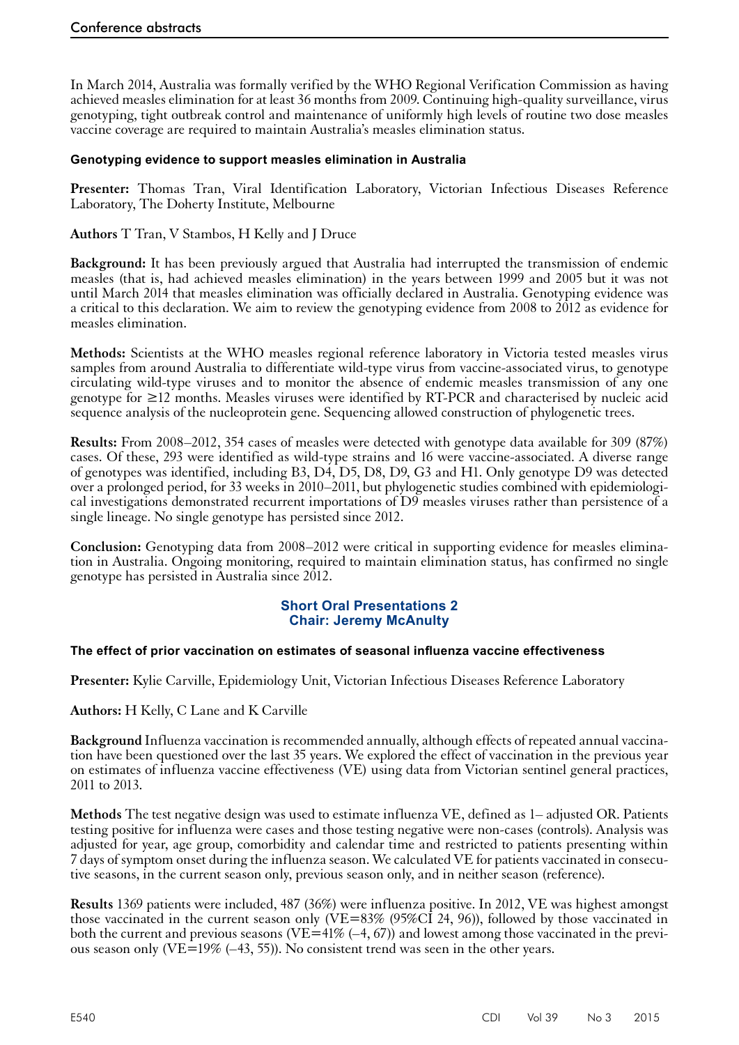In March 2014, Australia was formally verified by the WHO Regional Verification Commission as having achieved measles elimination for at least 36 months from 2009. Continuing high-quality surveillance, virus genotyping, tight outbreak control and maintenance of uniformly high levels of routine two dose measles vaccine coverage are required to maintain Australia's measles elimination status.

### Genotyping evidence to support measles elimination in Australia

**Presenter:** Thomas Tran, Viral Identification Laboratory, Victorian Infectious Diseases Reference Laboratory, The Doherty Institute, Melbourne

**Authors** T Tran, V Stambos, H Kelly and J Druce

**Background:** It has been previously argued that Australia had interrupted the transmission of endemic measles (that is, had achieved measles elimination) in the years between 1999 and 2005 but it was not until March 2014 that measles elimination was officially declared in Australia. Genotyping evidence was a critical to this declaration. We aim to review the genotyping evidence from 2008 to 2012 as evidence for measles elimination.

**Methods:** Scientists at the WHO measles regional reference laboratory in Victoria tested measles virus samples from around Australia to differentiate wild-type virus from vaccine-associated virus, to genotype circulating wild-type viruses and to monitor the absence of endemic measles transmission of any one genotype for ≥12 months. Measles viruses were identified by RT-PCR and characterised by nucleic acid sequence analysis of the nucleoprotein gene. Sequencing allowed construction of phylogenetic trees.

**Results:** From 2008–2012, 354 cases of measles were detected with genotype data available for 309 (87%) cases. Of these, 293 were identified as wild-type strains and 16 were vaccine-associated. A diverse range of genotypes was identified, including B3, D4, D5, D8, D9, G3 and H1. Only genotype D9 was detected over a prolonged period, for 33 weeks in 2010–2011, but phylogenetic studies combined with epidemiological investigations demonstrated recurrent importations of D9 measles viruses rather than persistence of a single lineage. No single genotype has persisted since 2012.

**Conclusion:** Genotyping data from 2008–2012 were critical in supporting evidence for measles elimination in Australia. Ongoing monitoring, required to maintain elimination status, has confirmed no single genotype has persisted in Australia since 2012.

## Short Oral Presentations 2
## Chair: Jeremy McAnulty

### The effect of prior vaccination on estimates of seasonal influenza vaccine effectiveness

**Presenter:** Kylie Carville, Epidemiology Unit, Victorian Infectious Diseases Reference Laboratory

**Authors:** H Kelly, C Lane and K Carville

**Background** Influenza vaccination is recommended annually, although effects of repeated annual vaccination have been questioned over the last 35 years. We explored the effect of vaccination in the previous year on estimates of influenza vaccine effectiveness (VE) using data from Victorian sentinel general practices, 2011 to 2013.

**Methods** The test negative design was used to estimate influenza VE, defined as 1– adjusted OR. Patients testing positive for influenza were cases and those testing negative were non-cases (controls). Analysis was adjusted for year, age group, comorbidity and calendar time and restricted to patients presenting within 7 days of symptom onset during the influenza season. We calculated VE for patients vaccinated in consecutive seasons, in the current season only, previous season only, and in neither season (reference).

**Results** 1369 patients were included, 487 (36%) were influenza positive. In 2012, VE was highest amongst those vaccinated in the current season only (VE=83% (95%CI 24, 96)), followed by those vaccinated in both the current and previous seasons (VE=41% (–4, 67)) and lowest among those vaccinated in the previous season only (VE=19% (–43, 55)). No consistent trend was seen in the other years.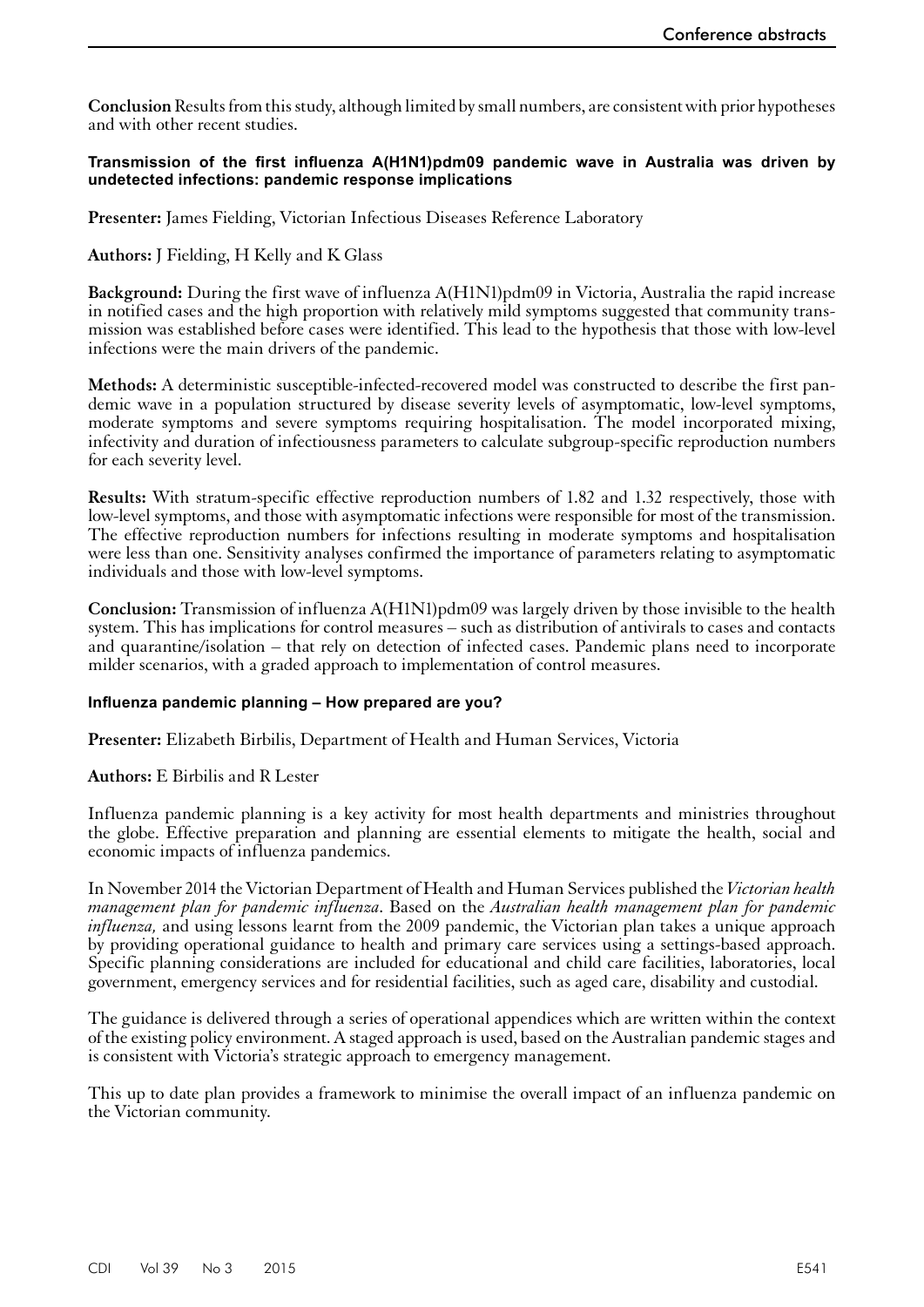**Conclusion** Results from this study, although limited by small numbers, are consistent with prior hypotheses and with other recent studies.

### Transmission of the first influenza A(H1N1)pdm09 pandemic wave in Australia was driven by undetected infections: pandemic response implications

**Presenter:** James Fielding, Victorian Infectious Diseases Reference Laboratory

**Authors:** J Fielding, H Kelly and K Glass

**Background:** During the first wave of influenza A(H1N1)pdm09 in Victoria, Australia the rapid increase in notified cases and the high proportion with relatively mild symptoms suggested that community transmission was established before cases were identified. This lead to the hypothesis that those with low-level infections were the main drivers of the pandemic.

**Methods:** A deterministic susceptible-infected-recovered model was constructed to describe the first pandemic wave in a population structured by disease severity levels of asymptomatic, low-level symptoms, moderate symptoms and severe symptoms requiring hospitalisation. The model incorporated mixing, infectivity and duration of infectiousness parameters to calculate subgroup-specific reproduction numbers for each severity level.

**Results:** With stratum-specific effective reproduction numbers of 1.82 and 1.32 respectively, those with low-level symptoms, and those with asymptomatic infections were responsible for most of the transmission. The effective reproduction numbers for infections resulting in moderate symptoms and hospitalisation were less than one. Sensitivity analyses confirmed the importance of parameters relating to asymptomatic individuals and those with low-level symptoms.

**Conclusion:** Transmission of influenza A(H1N1)pdm09 was largely driven by those invisible to the health system. This has implications for control measures – such as distribution of antivirals to cases and contacts and quarantine/isolation – that rely on detection of infected cases. Pandemic plans need to incorporate milder scenarios, with a graded approach to implementation of control measures.

### Influenza pandemic planning – How prepared are you?

**Presenter:** Elizabeth Birbilis, Department of Health and Human Services, Victoria

**Authors:** E Birbilis and R Lester

Influenza pandemic planning is a key activity for most health departments and ministries throughout the globe. Effective preparation and planning are essential elements to mitigate the health, social and economic impacts of influenza pandemics.

In November 2014 the Victorian Department of Health and Human Services published the *Victorian health management plan for pandemic influenza*. Based on the *Australian health management plan for pandemic influenza,* and using lessons learnt from the 2009 pandemic, the Victorian plan takes a unique approach by providing operational guidance to health and primary care services using a settings-based approach. Specific planning considerations are included for educational and child care facilities, laboratories, local government, emergency services and for residential facilities, such as aged care, disability and custodial.

The guidance is delivered through a series of operational appendices which are written within the context of the existing policy environment. A staged approach is used, based on the Australian pandemic stages and is consistent with Victoria's strategic approach to emergency management.

This up to date plan provides a framework to minimise the overall impact of an influenza pandemic on the Victorian community.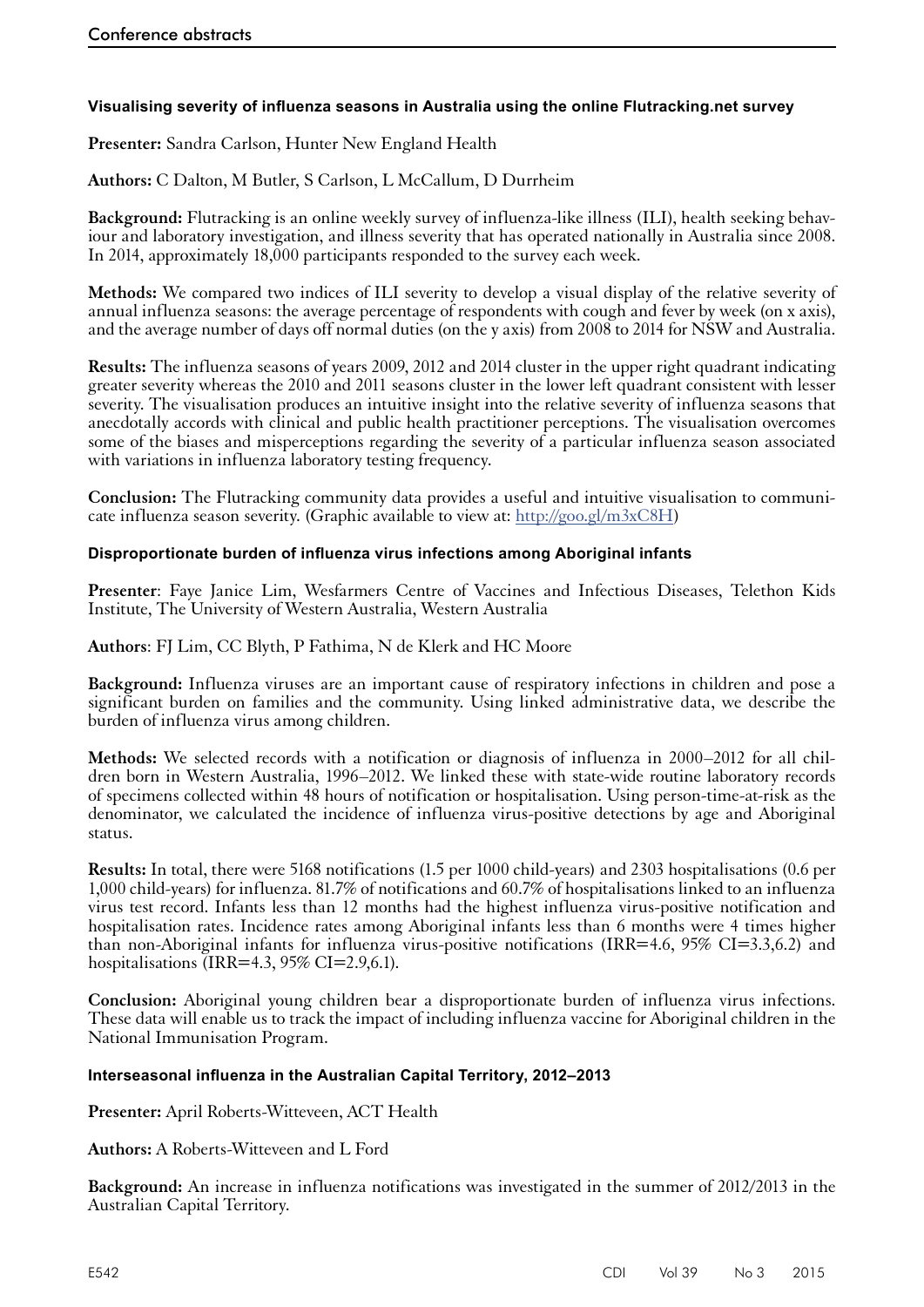### Visualising severity of influenza seasons in Australia using the online Flutracking.net survey

**Presenter:** Sandra Carlson, Hunter New England Health

**Authors:** C Dalton, M Butler, S Carlson, L McCallum, D Durrheim

**Background:** Flutracking is an online weekly survey of influenza-like illness (ILI), health seeking behaviour and laboratory investigation, and illness severity that has operated nationally in Australia since 2008. In 2014, approximately 18,000 participants responded to the survey each week.

**Methods:** We compared two indices of ILI severity to develop a visual display of the relative severity of annual influenza seasons: the average percentage of respondents with cough and fever by week (on x axis), and the average number of days off normal duties (on the y axis) from 2008 to 2014 for NSW and Australia.

**Results:** The influenza seasons of years 2009, 2012 and 2014 cluster in the upper right quadrant indicating greater severity whereas the 2010 and 2011 seasons cluster in the lower left quadrant consistent with lesser severity. The visualisation produces an intuitive insight into the relative severity of influenza seasons that anecdotally accords with clinical and public health practitioner perceptions. The visualisation overcomes some of the biases and misperceptions regarding the severity of a particular influenza season associated with variations in influenza laboratory testing frequency.

**Conclusion:** The Flutracking community data provides a useful and intuitive visualisation to communicate influenza season severity. (Graphic available to view at: http://goo.gl/m3xC8H)

### Disproportionate burden of influenza virus infections among Aboriginal infants

**Presenter**: Faye Janice Lim, Wesfarmers Centre of Vaccines and Infectious Diseases, Telethon Kids Institute, The University of Western Australia, Western Australia

**Authors**: FJ Lim, CC Blyth, P Fathima, N de Klerk and HC Moore

**Background:** Influenza viruses are an important cause of respiratory infections in children and pose a significant burden on families and the community. Using linked administrative data, we describe the burden of influenza virus among children.

**Methods:** We selected records with a notification or diagnosis of influenza in 2000–2012 for all children born in Western Australia, 1996–2012. We linked these with state-wide routine laboratory records of specimens collected within 48 hours of notification or hospitalisation. Using person-time-at-risk as the denominator, we calculated the incidence of influenza virus-positive detections by age and Aboriginal status.

**Results:** In total, there were 5168 notifications (1.5 per 1000 child-years) and 2303 hospitalisations (0.6 per 1,000 child-years) for influenza. 81.7% of notifications and 60.7% of hospitalisations linked to an influenza virus test record. Infants less than 12 months had the highest influenza virus-positive notification and hospitalisation rates. Incidence rates among Aboriginal infants less than 6 months were 4 times higher than non-Aboriginal infants for influenza virus-positive notifications (IRR=4.6, 95% CI=3.3,6.2) and hospitalisations (IRR=4.3, 95% CI=2.9,6.1).

**Conclusion:** Aboriginal young children bear a disproportionate burden of influenza virus infections. These data will enable us to track the impact of including influenza vaccine for Aboriginal children in the National Immunisation Program.

### Interseasonal influenza in the Australian Capital Territory, 2012–2013

**Presenter:** April Roberts-Witteveen, ACT Health

**Authors:** A Roberts-Witteveen and L Ford

**Background:** An increase in influenza notifications was investigated in the summer of 2012/2013 in the Australian Capital Territory.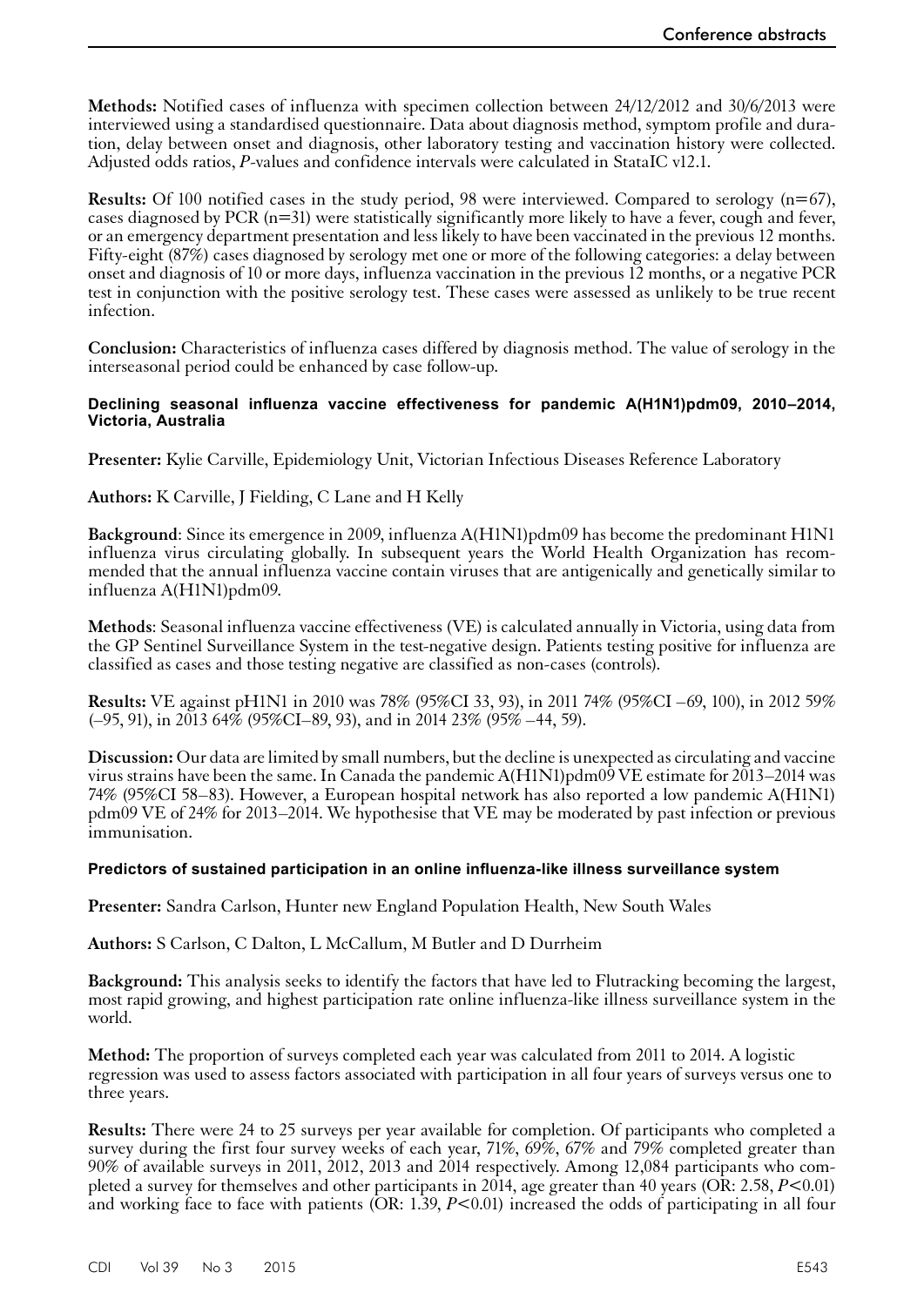**Methods:** Notified cases of influenza with specimen collection between 24/12/2012 and 30/6/2013 were interviewed using a standardised questionnaire. Data about diagnosis method, symptom profile and duration, delay between onset and diagnosis, other laboratory testing and vaccination history were collected. Adjusted odds ratios, *P*-values and confidence intervals were calculated in StataIC v12.1.

**Results:** Of 100 notified cases in the study period, 98 were interviewed. Compared to serology (n=67), cases diagnosed by PCR (n=31) were statistically significantly more likely to have a fever, cough and fever, or an emergency department presentation and less likely to have been vaccinated in the previous 12 months. Fifty-eight (87%) cases diagnosed by serology met one or more of the following categories: a delay between onset and diagnosis of 10 or more days, influenza vaccination in the previous 12 months, or a negative PCR test in conjunction with the positive serology test. These cases were assessed as unlikely to be true recent infection.

**Conclusion:** Characteristics of influenza cases differed by diagnosis method. The value of serology in the interseasonal period could be enhanced by case follow-up.

### Declining seasonal influenza vaccine effectiveness for pandemic A(H1N1)pdm09, 2010–2014, Victoria, Australia

**Presenter:** Kylie Carville, Epidemiology Unit, Victorian Infectious Diseases Reference Laboratory

**Authors:** K Carville, J Fielding, C Lane and H Kelly

**Background**: Since its emergence in 2009, influenza A(H1N1)pdm09 has become the predominant H1N1 influenza virus circulating globally. In subsequent years the World Health Organization has recommended that the annual influenza vaccine contain viruses that are antigenically and genetically similar to influenza A(H1N1)pdm09.

**Methods**: Seasonal influenza vaccine effectiveness (VE) is calculated annually in Victoria, using data from the GP Sentinel Surveillance System in the test-negative design. Patients testing positive for influenza are classified as cases and those testing negative are classified as non-cases (controls).

**Results:** VE against pH1N1 in 2010 was 78% (95%CI 33, 93), in 2011 74% (95%CI –69, 100), in 2012 59% (–95, 91), in 2013 64% (95%CI–89, 93), and in 2014 23% (95% –44, 59).

**Discussion:** Our data are limited by small numbers, but the decline is unexpected as circulating and vaccine virus strains have been the same. In Canada the pandemic A(H1N1)pdm09 VE estimate for 2013–2014 was 74% (95%CI 58–83). However, a European hospital network has also reported a low pandemic A(H1N1) pdm09 VE of 24% for 2013–2014. We hypothesise that VE may be moderated by past infection or previous immunisation.

### Predictors of sustained participation in an online influenza-like illness surveillance system

**Presenter:** Sandra Carlson, Hunter new England Population Health, New South Wales

**Authors:** S Carlson, C Dalton, L McCallum, M Butler and D Durrheim

**Background:** This analysis seeks to identify the factors that have led to Flutracking becoming the largest, most rapid growing, and highest participation rate online influenza-like illness surveillance system in the world.

**Method:** The proportion of surveys completed each year was calculated from 2011 to 2014. A logistic regression was used to assess factors associated with participation in all four years of surveys versus one to three years.

**Results:** There were 24 to 25 surveys per year available for completion. Of participants who completed a survey during the first four survey weeks of each year, 71%, 69%, 67% and 79% completed greater than 90% of available surveys in 2011, 2012, 2013 and 2014 respectively. Among 12,084 participants who completed a survey for themselves and other participants in 2014, age greater than 40 years (OR: 2.58, $P<0.01$) and working face to face with patients (OR: 1.39, $P<0.01$) increased the odds of participating in all four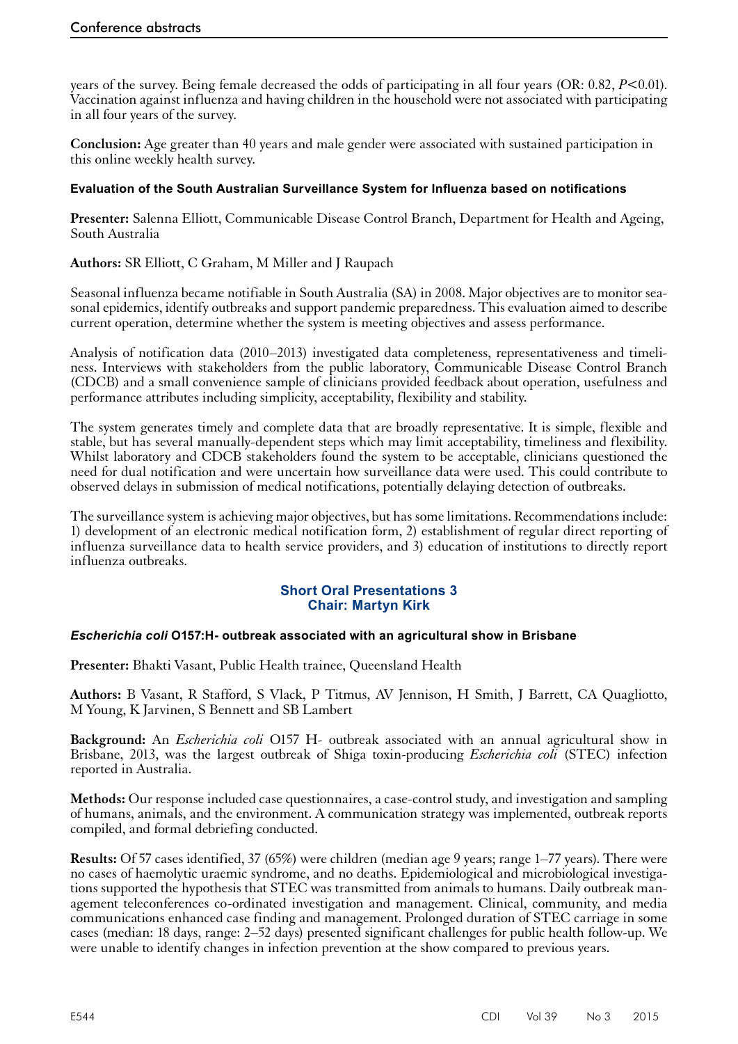years of the survey. Being female decreased the odds of participating in all four years (OR: 0.82, $P<0.01$). Vaccination against influenza and having children in the household were not associated with participating in all four years of the survey.

**Conclusion:** Age greater than 40 years and male gender were associated with sustained participation in this online weekly health survey.

#### Evaluation of the South Australian Surveillance System for Influenza based on notifications

**Presenter:** Salenna Elliott, Communicable Disease Control Branch, Department for Health and Ageing, South Australia

**Authors:** SR Elliott, C Graham, M Miller and J Raupach

Seasonal influenza became notifiable in South Australia (SA) in 2008. Major objectives are to monitor seasonal epidemics, identify outbreaks and support pandemic preparedness. This evaluation aimed to describe current operation, determine whether the system is meeting objectives and assess performance.

Analysis of notification data (2010–2013) investigated data completeness, representativeness and timeliness. Interviews with stakeholders from the public laboratory, Communicable Disease Control Branch (CDCB) and a small convenience sample of clinicians provided feedback about operation, usefulness and performance attributes including simplicity, acceptability, flexibility and stability.

The system generates timely and complete data that are broadly representative. It is simple, flexible and stable, but has several manually-dependent steps which may limit acceptability, timeliness and flexibility. Whilst laboratory and CDCB stakeholders found the system to be acceptable, clinicians questioned the need for dual notification and were uncertain how surveillance data were used. This could contribute to observed delays in submission of medical notifications, potentially delaying detection of outbreaks.

The surveillance system is achieving major objectives, but has some limitations. Recommendations include: 1) development of an electronic medical notification form, 2) establishment of regular direct reporting of influenza surveillance data to health service providers, and 3) education of institutions to directly report influenza outbreaks.

### Short Oral Presentations 3
### Chair: Martyn Kirk

#### *Escherichia coli* O157:H- outbreak associated with an agricultural show in Brisbane

**Presenter:** Bhakti Vasant, Public Health trainee, Queensland Health

**Authors:** B Vasant, R Stafford, S Vlack, P Titmus, AV Jennison, H Smith, J Barrett, CA Quagliotto, M Young, K Jarvinen, S Bennett and SB Lambert

**Background:** An *Escherichia coli* O157 H- outbreak associated with an annual agricultural show in Brisbane, 2013, was the largest outbreak of Shiga toxin-producing *Escherichia coli* (STEC) infection reported in Australia.

**Methods:** Our response included case questionnaires, a case-control study, and investigation and sampling of humans, animals, and the environment. A communication strategy was implemented, outbreak reports compiled, and formal debriefing conducted.

**Results:** Of 57 cases identified, 37 (65%) were children (median age 9 years; range 1–77 years). There were no cases of haemolytic uraemic syndrome, and no deaths. Epidemiological and microbiological investigations supported the hypothesis that STEC was transmitted from animals to humans. Daily outbreak management teleconferences co-ordinated investigation and management. Clinical, community, and media communications enhanced case finding and management. Prolonged duration of STEC carriage in some cases (median: 18 days, range: 2–52 days) presented significant challenges for public health follow-up. We were unable to identify changes in infection prevention at the show compared to previous years.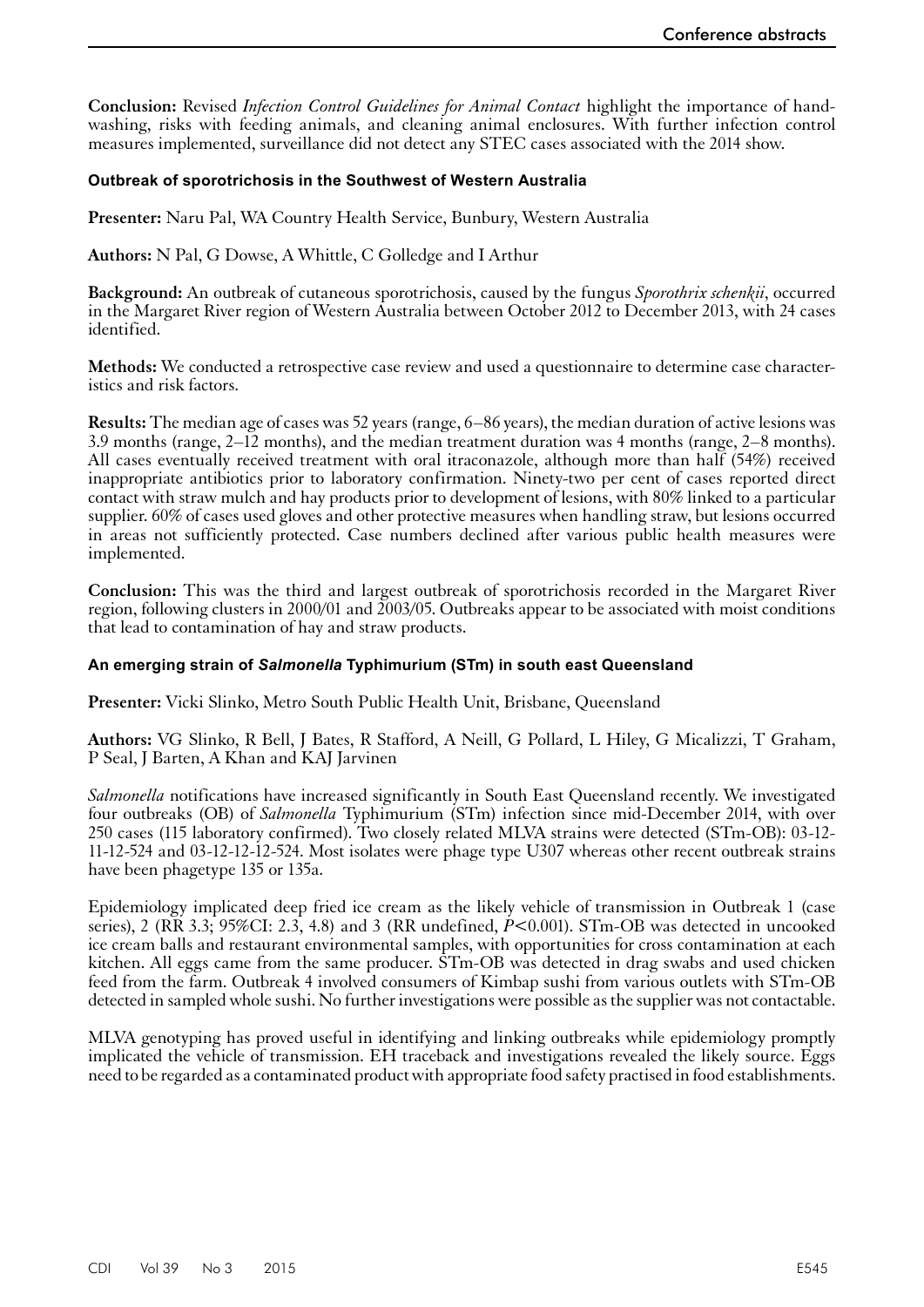**Conclusion:** Revised *Infection Control Guidelines for Animal Contact* highlight the importance of hand-washing, risks with feeding animals, and cleaning animal enclosures. With further infection control measures implemented, surveillance did not detect any STEC cases associated with the 2014 show.

### Outbreak of sporotrichosis in the Southwest of Western Australia

**Presenter:** Naru Pal, WA Country Health Service, Bunbury, Western Australia

**Authors:** N Pal, G Dowse, A Whittle, C Golledge and I Arthur

**Background:** An outbreak of cutaneous sporotrichosis, caused by the fungus *Sporothrix schenkii*, occurred in the Margaret River region of Western Australia between October 2012 to December 2013, with 24 cases identified.

**Methods:** We conducted a retrospective case review and used a questionnaire to determine case characteristics and risk factors.

**Results:** The median age of cases was 52 years (range, 6–86 years), the median duration of active lesions was 3.9 months (range, 2–12 months), and the median treatment duration was 4 months (range, 2–8 months). All cases eventually received treatment with oral itraconazole, although more than half (54%) received inappropriate antibiotics prior to laboratory confirmation. Ninety-two per cent of cases reported direct contact with straw mulch and hay products prior to development of lesions, with 80% linked to a particular supplier. 60% of cases used gloves and other protective measures when handling straw, but lesions occurred in areas not sufficiently protected. Case numbers declined after various public health measures were implemented.

**Conclusion:** This was the third and largest outbreak of sporotrichosis recorded in the Margaret River region, following clusters in 2000/01 and 2003/05. Outbreaks appear to be associated with moist conditions that lead to contamination of hay and straw products.

### An emerging strain of *Salmonella* Typhimurium (STm) in south east Queensland

**Presenter:** Vicki Slinko, Metro South Public Health Unit, Brisbane, Queensland

**Authors:** VG Slinko, R Bell, J Bates, R Stafford, A Neill, G Pollard, L Hiley, G Micalizzi, T Graham, P Seal, J Barten, A Khan and KAJ Jarvinen

*Salmonella* notifications have increased significantly in South East Queensland recently. We investigated four outbreaks (OB) of *Salmonella* Typhimurium (STm) infection since mid-December 2014, with over 250 cases (115 laboratory confirmed). Two closely related MLVA strains were detected (STm-OB): 03-12-11-12-524 and 03-12-12-12-524. Most isolates were phage type U307 whereas other recent outbreak strains have been phagetype 135 or 135a.

Epidemiology implicated deep fried ice cream as the likely vehicle of transmission in Outbreak 1 (case series), 2 (RR 3.3; 95%CI: 2.3, 4.8) and 3 (RR undefined, $P<0.001$). STm-OB was detected in uncooked ice cream balls and restaurant environmental samples, with opportunities for cross contamination at each kitchen. All eggs came from the same producer. STm-OB was detected in drag swabs and used chicken feed from the farm. Outbreak 4 involved consumers of Kimbap sushi from various outlets with STm-OB detected in sampled whole sushi. No further investigations were possible as the supplier was not contactable.

MLVA genotyping has proved useful in identifying and linking outbreaks while epidemiology promptly implicated the vehicle of transmission. EH traceback and investigations revealed the likely source. Eggs need to be regarded as a contaminated product with appropriate food safety practised in food establishments.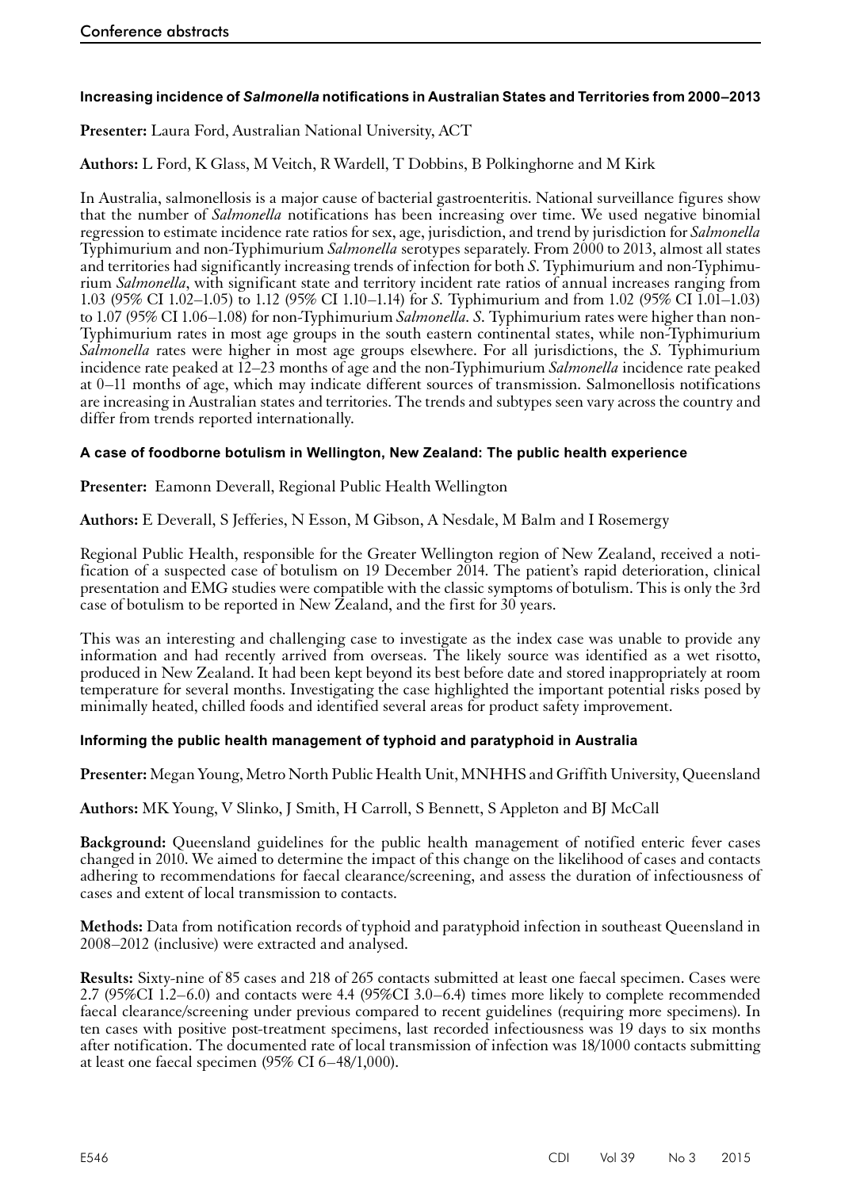### Increasing incidence of *Salmonella* notifications in Australian States and Territories from 2000–2013

**Presenter:** Laura Ford, Australian National University, ACT

**Authors:** L Ford, K Glass, M Veitch, R Wardell, T Dobbins, B Polkinghorne and M Kirk

In Australia, salmonellosis is a major cause of bacterial gastroenteritis. National surveillance figures show that the number of *Salmonella* notifications has been increasing over time. We used negative binomial regression to estimate incidence rate ratios for sex, age, jurisdiction, and trend by jurisdiction for *Salmonella* Typhimurium and non-Typhimurium *Salmonella* serotypes separately. From 2000 to 2013, almost all states and territories had significantly increasing trends of infection for both *S*. Typhimurium and non-Typhimurium *Salmonella*, with significant state and territory incident rate ratios of annual increases ranging from 1.03 (95% CI 1.02–1.05) to 1.12 (95% CI 1.10–1.14) for *S*. Typhimurium and from 1.02 (95% CI 1.01–1.03) to 1.07 (95% CI 1.06–1.08) for non-Typhimurium *Salmonella*. *S*. Typhimurium rates were higher than non-Typhimurium rates in most age groups in the south eastern continental states, while non-Typhimurium *Salmonella* rates were higher in most age groups elsewhere. For all jurisdictions, the *S*. Typhimurium incidence rate peaked at 12–23 months of age and the non-Typhimurium *Salmonella* incidence rate peaked at 0–11 months of age, which may indicate different sources of transmission. Salmonellosis notifications are increasing in Australian states and territories. The trends and subtypes seen vary across the country and differ from trends reported internationally.

### A case of foodborne botulism in Wellington, New Zealand: The public health experience

**Presenter:** Eamonn Deverall, Regional Public Health Wellington

**Authors:** E Deverall, S Jefferies, N Esson, M Gibson, A Nesdale, M Balm and I Rosemergy

Regional Public Health, responsible for the Greater Wellington region of New Zealand, received a notification of a suspected case of botulism on 19 December 2014. The patient's rapid deterioration, clinical presentation and EMG studies were compatible with the classic symptoms of botulism. This is only the 3rd case of botulism to be reported in New Zealand, and the first for 30 years.

This was an interesting and challenging case to investigate as the index case was unable to provide any information and had recently arrived from overseas. The likely source was identified as a wet risotto, produced in New Zealand. It had been kept beyond its best before date and stored inappropriately at room temperature for several months. Investigating the case highlighted the important potential risks posed by minimally heated, chilled foods and identified several areas for product safety improvement.

### Informing the public health management of typhoid and paratyphoid in Australia

**Presenter:** Megan Young, Metro North Public Health Unit, MNHHS and Griffith University, Queensland

**Authors:** MK Young, V Slinko, J Smith, H Carroll, S Bennett, S Appleton and BJ McCall

**Background:** Queensland guidelines for the public health management of notified enteric fever cases changed in 2010. We aimed to determine the impact of this change on the likelihood of cases and contacts adhering to recommendations for faecal clearance/screening, and assess the duration of infectiousness of cases and extent of local transmission to contacts.

**Methods:** Data from notification records of typhoid and paratyphoid infection in southeast Queensland in 2008–2012 (inclusive) were extracted and analysed.

**Results:** Sixty-nine of 85 cases and 218 of 265 contacts submitted at least one faecal specimen. Cases were 2.7 (95%CI 1.2–6.0) and contacts were 4.4 (95%CI 3.0–6.4) times more likely to complete recommended faecal clearance/screening under previous compared to recent guidelines (requiring more specimens). In ten cases with positive post-treatment specimens, last recorded infectiousness was 19 days to six months after notification. The documented rate of local transmission of infection was 18/1000 contacts submitting at least one faecal specimen (95% CI 6–48/1,000).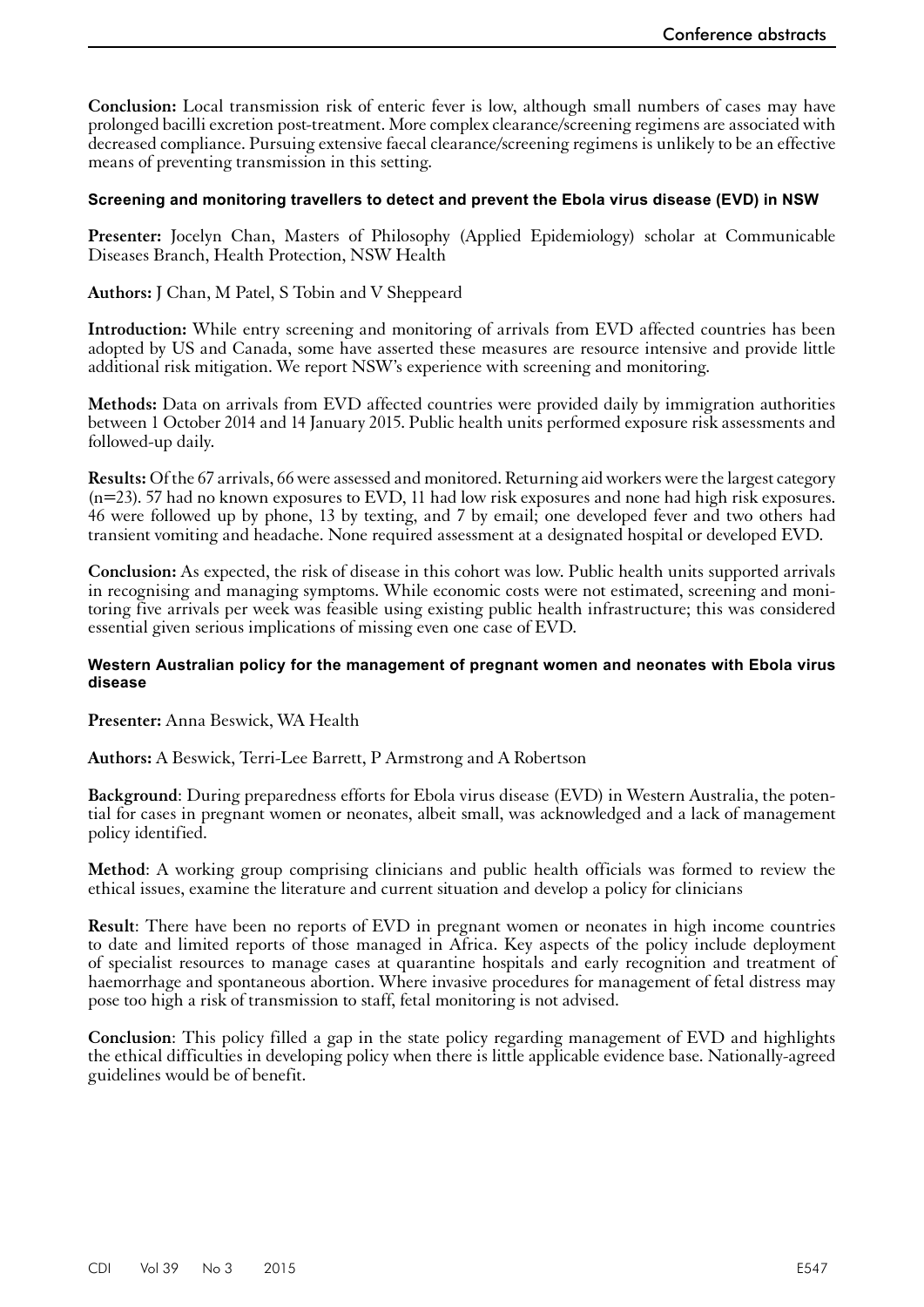**Conclusion:** Local transmission risk of enteric fever is low, although small numbers of cases may have prolonged bacilli excretion post-treatment. More complex clearance/screening regimens are associated with decreased compliance. Pursuing extensive faecal clearance/screening regimens is unlikely to be an effective means of preventing transmission in this setting.

### Screening and monitoring travellers to detect and prevent the Ebola virus disease (EVD) in NSW

**Presenter:** Jocelyn Chan, Masters of Philosophy (Applied Epidemiology) scholar at Communicable Diseases Branch, Health Protection, NSW Health

**Authors:** J Chan, M Patel, S Tobin and V Sheppeard

**Introduction:** While entry screening and monitoring of arrivals from EVD affected countries has been adopted by US and Canada, some have asserted these measures are resource intensive and provide little additional risk mitigation. We report NSW's experience with screening and monitoring.

**Methods:** Data on arrivals from EVD affected countries were provided daily by immigration authorities between 1 October 2014 and 14 January 2015. Public health units performed exposure risk assessments and followed-up daily.

**Results:** Of the 67 arrivals, 66 were assessed and monitored. Returning aid workers were the largest category (n=23). 57 had no known exposures to EVD, 11 had low risk exposures and none had high risk exposures. 46 were followed up by phone, 13 by texting, and 7 by email; one developed fever and two others had transient vomiting and headache. None required assessment at a designated hospital or developed EVD.

**Conclusion:** As expected, the risk of disease in this cohort was low. Public health units supported arrivals in recognising and managing symptoms. While economic costs were not estimated, screening and monitoring five arrivals per week was feasible using existing public health infrastructure; this was considered essential given serious implications of missing even one case of EVD.

### Western Australian policy for the management of pregnant women and neonates with Ebola virus disease

**Presenter:** Anna Beswick, WA Health

**Authors:** A Beswick, Terri-Lee Barrett, P Armstrong and A Robertson

**Background**: During preparedness efforts for Ebola virus disease (EVD) in Western Australia, the potential for cases in pregnant women or neonates, albeit small, was acknowledged and a lack of management policy identified.

**Method**: A working group comprising clinicians and public health officials was formed to review the ethical issues, examine the literature and current situation and develop a policy for clinicians

**Result**: There have been no reports of EVD in pregnant women or neonates in high income countries to date and limited reports of those managed in Africa. Key aspects of the policy include deployment of specialist resources to manage cases at quarantine hospitals and early recognition and treatment of haemorrhage and spontaneous abortion. Where invasive procedures for management of fetal distress may pose too high a risk of transmission to staff, fetal monitoring is not advised.

**Conclusion**: This policy filled a gap in the state policy regarding management of EVD and highlights the ethical difficulties in developing policy when there is little applicable evidence base. Nationally-agreed guidelines would be of benefit.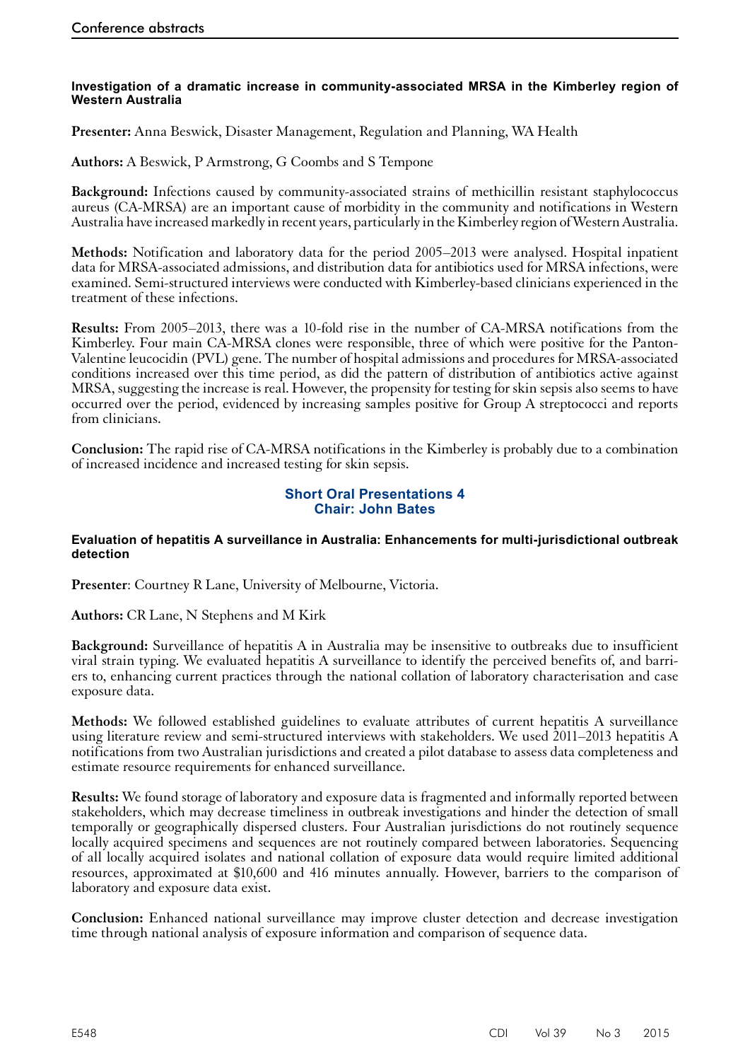### Investigation of a dramatic increase in community-associated MRSA in the Kimberley region of Western Australia

**Presenter:** Anna Beswick, Disaster Management, Regulation and Planning, WA Health

**Authors:** A Beswick, P Armstrong, G Coombs and S Tempone

**Background:** Infections caused by community-associated strains of methicillin resistant staphylococcus aureus (CA-MRSA) are an important cause of morbidity in the community and notifications in Western Australia have increased markedly in recent years, particularly in the Kimberley region of Western Australia.

**Methods:** Notification and laboratory data for the period 2005–2013 were analysed. Hospital inpatient data for MRSA-associated admissions, and distribution data for antibiotics used for MRSA infections, were examined. Semi-structured interviews were conducted with Kimberley-based clinicians experienced in the treatment of these infections.

**Results:** From 2005–2013, there was a 10-fold rise in the number of CA-MRSA notifications from the Kimberley. Four main CA-MRSA clones were responsible, three of which were positive for the Panton-Valentine leucocidin (PVL) gene. The number of hospital admissions and procedures for MRSA-associated conditions increased over this time period, as did the pattern of distribution of antibiotics active against MRSA, suggesting the increase is real. However, the propensity for testing for skin sepsis also seems to have occurred over the period, evidenced by increasing samples positive for Group A streptococci and reports from clinicians.

**Conclusion:** The rapid rise of CA-MRSA notifications in the Kimberley is probably due to a combination of increased incidence and increased testing for skin sepsis.

## Short Oral Presentations 4
## Chair: John Bates

### Evaluation of hepatitis A surveillance in Australia: Enhancements for multi-jurisdictional outbreak detection

**Presenter**: Courtney R Lane, University of Melbourne, Victoria.

**Authors:** CR Lane, N Stephens and M Kirk

**Background:** Surveillance of hepatitis A in Australia may be insensitive to outbreaks due to insufficient viral strain typing. We evaluated hepatitis A surveillance to identify the perceived benefits of, and barriers to, enhancing current practices through the national collation of laboratory characterisation and case exposure data.

**Methods:** We followed established guidelines to evaluate attributes of current hepatitis A surveillance using literature review and semi-structured interviews with stakeholders. We used 2011–2013 hepatitis A notifications from two Australian jurisdictions and created a pilot database to assess data completeness and estimate resource requirements for enhanced surveillance.

**Results:** We found storage of laboratory and exposure data is fragmented and informally reported between stakeholders, which may decrease timeliness in outbreak investigations and hinder the detection of small temporally or geographically dispersed clusters. Four Australian jurisdictions do not routinely sequence locally acquired specimens and sequences are not routinely compared between laboratories. Sequencing of all locally acquired isolates and national collation of exposure data would require limited additional resources, approximated at $10,600 and 416 minutes annually. However, barriers to the comparison of laboratory and exposure data exist.

**Conclusion:** Enhanced national surveillance may improve cluster detection and decrease investigation time through national analysis of exposure information and comparison of sequence data.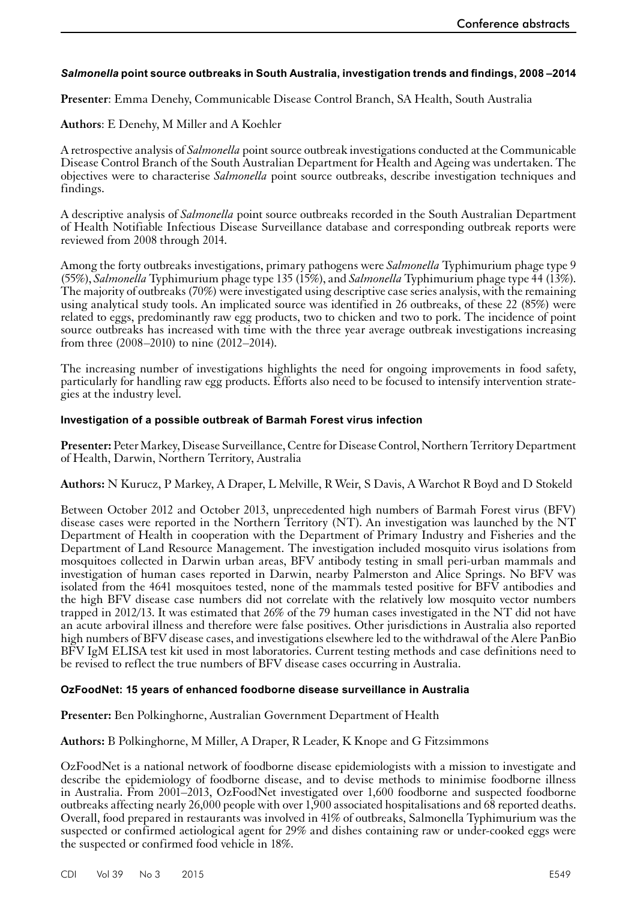### *Salmonella* point source outbreaks in South Australia, investigation trends and findings, 2008 –2014

**Presenter**: Emma Denehy, Communicable Disease Control Branch, SA Health, South Australia

**Authors**: E Denehy, M Miller and A Koehler

A retrospective analysis of *Salmonella* point source outbreak investigations conducted at the Communicable Disease Control Branch of the South Australian Department for Health and Ageing was undertaken. The objectives were to characterise *Salmonella* point source outbreaks, describe investigation techniques and findings.

A descriptive analysis of *Salmonella* point source outbreaks recorded in the South Australian Department of Health Notifiable Infectious Disease Surveillance database and corresponding outbreak reports were reviewed from 2008 through 2014.

Among the forty outbreaks investigations, primary pathogens were *Salmonella* Typhimurium phage type 9 (55%), *Salmonella* Typhimurium phage type 135 (15%), and *Salmonella* Typhimurium phage type 44 (13%). The majority of outbreaks (70%) were investigated using descriptive case series analysis, with the remaining using analytical study tools. An implicated source was identified in 26 outbreaks, of these 22 (85%) were related to eggs, predominantly raw egg products, two to chicken and two to pork. The incidence of point source outbreaks has increased with time with the three year average outbreak investigations increasing from three (2008–2010) to nine (2012–2014).

The increasing number of investigations highlights the need for ongoing improvements in food safety, particularly for handling raw egg products. Efforts also need to be focused to intensify intervention strategies at the industry level.

### Investigation of a possible outbreak of Barmah Forest virus infection

**Presenter:** Peter Markey, Disease Surveillance, Centre for Disease Control, Northern Territory Department of Health, Darwin, Northern Territory, Australia

**Authors:** N Kurucz, P Markey, A Draper, L Melville, R Weir, S Davis, A Warchot R Boyd and D Stokeld

Between October 2012 and October 2013, unprecedented high numbers of Barmah Forest virus (BFV) disease cases were reported in the Northern Territory (NT). An investigation was launched by the NT Department of Health in cooperation with the Department of Primary Industry and Fisheries and the Department of Land Resource Management. The investigation included mosquito virus isolations from mosquitoes collected in Darwin urban areas, BFV antibody testing in small peri-urban mammals and investigation of human cases reported in Darwin, nearby Palmerston and Alice Springs. No BFV was isolated from the 4641 mosquitoes tested, none of the mammals tested positive for BFV antibodies and the high BFV disease case numbers did not correlate with the relatively low mosquito vector numbers trapped in 2012/13. It was estimated that 26% of the 79 human cases investigated in the NT did not have an acute arboviral illness and therefore were false positives. Other jurisdictions in Australia also reported high numbers of BFV disease cases, and investigations elsewhere led to the withdrawal of the Alere PanBio BFV IgM ELISA test kit used in most laboratories. Current testing methods and case definitions need to be revised to reflect the true numbers of BFV disease cases occurring in Australia.

### OzFoodNet: 15 years of enhanced foodborne disease surveillance in Australia

**Presenter:** Ben Polkinghorne, Australian Government Department of Health

**Authors:** B Polkinghorne, M Miller, A Draper, R Leader, K Knope and G Fitzsimmons

OzFoodNet is a national network of foodborne disease epidemiologists with a mission to investigate and describe the epidemiology of foodborne disease, and to devise methods to minimise foodborne illness in Australia. From 2001–2013, OzFoodNet investigated over 1,600 foodborne and suspected foodborne outbreaks affecting nearly 26,000 people with over 1,900 associated hospitalisations and 68 reported deaths. Overall, food prepared in restaurants was involved in 41% of outbreaks, Salmonella Typhimurium was the suspected or confirmed aetiological agent for 29% and dishes containing raw or under-cooked eggs were the suspected or confirmed food vehicle in 18%.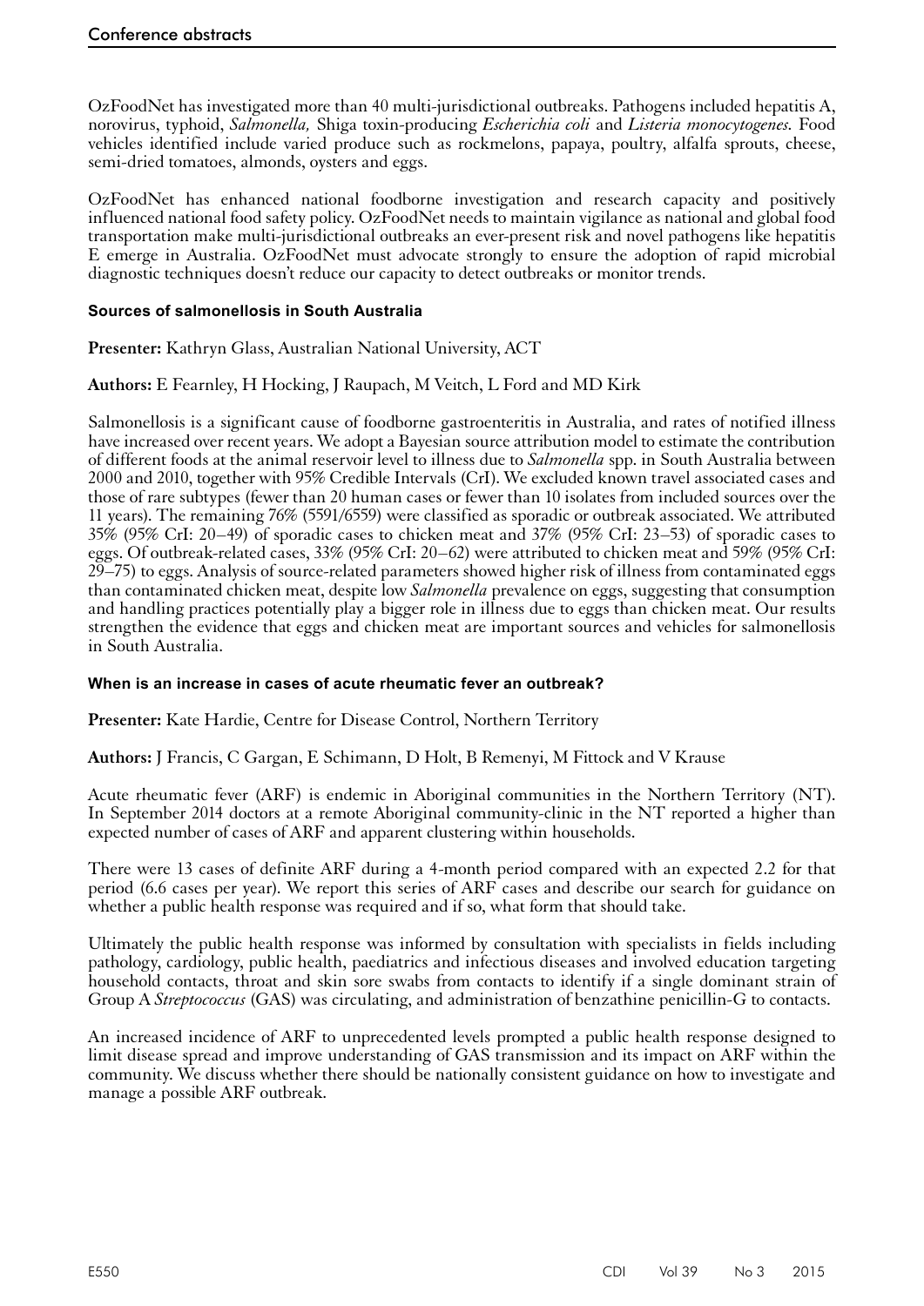OzFoodNet has investigated more than 40 multi-jurisdictional outbreaks. Pathogens included hepatitis A, norovirus, typhoid, *Salmonella,* Shiga toxin-producing *Escherichia coli* and *Listeria monocytogenes.* Food vehicles identified include varied produce such as rockmelons, papaya, poultry, alfalfa sprouts, cheese, semi-dried tomatoes, almonds, oysters and eggs.

OzFoodNet has enhanced national foodborne investigation and research capacity and positively influenced national food safety policy. OzFoodNet needs to maintain vigilance as national and global food transportation make multi-jurisdictional outbreaks an ever-present risk and novel pathogens like hepatitis E emerge in Australia. OzFoodNet must advocate strongly to ensure the adoption of rapid microbial diagnostic techniques doesn't reduce our capacity to detect outbreaks or monitor trends.

### Sources of salmonellosis in South Australia

**Presenter:** Kathryn Glass, Australian National University, ACT

**Authors:** E Fearnley, H Hocking, J Raupach, M Veitch, L Ford and MD Kirk

Salmonellosis is a significant cause of foodborne gastroenteritis in Australia, and rates of notified illness have increased over recent years. We adopt a Bayesian source attribution model to estimate the contribution of different foods at the animal reservoir level to illness due to *Salmonella* spp. in South Australia between 2000 and 2010, together with 95% Credible Intervals (CrI). We excluded known travel associated cases and those of rare subtypes (fewer than 20 human cases or fewer than 10 isolates from included sources over the 11 years). The remaining 76% (5591/6559) were classified as sporadic or outbreak associated. We attributed 35% (95% CrI: 20–49) of sporadic cases to chicken meat and 37% (95% CrI: 23–53) of sporadic cases to eggs. Of outbreak-related cases, 33% (95% CrI: 20–62) were attributed to chicken meat and 59% (95% CrI: 29–75) to eggs. Analysis of source-related parameters showed higher risk of illness from contaminated eggs than contaminated chicken meat, despite low *Salmonella* prevalence on eggs, suggesting that consumption and handling practices potentially play a bigger role in illness due to eggs than chicken meat. Our results strengthen the evidence that eggs and chicken meat are important sources and vehicles for salmonellosis in South Australia.

### When is an increase in cases of acute rheumatic fever an outbreak?

**Presenter:** Kate Hardie, Centre for Disease Control, Northern Territory

**Authors:** J Francis, C Gargan, E Schimann, D Holt, B Remenyi, M Fittock and V Krause

Acute rheumatic fever (ARF) is endemic in Aboriginal communities in the Northern Territory (NT). In September 2014 doctors at a remote Aboriginal community-clinic in the NT reported a higher than expected number of cases of ARF and apparent clustering within households.

There were 13 cases of definite ARF during a 4-month period compared with an expected 2.2 for that period (6.6 cases per year). We report this series of ARF cases and describe our search for guidance on whether a public health response was required and if so, what form that should take.

Ultimately the public health response was informed by consultation with specialists in fields including pathology, cardiology, public health, paediatrics and infectious diseases and involved education targeting household contacts, throat and skin sore swabs from contacts to identify if a single dominant strain of Group A *Streptococcus* (GAS) was circulating, and administration of benzathine penicillin-G to contacts.

An increased incidence of ARF to unprecedented levels prompted a public health response designed to limit disease spread and improve understanding of GAS transmission and its impact on ARF within the community. We discuss whether there should be nationally consistent guidance on how to investigate and manage a possible ARF outbreak.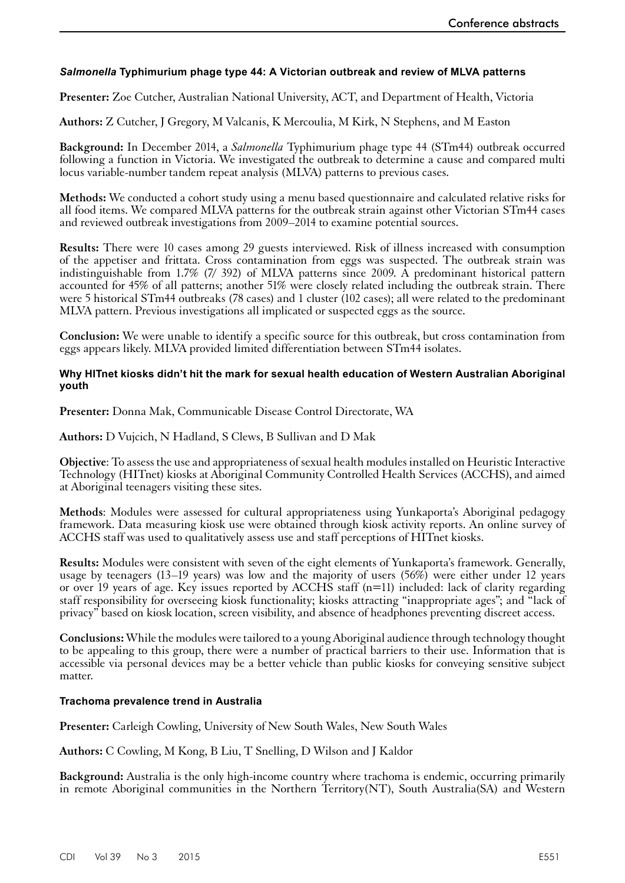### *Salmonella* Typhimurium phage type 44: A Victorian outbreak and review of MLVA patterns

**Presenter:** Zoe Cutcher, Australian National University, ACT, and Department of Health, Victoria

**Authors:** Z Cutcher, J Gregory, M Valcanis, K Mercoulia, M Kirk, N Stephens, and M Easton

**Background:** In December 2014, a *Salmonella* Typhimurium phage type 44 (STm44) outbreak occurred following a function in Victoria. We investigated the outbreak to determine a cause and compared multi locus variable-number tandem repeat analysis (MLVA) patterns to previous cases.

**Methods:** We conducted a cohort study using a menu based questionnaire and calculated relative risks for all food items. We compared MLVA patterns for the outbreak strain against other Victorian STm44 cases and reviewed outbreak investigations from 2009–2014 to examine potential sources.

**Results:** There were 10 cases among 29 guests interviewed. Risk of illness increased with consumption of the appetiser and frittata. Cross contamination from eggs was suspected. The outbreak strain was indistinguishable from 1.7% (7/ 392) of MLVA patterns since 2009. A predominant historical pattern accounted for 45% of all patterns; another 51% were closely related including the outbreak strain. There were 5 historical STm44 outbreaks (78 cases) and 1 cluster (102 cases); all were related to the predominant MLVA pattern. Previous investigations all implicated or suspected eggs as the source.

**Conclusion:** We were unable to identify a specific source for this outbreak, but cross contamination from eggs appears likely. MLVA provided limited differentiation between STm44 isolates.

### Why HITnet kiosks didn't hit the mark for sexual health education of Western Australian Aboriginal youth

**Presenter:** Donna Mak, Communicable Disease Control Directorate, WA

**Authors:** D Vujcich, N Hadland, S Clews, B Sullivan and D Mak

**Objective**: To assess the use and appropriateness of sexual health modules installed on Heuristic Interactive Technology (HITnet) kiosks at Aboriginal Community Controlled Health Services (ACCHS), and aimed at Aboriginal teenagers visiting these sites.

**Methods**: Modules were assessed for cultural appropriateness using Yunkaporta's Aboriginal pedagogy framework. Data measuring kiosk use were obtained through kiosk activity reports. An online survey of ACCHS staff was used to qualitatively assess use and staff perceptions of HITnet kiosks.

**Results:** Modules were consistent with seven of the eight elements of Yunkaporta's framework. Generally, usage by teenagers (13–19 years) was low and the majority of users (56%) were either under 12 years or over 19 years of age. Key issues reported by ACCHS staff (n=11) included: lack of clarity regarding staff responsibility for overseeing kiosk functionality; kiosks attracting "inappropriate ages"; and "lack of privacy" based on kiosk location, screen visibility, and absence of headphones preventing discreet access.

**Conclusions:** While the modules were tailored to a young Aboriginal audience through technology thought to be appealing to this group, there were a number of practical barriers to their use. Information that is accessible via personal devices may be a better vehicle than public kiosks for conveying sensitive subject matter.

### Trachoma prevalence trend in Australia

**Presenter:** Carleigh Cowling, University of New South Wales, New South Wales

**Authors:** C Cowling, M Kong, B Liu, T Snelling, D Wilson and J Kaldor

**Background:** Australia is the only high-income country where trachoma is endemic, occurring primarily in remote Aboriginal communities in the Northern Territory(NT), South Australia(SA) and Western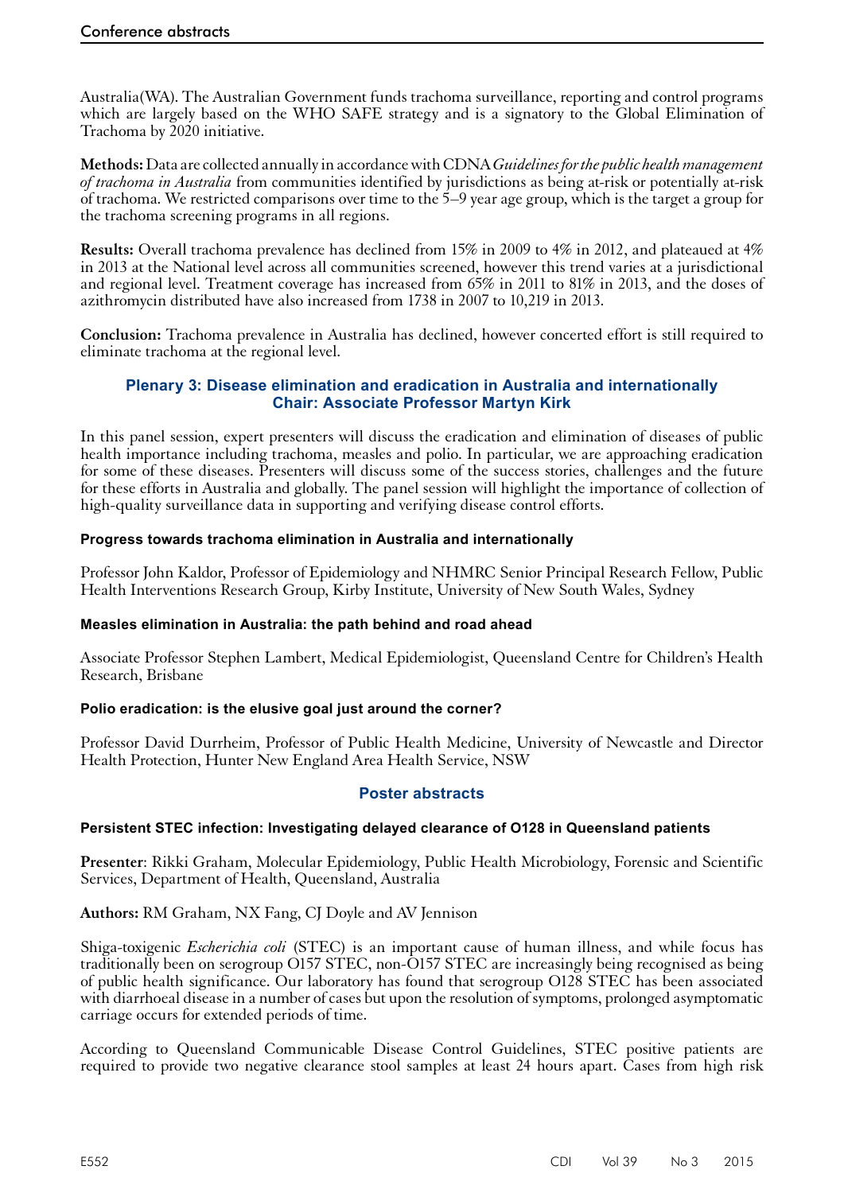Australia(WA). The Australian Government funds trachoma surveillance, reporting and control programs which are largely based on the WHO SAFE strategy and is a signatory to the Global Elimination of Trachoma by 2020 initiative.

**Methods:** Data are collected annually in accordance with CDNA *Guidelines for the public health management of trachoma in Australia* from communities identified by jurisdictions as being at-risk or potentially at-risk of trachoma. We restricted comparisons over time to the 5–9 year age group, which is the target a group for the trachoma screening programs in all regions.

**Results:** Overall trachoma prevalence has declined from 15% in 2009 to 4% in 2012, and plateaued at 4% in 2013 at the National level across all communities screened, however this trend varies at a jurisdictional and regional level. Treatment coverage has increased from 65% in 2011 to 81% in 2013, and the doses of azithromycin distributed have also increased from 1738 in 2007 to 10,219 in 2013.

**Conclusion:** Trachoma prevalence in Australia has declined, however concerted effort is still required to eliminate trachoma at the regional level.

## Plenary 3: Disease elimination and eradication in Australia and internationally
## Chair: Associate Professor Martyn Kirk

In this panel session, expert presenters will discuss the eradication and elimination of diseases of public health importance including trachoma, measles and polio. In particular, we are approaching eradication for some of these diseases. Presenters will discuss some of the success stories, challenges and the future for these efforts in Australia and globally. The panel session will highlight the importance of collection of high-quality surveillance data in supporting and verifying disease control efforts.

### Progress towards trachoma elimination in Australia and internationally

Professor John Kaldor, Professor of Epidemiology and NHMRC Senior Principal Research Fellow, Public Health Interventions Research Group, Kirby Institute, University of New South Wales, Sydney

### Measles elimination in Australia: the path behind and road ahead

Associate Professor Stephen Lambert, Medical Epidemiologist, Queensland Centre for Children's Health Research, Brisbane

### Polio eradication: is the elusive goal just around the corner?

Professor David Durrheim, Professor of Public Health Medicine, University of Newcastle and Director Health Protection, Hunter New England Area Health Service, NSW

## Poster abstracts

### Persistent STEC infection: Investigating delayed clearance of O128 in Queensland patients

**Presenter**: Rikki Graham, Molecular Epidemiology, Public Health Microbiology, Forensic and Scientific Services, Department of Health, Queensland, Australia

**Authors:** RM Graham, NX Fang, CJ Doyle and AV Jennison

Shiga-toxigenic *Escherichia coli* (STEC) is an important cause of human illness, and while focus has traditionally been on serogroup O157 STEC, non-O157 STEC are increasingly being recognised as being of public health significance. Our laboratory has found that serogroup O128 STEC has been associated with diarrhoeal disease in a number of cases but upon the resolution of symptoms, prolonged asymptomatic carriage occurs for extended periods of time.

According to Queensland Communicable Disease Control Guidelines, STEC positive patients are required to provide two negative clearance stool samples at least 24 hours apart. Cases from high risk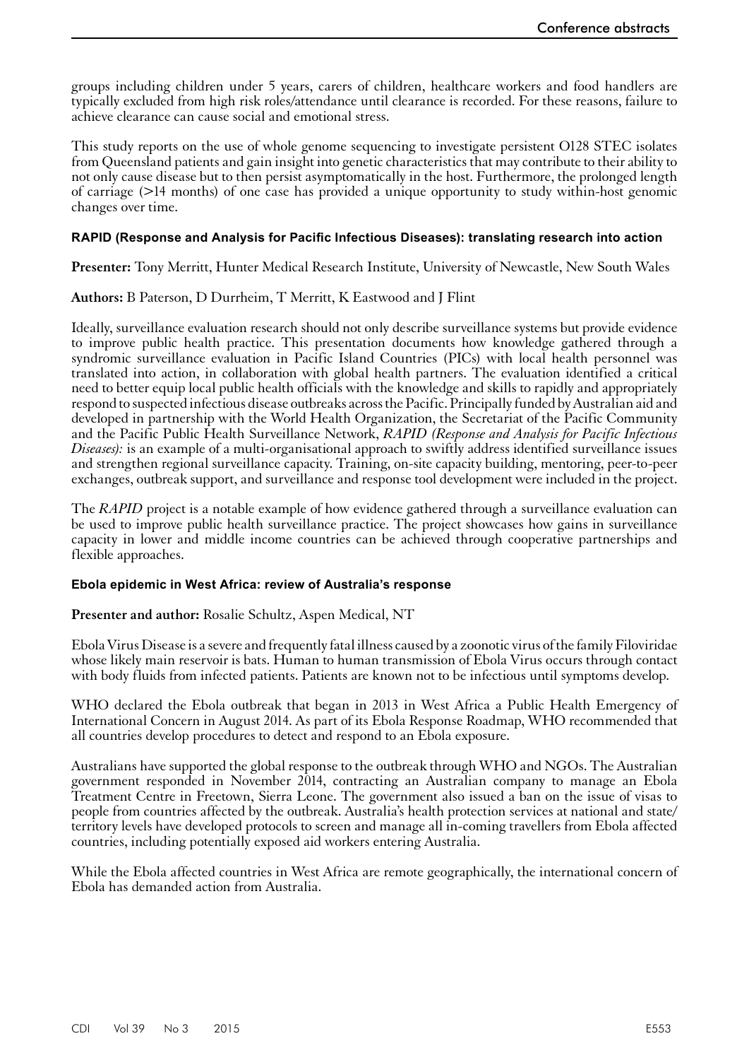groups including children under 5 years, carers of children, healthcare workers and food handlers are typically excluded from high risk roles/attendance until clearance is recorded. For these reasons, failure to achieve clearance can cause social and emotional stress.

This study reports on the use of whole genome sequencing to investigate persistent O128 STEC isolates from Queensland patients and gain insight into genetic characteristics that may contribute to their ability to not only cause disease but to then persist asymptomatically in the host. Furthermore, the prolonged length of carriage (>14 months) of one case has provided a unique opportunity to study within-host genomic changes over time.

### RAPID (Response and Analysis for Pacific Infectious Diseases): translating research into action

**Presenter:** Tony Merritt, Hunter Medical Research Institute, University of Newcastle, New South Wales

**Authors:** B Paterson, D Durrheim, T Merritt, K Eastwood and J Flint

Ideally, surveillance evaluation research should not only describe surveillance systems but provide evidence to improve public health practice. This presentation documents how knowledge gathered through a syndromic surveillance evaluation in Pacific Island Countries (PICs) with local health personnel was translated into action, in collaboration with global health partners. The evaluation identified a critical need to better equip local public health officials with the knowledge and skills to rapidly and appropriately respond to suspected infectious disease outbreaks across the Pacific. Principally funded by Australian aid and developed in partnership with the World Health Organization, the Secretariat of the Pacific Community and the Pacific Public Health Surveillance Network, *RAPID (Response and Analysis for Pacific Infectious Diseases):* is an example of a multi-organisational approach to swiftly address identified surveillance issues and strengthen regional surveillance capacity. Training, on-site capacity building, mentoring, peer-to-peer exchanges, outbreak support, and surveillance and response tool development were included in the project.

The *RAPID* project is a notable example of how evidence gathered through a surveillance evaluation can be used to improve public health surveillance practice. The project showcases how gains in surveillance capacity in lower and middle income countries can be achieved through cooperative partnerships and flexible approaches.

### Ebola epidemic in West Africa: review of Australia's response

**Presenter and author:** Rosalie Schultz, Aspen Medical, NT

Ebola Virus Disease is a severe and frequently fatal illness caused by a zoonotic virus of the family Filoviridae whose likely main reservoir is bats. Human to human transmission of Ebola Virus occurs through contact with body fluids from infected patients. Patients are known not to be infectious until symptoms develop.

WHO declared the Ebola outbreak that began in 2013 in West Africa a Public Health Emergency of International Concern in August 2014. As part of its Ebola Response Roadmap, WHO recommended that all countries develop procedures to detect and respond to an Ebola exposure.

Australians have supported the global response to the outbreak through WHO and NGOs. The Australian government responded in November 2014, contracting an Australian company to manage an Ebola Treatment Centre in Freetown, Sierra Leone. The government also issued a ban on the issue of visas to people from countries affected by the outbreak. Australia's health protection services at national and state/territory levels have developed protocols to screen and manage all in-coming travellers from Ebola affected countries, including potentially exposed aid workers entering Australia.

While the Ebola affected countries in West Africa are remote geographically, the international concern of Ebola has demanded action from Australia.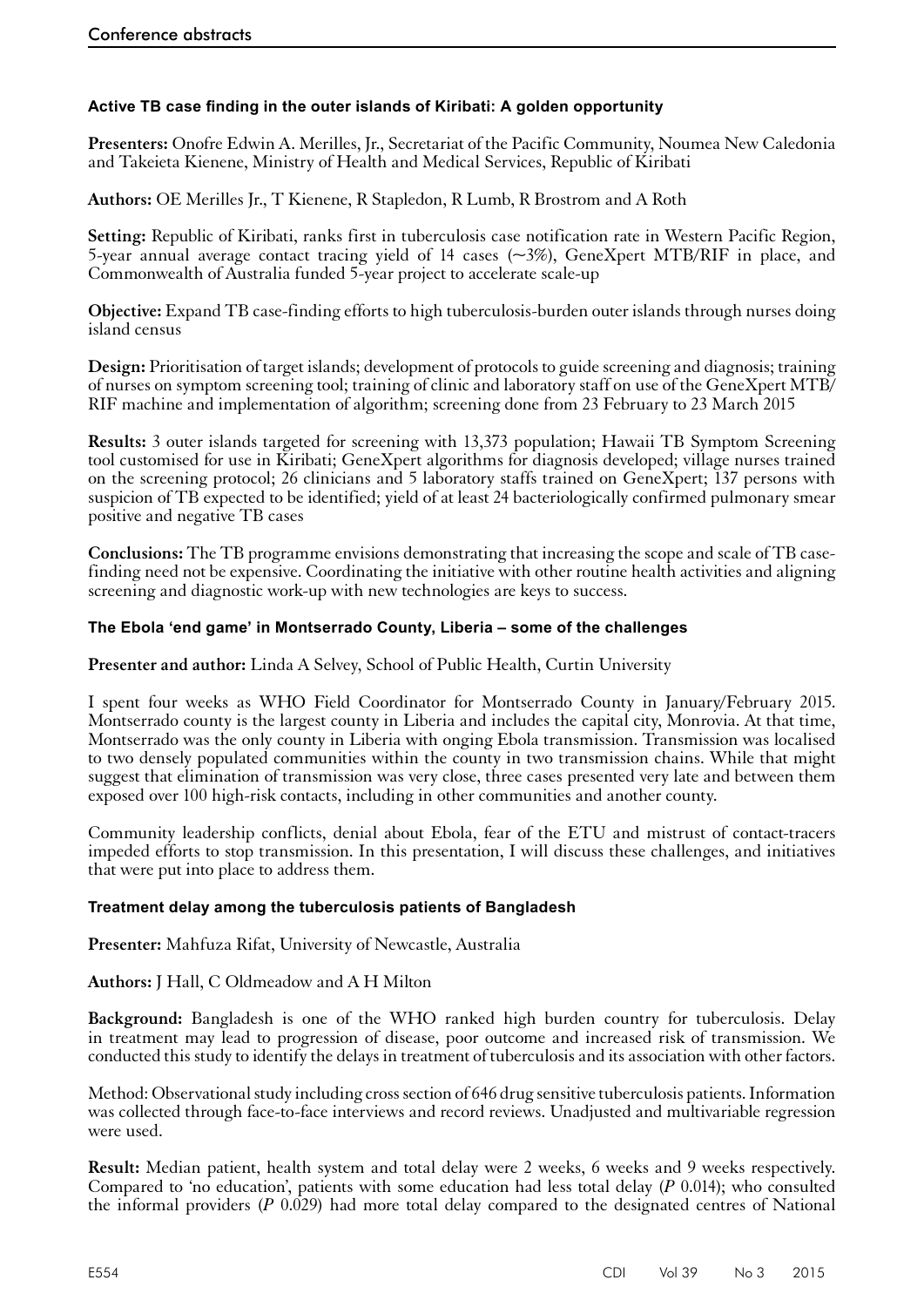### Active TB case finding in the outer islands of Kiribati: A golden opportunity

**Presenters:** Onofre Edwin A. Merilles, Jr., Secretariat of the Pacific Community, Noumea New Caledonia and Takeieta Kienene, Ministry of Health and Medical Services, Republic of Kiribati

**Authors:** OE Merilles Jr., T Kienene, R Stapledon, R Lumb, R Brostrom and A Roth

**Setting:** Republic of Kiribati, ranks first in tuberculosis case notification rate in Western Pacific Region, 5-year annual average contact tracing yield of 14 cases (~3%), GeneXpert MTB/RIF in place, and Commonwealth of Australia funded 5-year project to accelerate scale-up

**Objective:** Expand TB case-finding efforts to high tuberculosis-burden outer islands through nurses doing island census

**Design:** Prioritisation of target islands; development of protocols to guide screening and diagnosis; training of nurses on symptom screening tool; training of clinic and laboratory staff on use of the GeneXpert MTB/RIF machine and implementation of algorithm; screening done from 23 February to 23 March 2015

**Results:** 3 outer islands targeted for screening with 13,373 population; Hawaii TB Symptom Screening tool customised for use in Kiribati; GeneXpert algorithms for diagnosis developed; village nurses trained on the screening protocol; 26 clinicians and 5 laboratory staffs trained on GeneXpert; 137 persons with suspicion of TB expected to be identified; yield of at least 24 bacteriologically confirmed pulmonary smear positive and negative TB cases

**Conclusions:** The TB programme envisions demonstrating that increasing the scope and scale of TB case-finding need not be expensive. Coordinating the initiative with other routine health activities and aligning screening and diagnostic work-up with new technologies are keys to success.

### The Ebola 'end game' in Montserrado County, Liberia – some of the challenges

**Presenter and author:** Linda A Selvey, School of Public Health, Curtin University

I spent four weeks as WHO Field Coordinator for Montserrado County in January/February 2015. Montserrado county is the largest county in Liberia and includes the capital city, Monrovia. At that time, Montserrado was the only county in Liberia with onging Ebola transmission. Transmission was localised to two densely populated communities within the county in two transmission chains. While that might suggest that elimination of transmission was very close, three cases presented very late and between them exposed over 100 high-risk contacts, including in other communities and another county.

Community leadership conflicts, denial about Ebola, fear of the ETU and mistrust of contact-tracers impeded efforts to stop transmission. In this presentation, I will discuss these challenges, and initiatives that were put into place to address them.

### Treatment delay among the tuberculosis patients of Bangladesh

**Presenter:** Mahfuza Rifat, University of Newcastle, Australia

**Authors:** J Hall, C Oldmeadow and A H Milton

**Background:** Bangladesh is one of the WHO ranked high burden country for tuberculosis. Delay in treatment may lead to progression of disease, poor outcome and increased risk of transmission. We conducted this study to identify the delays in treatment of tuberculosis and its association with other factors.

Method: Observational study including cross section of 646 drug sensitive tuberculosis patients. Information was collected through face-to-face interviews and record reviews. Unadjusted and multivariable regression were used.

**Result:** Median patient, health system and total delay were 2 weeks, 6 weeks and 9 weeks respectively. Compared to 'no education', patients with some education had less total delay (*P* 0.014); who consulted the informal providers (*P* 0.029) had more total delay compared to the designated centres of National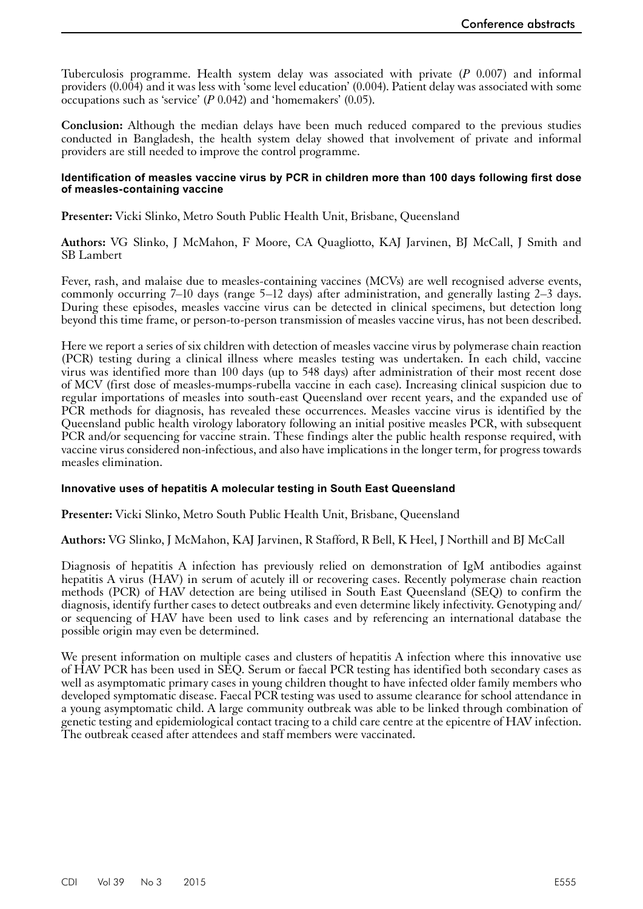Tuberculosis programme. Health system delay was associated with private (*P* 0.007) and informal providers (0.004) and it was less with 'some level education' (0.004). Patient delay was associated with some occupations such as 'service' (*P* 0.042) and 'homemakers' (0.05).

**Conclusion:** Although the median delays have been much reduced compared to the previous studies conducted in Bangladesh, the health system delay showed that involvement of private and informal providers are still needed to improve the control programme.

#### Identification of measles vaccine virus by PCR in children more than 100 days following first dose of measles-containing vaccine

**Presenter:** Vicki Slinko, Metro South Public Health Unit, Brisbane, Queensland

**Authors:** VG Slinko, J McMahon, F Moore, CA Quagliotto, KAJ Jarvinen, BJ McCall, J Smith and SB Lambert

Fever, rash, and malaise due to measles-containing vaccines (MCVs) are well recognised adverse events, commonly occurring 7–10 days (range 5–12 days) after administration, and generally lasting 2–3 days. During these episodes, measles vaccine virus can be detected in clinical specimens, but detection long beyond this time frame, or person-to-person transmission of measles vaccine virus, has not been described.

Here we report a series of six children with detection of measles vaccine virus by polymerase chain reaction (PCR) testing during a clinical illness where measles testing was undertaken. In each child, vaccine virus was identified more than 100 days (up to 548 days) after administration of their most recent dose of MCV (first dose of measles-mumps-rubella vaccine in each case). Increasing clinical suspicion due to regular importations of measles into south-east Queensland over recent years, and the expanded use of PCR methods for diagnosis, has revealed these occurrences. Measles vaccine virus is identified by the Queensland public health virology laboratory following an initial positive measles PCR, with subsequent PCR and/or sequencing for vaccine strain. These findings alter the public health response required, with vaccine virus considered non-infectious, and also have implications in the longer term, for progress towards measles elimination.

#### Innovative uses of hepatitis A molecular testing in South East Queensland

**Presenter:** Vicki Slinko, Metro South Public Health Unit, Brisbane, Queensland

**Authors:** VG Slinko, J McMahon, KAJ Jarvinen, R Stafford, R Bell, K Heel, J Northill and BJ McCall

Diagnosis of hepatitis A infection has previously relied on demonstration of IgM antibodies against hepatitis A virus (HAV) in serum of acutely ill or recovering cases. Recently polymerase chain reaction methods (PCR) of HAV detection are being utilised in South East Queensland (SEQ) to confirm the diagnosis, identify further cases to detect outbreaks and even determine likely infectivity. Genotyping and/or sequencing of HAV have been used to link cases and by referencing an international database the possible origin may even be determined.

We present information on multiple cases and clusters of hepatitis A infection where this innovative use of HAV PCR has been used in SEQ. Serum or faecal PCR testing has identified both secondary cases as well as asymptomatic primary cases in young children thought to have infected older family members who developed symptomatic disease. Faecal PCR testing was used to assume clearance for school attendance in a young asymptomatic child. A large community outbreak was able to be linked through combination of genetic testing and epidemiological contact tracing to a child care centre at the epicentre of HAV infection. The outbreak ceased after attendees and staff members were vaccinated.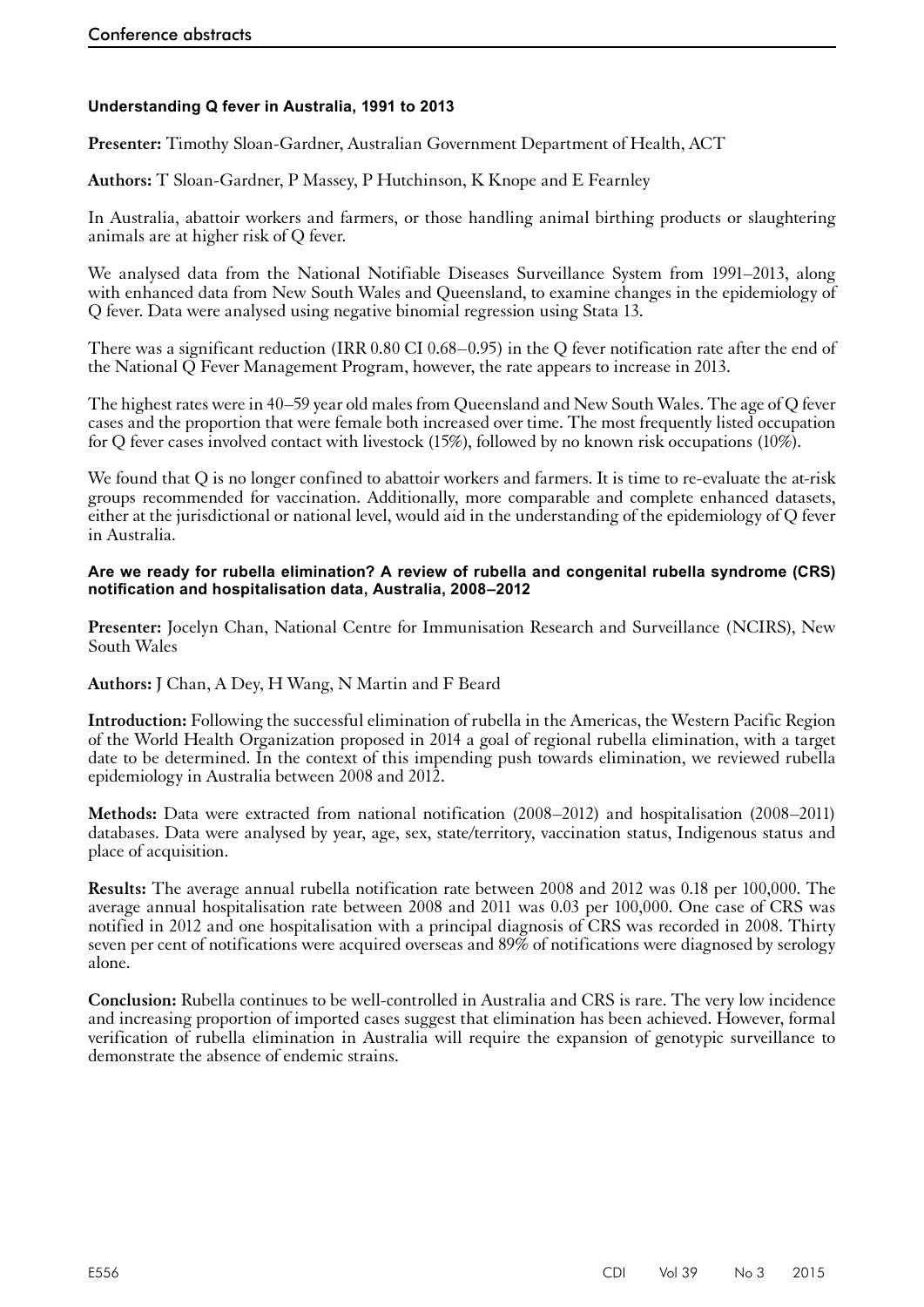### Understanding Q fever in Australia, 1991 to 2013

**Presenter:** Timothy Sloan-Gardner, Australian Government Department of Health, ACT

**Authors:** T Sloan-Gardner, P Massey, P Hutchinson, K Knope and E Fearnley

In Australia, abattoir workers and farmers, or those handling animal birthing products or slaughtering animals are at higher risk of Q fever.

We analysed data from the National Notifiable Diseases Surveillance System from 1991–2013, along with enhanced data from New South Wales and Queensland, to examine changes in the epidemiology of Q fever. Data were analysed using negative binomial regression using Stata 13.

There was a significant reduction (IRR 0.80 CI 0.68–0.95) in the Q fever notification rate after the end of the National Q Fever Management Program, however, the rate appears to increase in 2013.

The highest rates were in 40–59 year old males from Queensland and New South Wales. The age of Q fever cases and the proportion that were female both increased over time. The most frequently listed occupation for Q fever cases involved contact with livestock (15%), followed by no known risk occupations (10%).

We found that Q is no longer confined to abattoir workers and farmers. It is time to re-evaluate the at-risk groups recommended for vaccination. Additionally, more comparable and complete enhanced datasets, either at the jurisdictional or national level, would aid in the understanding of the epidemiology of Q fever in Australia.

### Are we ready for rubella elimination? A review of rubella and congenital rubella syndrome (CRS) notification and hospitalisation data, Australia, 2008–2012

**Presenter:** Jocelyn Chan, National Centre for Immunisation Research and Surveillance (NCIRS), New South Wales

**Authors:** J Chan, A Dey, H Wang, N Martin and F Beard

**Introduction:** Following the successful elimination of rubella in the Americas, the Western Pacific Region of the World Health Organization proposed in 2014 a goal of regional rubella elimination, with a target date to be determined. In the context of this impending push towards elimination, we reviewed rubella epidemiology in Australia between 2008 and 2012.

**Methods:** Data were extracted from national notification (2008–2012) and hospitalisation (2008–2011) databases. Data were analysed by year, age, sex, state/territory, vaccination status, Indigenous status and place of acquisition.

**Results:** The average annual rubella notification rate between 2008 and 2012 was 0.18 per 100,000. The average annual hospitalisation rate between 2008 and 2011 was 0.03 per 100,000. One case of CRS was notified in 2012 and one hospitalisation with a principal diagnosis of CRS was recorded in 2008. Thirty seven per cent of notifications were acquired overseas and 89% of notifications were diagnosed by serology alone.

**Conclusion:** Rubella continues to be well-controlled in Australia and CRS is rare. The very low incidence and increasing proportion of imported cases suggest that elimination has been achieved. However, formal verification of rubella elimination in Australia will require the expansion of genotypic surveillance to demonstrate the absence of endemic strains.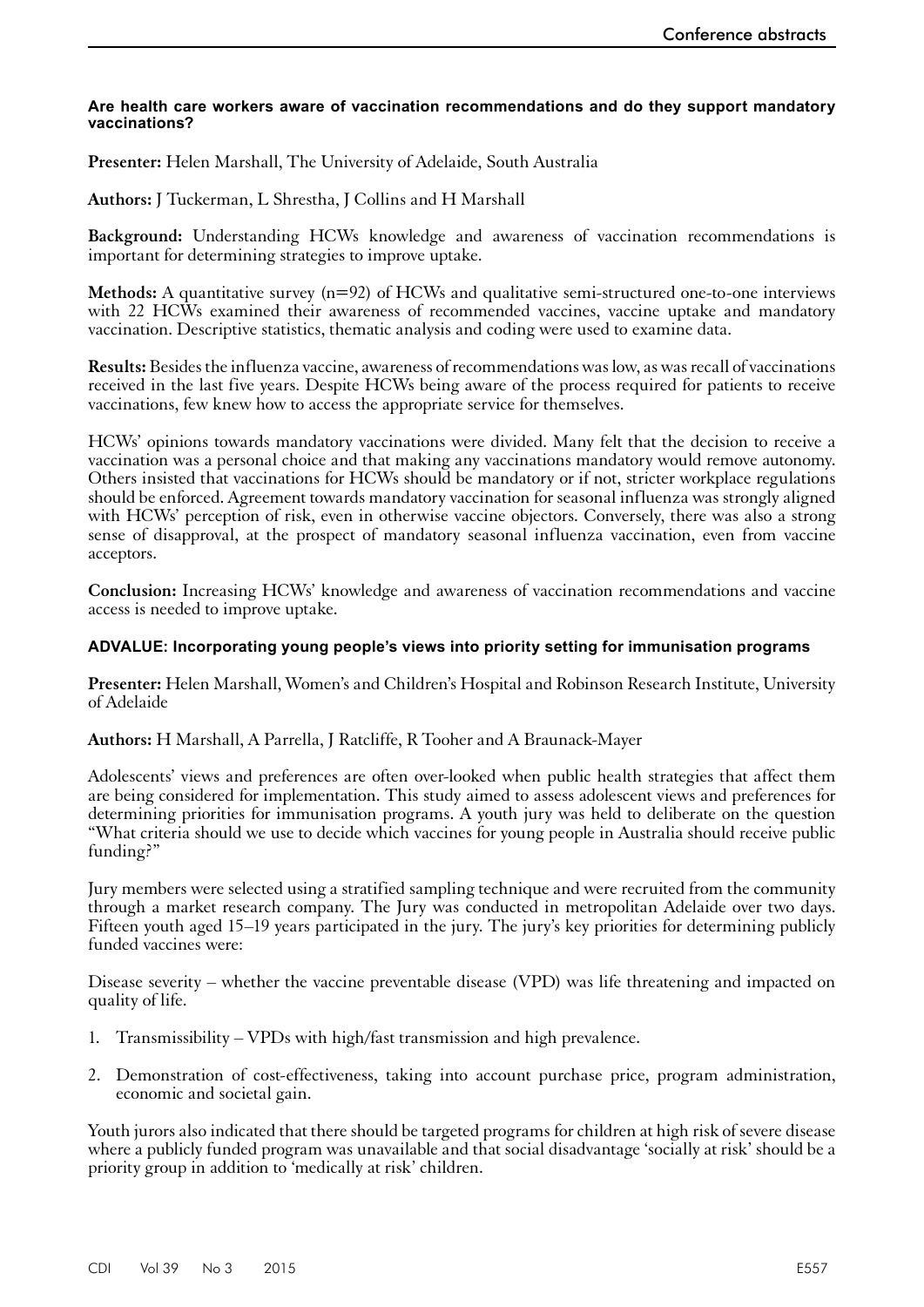### Are health care workers aware of vaccination recommendations and do they support mandatory vaccinations?

**Presenter:** Helen Marshall, The University of Adelaide, South Australia

**Authors:** J Tuckerman, L Shrestha, J Collins and H Marshall

**Background:** Understanding HCWs knowledge and awareness of vaccination recommendations is important for determining strategies to improve uptake.

**Methods:** A quantitative survey (n=92) of HCWs and qualitative semi-structured one-to-one interviews with 22 HCWs examined their awareness of recommended vaccines, vaccine uptake and mandatory vaccination. Descriptive statistics, thematic analysis and coding were used to examine data.

**Results:** Besides the influenza vaccine, awareness of recommendations was low, as was recall of vaccinations received in the last five years. Despite HCWs being aware of the process required for patients to receive vaccinations, few knew how to access the appropriate service for themselves.

HCWs' opinions towards mandatory vaccinations were divided. Many felt that the decision to receive a vaccination was a personal choice and that making any vaccinations mandatory would remove autonomy. Others insisted that vaccinations for HCWs should be mandatory or if not, stricter workplace regulations should be enforced. Agreement towards mandatory vaccination for seasonal influenza was strongly aligned with HCWs' perception of risk, even in otherwise vaccine objectors. Conversely, there was also a strong sense of disapproval, at the prospect of mandatory seasonal influenza vaccination, even from vaccine acceptors.

**Conclusion:** Increasing HCWs' knowledge and awareness of vaccination recommendations and vaccine access is needed to improve uptake.

### ADVALUE: Incorporating young people's views into priority setting for immunisation programs

**Presenter:** Helen Marshall, Women's and Children's Hospital and Robinson Research Institute, University of Adelaide

**Authors:** H Marshall, A Parrella, J Ratcliffe, R Tooher and A Braunack-Mayer

Adolescents' views and preferences are often over-looked when public health strategies that affect them are being considered for implementation. This study aimed to assess adolescent views and preferences for determining priorities for immunisation programs. A youth jury was held to deliberate on the question "What criteria should we use to decide which vaccines for young people in Australia should receive public funding?"

Jury members were selected using a stratified sampling technique and were recruited from the community through a market research company. The Jury was conducted in metropolitan Adelaide over two days. Fifteen youth aged 15–19 years participated in the jury. The jury's key priorities for determining publicly funded vaccines were:

Disease severity – whether the vaccine preventable disease (VPD) was life threatening and impacted on quality of life.

1. Transmissibility – VPDs with high/fast transmission and high prevalence.
2. Demonstration of cost-effectiveness, taking into account purchase price, program administration, economic and societal gain.

Youth jurors also indicated that there should be targeted programs for children at high risk of severe disease where a publicly funded program was unavailable and that social disadvantage 'socially at risk' should be a priority group in addition to 'medically at risk' children.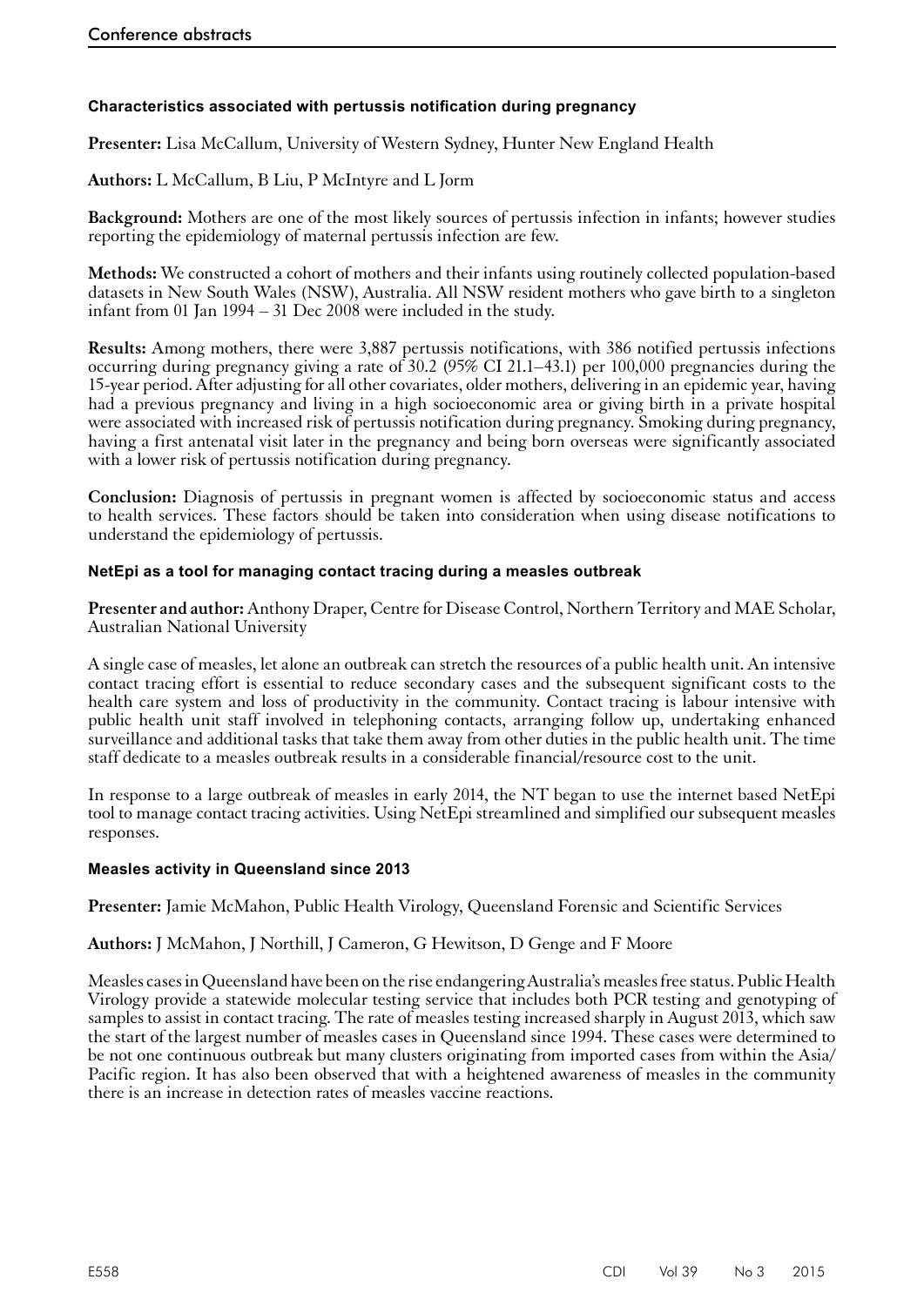### Characteristics associated with pertussis notification during pregnancy

**Presenter:** Lisa McCallum, University of Western Sydney, Hunter New England Health

**Authors:** L McCallum, B Liu, P McIntyre and L Jorm

**Background:** Mothers are one of the most likely sources of pertussis infection in infants; however studies reporting the epidemiology of maternal pertussis infection are few.

**Methods:** We constructed a cohort of mothers and their infants using routinely collected population-based datasets in New South Wales (NSW), Australia. All NSW resident mothers who gave birth to a singleton infant from 01 Jan 1994 – 31 Dec 2008 were included in the study.

**Results:** Among mothers, there were 3,887 pertussis notifications, with 386 notified pertussis infections occurring during pregnancy giving a rate of 30.2 (95% CI 21.1–43.1) per 100,000 pregnancies during the 15-year period. After adjusting for all other covariates, older mothers, delivering in an epidemic year, having had a previous pregnancy and living in a high socioeconomic area or giving birth in a private hospital were associated with increased risk of pertussis notification during pregnancy. Smoking during pregnancy, having a first antenatal visit later in the pregnancy and being born overseas were significantly associated with a lower risk of pertussis notification during pregnancy.

**Conclusion:** Diagnosis of pertussis in pregnant women is affected by socioeconomic status and access to health services. These factors should be taken into consideration when using disease notifications to understand the epidemiology of pertussis.

### NetEpi as a tool for managing contact tracing during a measles outbreak

**Presenter and author:** Anthony Draper, Centre for Disease Control, Northern Territory and MAE Scholar, Australian National University

A single case of measles, let alone an outbreak can stretch the resources of a public health unit. An intensive contact tracing effort is essential to reduce secondary cases and the subsequent significant costs to the health care system and loss of productivity in the community. Contact tracing is labour intensive with public health unit staff involved in telephoning contacts, arranging follow up, undertaking enhanced surveillance and additional tasks that take them away from other duties in the public health unit. The time staff dedicate to a measles outbreak results in a considerable financial/resource cost to the unit.

In response to a large outbreak of measles in early 2014, the NT began to use the internet based NetEpi tool to manage contact tracing activities. Using NetEpi streamlined and simplified our subsequent measles responses.

### Measles activity in Queensland since 2013

**Presenter:** Jamie McMahon, Public Health Virology, Queensland Forensic and Scientific Services

**Authors:** J McMahon, J Northill, J Cameron, G Hewitson, D Genge and F Moore

Measles cases in Queensland have been on the rise endangering Australia's measles free status. Public Health Virology provide a statewide molecular testing service that includes both PCR testing and genotyping of samples to assist in contact tracing. The rate of measles testing increased sharply in August 2013, which saw the start of the largest number of measles cases in Queensland since 1994. These cases were determined to be not one continuous outbreak but many clusters originating from imported cases from within the Asia/Pacific region. It has also been observed that with a heightened awareness of measles in the community there is an increase in detection rates of measles vaccine reactions.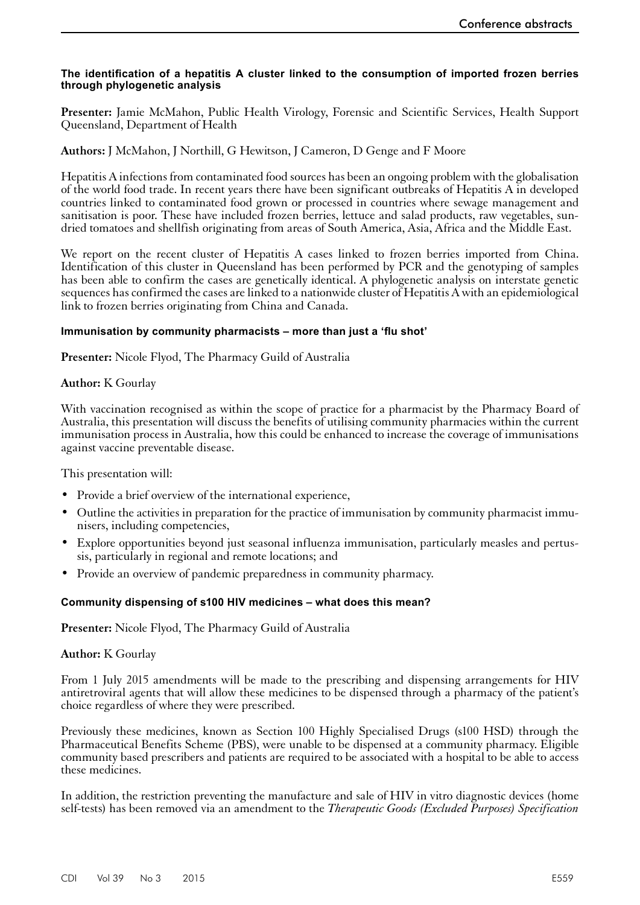### The identification of a hepatitis A cluster linked to the consumption of imported frozen berries through phylogenetic analysis

**Presenter:** Jamie McMahon, Public Health Virology, Forensic and Scientific Services, Health Support Queensland, Department of Health

**Authors:** J McMahon, J Northill, G Hewitson, J Cameron, D Genge and F Moore

Hepatitis A infections from contaminated food sources has been an ongoing problem with the globalisation of the world food trade. In recent years there have been significant outbreaks of Hepatitis A in developed countries linked to contaminated food grown or processed in countries where sewage management and sanitisation is poor. These have included frozen berries, lettuce and salad products, raw vegetables, sun-dried tomatoes and shellfish originating from areas of South America, Asia, Africa and the Middle East.

We report on the recent cluster of Hepatitis A cases linked to frozen berries imported from China. Identification of this cluster in Queensland has been performed by PCR and the genotyping of samples has been able to confirm the cases are genetically identical. A phylogenetic analysis on interstate genetic sequences has confirmed the cases are linked to a nationwide cluster of Hepatitis A with an epidemiological link to frozen berries originating from China and Canada.

### Immunisation by community pharmacists – more than just a 'flu shot'

**Presenter:** Nicole Flyod, The Pharmacy Guild of Australia

**Author:** K Gourlay

With vaccination recognised as within the scope of practice for a pharmacist by the Pharmacy Board of Australia, this presentation will discuss the benefits of utilising community pharmacies within the current immunisation process in Australia, how this could be enhanced to increase the coverage of immunisations against vaccine preventable disease.

This presentation will:

- Provide a brief overview of the international experience,
- Outline the activities in preparation for the practice of immunisation by community pharmacist immunisers, including competencies,
- Explore opportunities beyond just seasonal influenza immunisation, particularly measles and pertussis, particularly in regional and remote locations; and
- Provide an overview of pandemic preparedness in community pharmacy.

### Community dispensing of s100 HIV medicines – what does this mean?

**Presenter:** Nicole Flyod, The Pharmacy Guild of Australia

**Author:** K Gourlay

From 1 July 2015 amendments will be made to the prescribing and dispensing arrangements for HIV antiretroviral agents that will allow these medicines to be dispensed through a pharmacy of the patient's choice regardless of where they were prescribed.

Previously these medicines, known as Section 100 Highly Specialised Drugs (s100 HSD) through the Pharmaceutical Benefits Scheme (PBS), were unable to be dispensed at a community pharmacy. Eligible community based prescribers and patients are required to be associated with a hospital to be able to access these medicines.

In addition, the restriction preventing the manufacture and sale of HIV in vitro diagnostic devices (home self-tests) has been removed via an amendment to the *Therapeutic Goods (Excluded Purposes) Specification*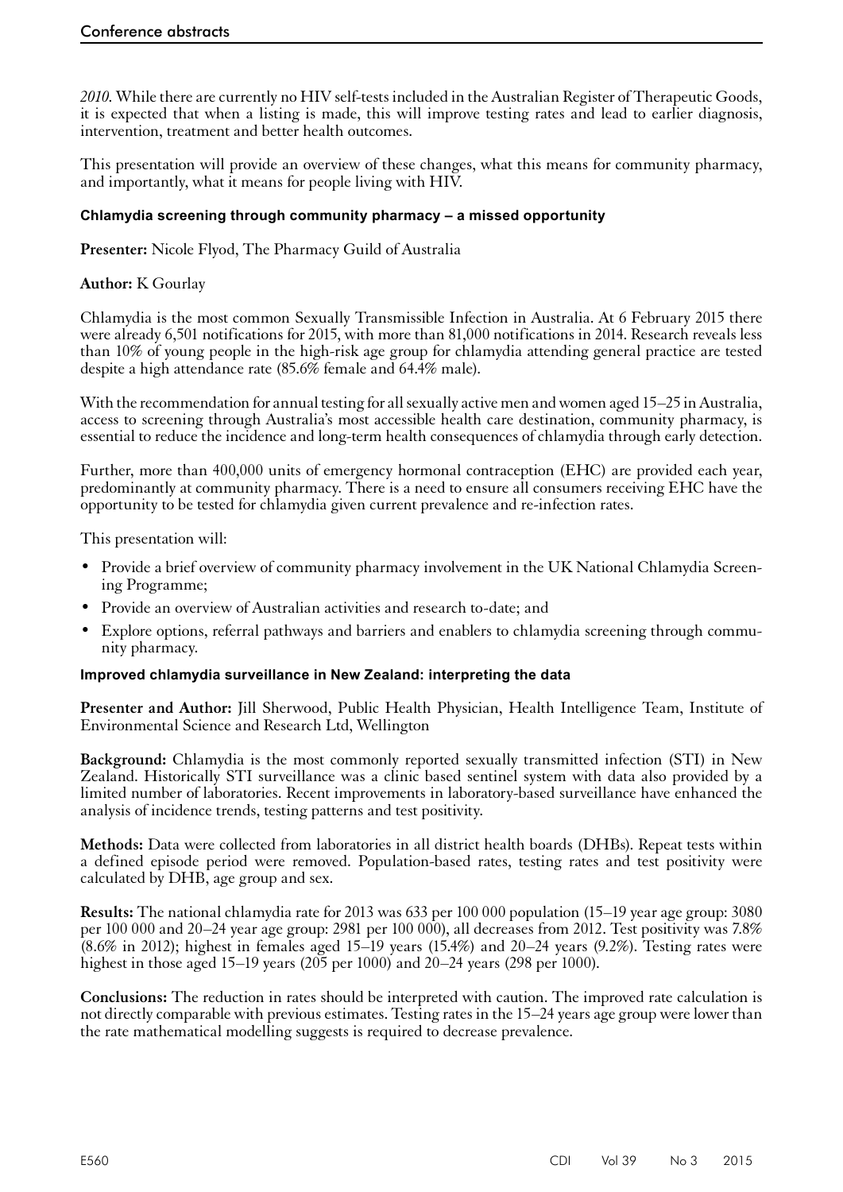*2010*. While there are currently no HIV self-tests included in the Australian Register of Therapeutic Goods, it is expected that when a listing is made, this will improve testing rates and lead to earlier diagnosis, intervention, treatment and better health outcomes.

This presentation will provide an overview of these changes, what this means for community pharmacy, and importantly, what it means for people living with HIV.

### Chlamydia screening through community pharmacy – a missed opportunity

**Presenter:** Nicole Flyod, The Pharmacy Guild of Australia

**Author:** K Gourlay

Chlamydia is the most common Sexually Transmissible Infection in Australia. At 6 February 2015 there were already 6,501 notifications for 2015, with more than 81,000 notifications in 2014. Research reveals less than 10% of young people in the high-risk age group for chlamydia attending general practice are tested despite a high attendance rate (85.6% female and 64.4% male).

With the recommendation for annual testing for all sexually active men and women aged 15–25 in Australia, access to screening through Australia's most accessible health care destination, community pharmacy, is essential to reduce the incidence and long-term health consequences of chlamydia through early detection.

Further, more than 400,000 units of emergency hormonal contraception (EHC) are provided each year, predominantly at community pharmacy. There is a need to ensure all consumers receiving EHC have the opportunity to be tested for chlamydia given current prevalence and re-infection rates.

This presentation will:

- Provide a brief overview of community pharmacy involvement in the UK National Chlamydia Screening Programme;
- Provide an overview of Australian activities and research to-date; and
- Explore options, referral pathways and barriers and enablers to chlamydia screening through community pharmacy.

### Improved chlamydia surveillance in New Zealand: interpreting the data

**Presenter and Author:** Jill Sherwood, Public Health Physician, Health Intelligence Team, Institute of Environmental Science and Research Ltd, Wellington

**Background:** Chlamydia is the most commonly reported sexually transmitted infection (STI) in New Zealand. Historically STI surveillance was a clinic based sentinel system with data also provided by a limited number of laboratories. Recent improvements in laboratory-based surveillance have enhanced the analysis of incidence trends, testing patterns and test positivity.

**Methods:** Data were collected from laboratories in all district health boards (DHBs). Repeat tests within a defined episode period were removed. Population-based rates, testing rates and test positivity were calculated by DHB, age group and sex.

**Results:** The national chlamydia rate for 2013 was 633 per 100 000 population (15–19 year age group: 3080 per 100 000 and 20–24 year age group: 2981 per 100 000), all decreases from 2012. Test positivity was 7.8% (8.6% in 2012); highest in females aged 15–19 years (15.4%) and 20–24 years (9.2%). Testing rates were highest in those aged 15–19 years (205 per 1000) and 20–24 years (298 per 1000).

**Conclusions:** The reduction in rates should be interpreted with caution. The improved rate calculation is not directly comparable with previous estimates. Testing rates in the 15–24 years age group were lower than the rate mathematical modelling suggests is required to decrease prevalence.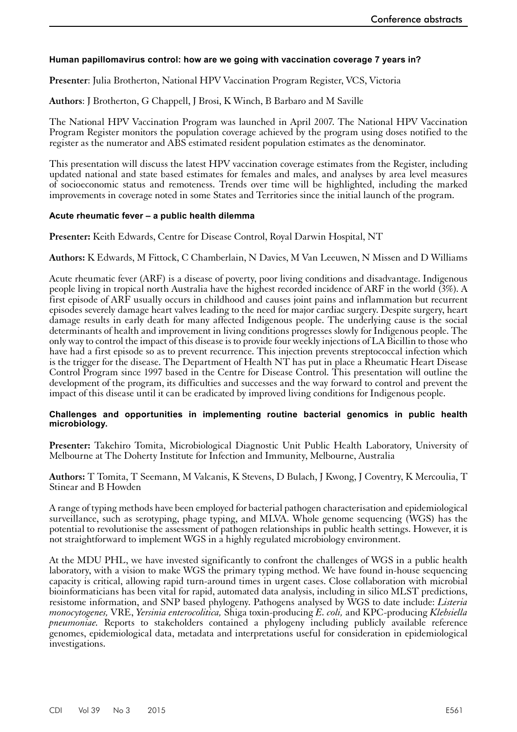### Human papillomavirus control: how are we going with vaccination coverage 7 years in?

**Presenter**: Julia Brotherton, National HPV Vaccination Program Register, VCS, Victoria

**Authors**: J Brotherton, G Chappell, J Brosi, K Winch, B Barbaro and M Saville

The National HPV Vaccination Program was launched in April 2007. The National HPV Vaccination Program Register monitors the population coverage achieved by the program using doses notified to the register as the numerator and ABS estimated resident population estimates as the denominator.

This presentation will discuss the latest HPV vaccination coverage estimates from the Register, including updated national and state based estimates for females and males, and analyses by area level measures of socioeconomic status and remoteness. Trends over time will be highlighted, including the marked improvements in coverage noted in some States and Territories since the initial launch of the program.

### Acute rheumatic fever – a public health dilemma

**Presenter:** Keith Edwards, Centre for Disease Control, Royal Darwin Hospital, NT

**Authors:** K Edwards, M Fittock, C Chamberlain, N Davies, M Van Leeuwen, N Missen and D Williams

Acute rheumatic fever (ARF) is a disease of poverty, poor living conditions and disadvantage. Indigenous people living in tropical north Australia have the highest recorded incidence of ARF in the world (3%). A first episode of ARF usually occurs in childhood and causes joint pains and inflammation but recurrent episodes severely damage heart valves leading to the need for major cardiac surgery. Despite surgery, heart damage results in early death for many affected Indigenous people. The underlying cause is the social determinants of health and improvement in living conditions progresses slowly for Indigenous people. The only way to control the impact of this disease is to provide four weekly injections of LA Bicillin to those who have had a first episode so as to prevent recurrence. This injection prevents streptococcal infection which is the trigger for the disease. The Department of Health NT has put in place a Rheumatic Heart Disease Control Program since 1997 based in the Centre for Disease Control. This presentation will outline the development of the program, its difficulties and successes and the way forward to control and prevent the impact of this disease until it can be eradicated by improved living conditions for Indigenous people.

### Challenges and opportunities in implementing routine bacterial genomics in public health microbiology.

**Presenter:** Takehiro Tomita, Microbiological Diagnostic Unit Public Health Laboratory, University of Melbourne at The Doherty Institute for Infection and Immunity, Melbourne, Australia

**Authors:** T Tomita, T Seemann, M Valcanis, K Stevens, D Bulach, J Kwong, J Coventry, K Mercoulia, T Stinear and B Howden

A range of typing methods have been employed for bacterial pathogen characterisation and epidemiological surveillance, such as serotyping, phage typing, and MLVA. Whole genome sequencing (WGS) has the potential to revolutionise the assessment of pathogen relationships in public health settings. However, it is not straightforward to implement WGS in a highly regulated microbiology environment.

At the MDU PHL, we have invested significantly to confront the challenges of WGS in a public health laboratory, with a vision to make WGS the primary typing method. We have found in-house sequencing capacity is critical, allowing rapid turn-around times in urgent cases. Close collaboration with microbial bioinformaticians has been vital for rapid, automated data analysis, including in silico MLST predictions, resistome information, and SNP based phylogeny. Pathogens analysed by WGS to date include: *Listeria monocytogenes,* VRE, *Yersinia enterocolitica,* Shiga toxin-producing *E. coli,* and KPC-producing *Klebsiella pneumoniae.* Reports to stakeholders contained a phylogeny including publicly available reference genomes, epidemiological data, metadata and interpretations useful for consideration in epidemiological investigations.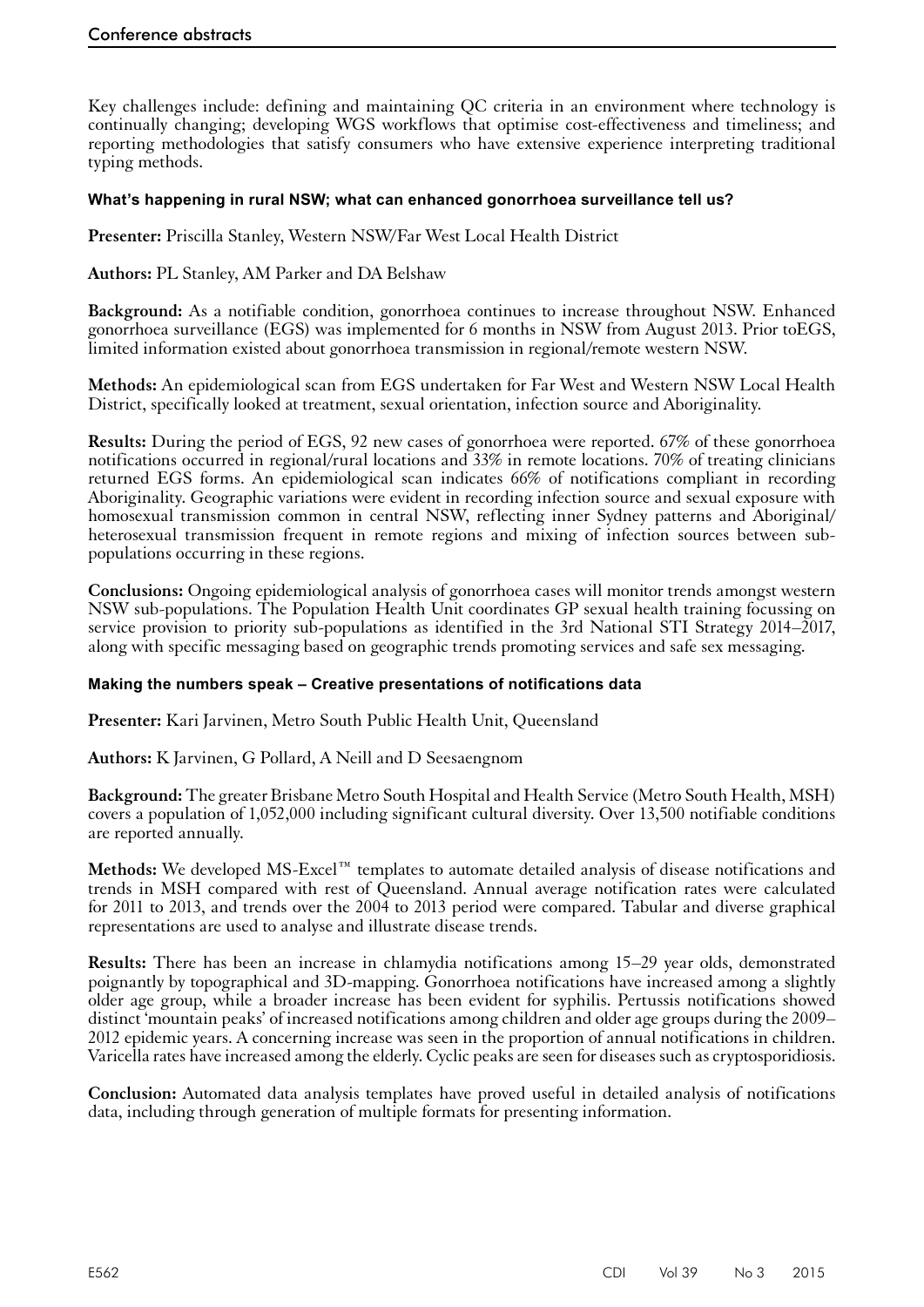Key challenges include: defining and maintaining QC criteria in an environment where technology is continually changing; developing WGS workflows that optimise cost-effectiveness and timeliness; and reporting methodologies that satisfy consumers who have extensive experience interpreting traditional typing methods.

### What's happening in rural NSW; what can enhanced gonorrhoea surveillance tell us?

**Presenter:** Priscilla Stanley, Western NSW/Far West Local Health District

**Authors:** PL Stanley, AM Parker and DA Belshaw

**Background:** As a notifiable condition, gonorrhoea continues to increase throughout NSW. Enhanced gonorrhoea surveillance (EGS) was implemented for 6 months in NSW from August 2013. Prior toEGS, limited information existed about gonorrhoea transmission in regional/remote western NSW.

**Methods:** An epidemiological scan from EGS undertaken for Far West and Western NSW Local Health District, specifically looked at treatment, sexual orientation, infection source and Aboriginality.

**Results:** During the period of EGS, 92 new cases of gonorrhoea were reported. 67% of these gonorrhoea notifications occurred in regional/rural locations and 33% in remote locations. 70% of treating clinicians returned EGS forms. An epidemiological scan indicates 66% of notifications compliant in recording Aboriginality. Geographic variations were evident in recording infection source and sexual exposure with homosexual transmission common in central NSW, reflecting inner Sydney patterns and Aboriginal/heterosexual transmission frequent in remote regions and mixing of infection sources between sub-populations occurring in these regions.

**Conclusions:** Ongoing epidemiological analysis of gonorrhoea cases will monitor trends amongst western NSW sub-populations. The Population Health Unit coordinates GP sexual health training focussing on service provision to priority sub-populations as identified in the 3rd National STI Strategy 2014–2017, along with specific messaging based on geographic trends promoting services and safe sex messaging.

### Making the numbers speak – Creative presentations of notifications data

**Presenter:** Kari Jarvinen, Metro South Public Health Unit, Queensland

**Authors:** K Jarvinen, G Pollard, A Neill and D Seesaengnom

**Background:** The greater Brisbane Metro South Hospital and Health Service (Metro South Health, MSH) covers a population of 1,052,000 including significant cultural diversity. Over 13,500 notifiable conditions are reported annually.

**Methods:** We developed MS-Excel™ templates to automate detailed analysis of disease notifications and trends in MSH compared with rest of Queensland. Annual average notification rates were calculated for 2011 to 2013, and trends over the 2004 to 2013 period were compared. Tabular and diverse graphical representations are used to analyse and illustrate disease trends.

**Results:** There has been an increase in chlamydia notifications among 15–29 year olds, demonstrated poignantly by topographical and 3D-mapping. Gonorrhoea notifications have increased among a slightly older age group, while a broader increase has been evident for syphilis. Pertussis notifications showed distinct 'mountain peaks' of increased notifications among children and older age groups during the 2009–2012 epidemic years. A concerning increase was seen in the proportion of annual notifications in children. Varicella rates have increased among the elderly. Cyclic peaks are seen for diseases such as cryptosporidiosis.

**Conclusion:** Automated data analysis templates have proved useful in detailed analysis of notifications data, including through generation of multiple formats for presenting information.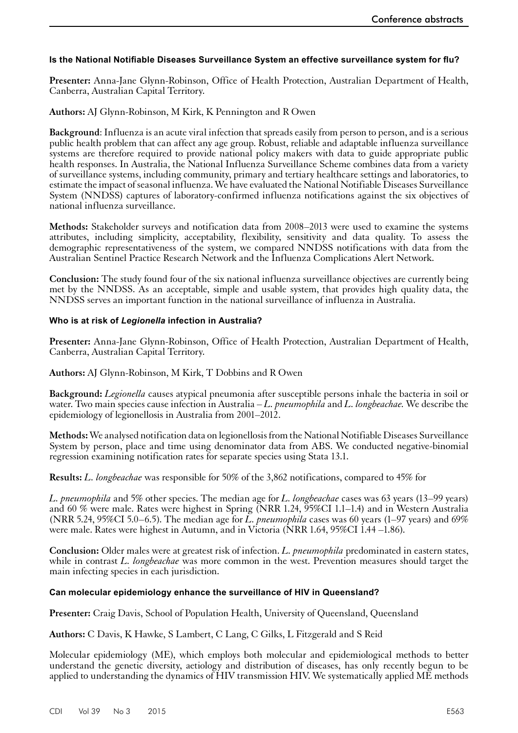### Is the National Notifiable Diseases Surveillance System an effective surveillance system for flu?

**Presenter:** Anna-Jane Glynn-Robinson, Office of Health Protection, Australian Department of Health, Canberra, Australian Capital Territory.

**Authors:** AJ Glynn-Robinson, M Kirk, K Pennington and R Owen

**Background**: Influenza is an acute viral infection that spreads easily from person to person, and is a serious public health problem that can affect any age group. Robust, reliable and adaptable influenza surveillance systems are therefore required to provide national policy makers with data to guide appropriate public health responses. In Australia, the National Influenza Surveillance Scheme combines data from a variety of surveillance systems, including community, primary and tertiary healthcare settings and laboratories, to estimate the impact of seasonal influenza. We have evaluated the National Notifiable Diseases Surveillance System (NNDSS) captures of laboratory-confirmed influenza notifications against the six objectives of national influenza surveillance.

**Methods:** Stakeholder surveys and notification data from 2008–2013 were used to examine the systems attributes, including simplicity, acceptability, flexibility, sensitivity and data quality. To assess the demographic representativeness of the system, we compared NNDSS notifications with data from the Australian Sentinel Practice Research Network and the Influenza Complications Alert Network.

**Conclusion:** The study found four of the six national influenza surveillance objectives are currently being met by the NNDSS. As an acceptable, simple and usable system, that provides high quality data, the NNDSS serves an important function in the national surveillance of influenza in Australia.

### Who is at risk of *Legionella* infection in Australia?

**Presenter:** Anna-Jane Glynn-Robinson, Office of Health Protection, Australian Department of Health, Canberra, Australian Capital Territory.

**Authors:** AJ Glynn-Robinson, M Kirk, T Dobbins and R Owen

**Background:** *Legionella* causes atypical pneumonia after susceptible persons inhale the bacteria in soil or water. Two main species cause infection in Australia – *L. pneumophila* and *L. longbeachae*. We describe the epidemiology of legionellosis in Australia from 2001–2012.

**Methods:** We analysed notification data on legionellosis from the National Notifiable Diseases Surveillance System by person, place and time using denominator data from ABS. We conducted negative-binomial regression examining notification rates for separate species using Stata 13.1.

**Results:** *L. longbeachae* was responsible for 50% of the 3,862 notifications, compared to 45% for *L. pneumophila* and 5% other species. The median age for *L. longbeachae* cases was 63 years (13–99 years) and 60 % were male. Rates were highest in Spring (NRR 1.24, 95%CI 1.1–1.4) and in Western Australia (NRR 5.24, 95%CI 5.0–6.5). The median age for *L. pneumophila* cases was 60 years (1–97 years) and 69% were male. Rates were highest in Autumn, and in Victoria (NRR 1.64, 95%CI 1.44 –1.86).

**Conclusion:** Older males were at greatest risk of infection. *L. pneumophila* predominated in eastern states, while in contrast *L. longbeachae* was more common in the west. Prevention measures should target the main infecting species in each jurisdiction.

### Can molecular epidemiology enhance the surveillance of HIV in Queensland?

**Presenter:** Craig Davis, School of Population Health, University of Queensland, Queensland

**Authors:** C Davis, K Hawke, S Lambert, C Lang, C Gilks, L Fitzgerald and S Reid

Molecular epidemiology (ME), which employs both molecular and epidemiological methods to better understand the genetic diversity, aetiology and distribution of diseases, has only recently begun to be applied to understanding the dynamics of HIV transmission HIV. We systematically applied ME methods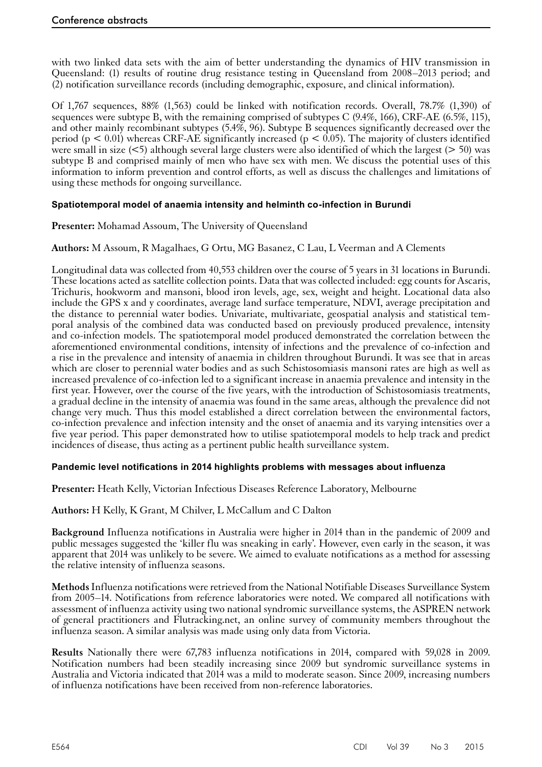with two linked data sets with the aim of better understanding the dynamics of HIV transmission in Queensland: (1) results of routine drug resistance testing in Queensland from 2008–2013 period; and (2) notification surveillance records (including demographic, exposure, and clinical information).

Of 1,767 sequences, 88% (1,563) could be linked with notification records. Overall, 78.7% (1,390) of sequences were subtype B, with the remaining comprised of subtypes C (9.4%, 166), CRF-AE (6.5%, 115), and other mainly recombinant subtypes (5.4%, 96). Subtype B sequences significantly decreased over the period ($p < 0.01$) whereas CRF-AE significantly increased ($p < 0.05$). The majority of clusters identified were small in size (<5) although several large clusters were also identified of which the largest (> 50) was subtype B and comprised mainly of men who have sex with men. We discuss the potential uses of this information to inform prevention and control efforts, as well as discuss the challenges and limitations of using these methods for ongoing surveillance.

#### Spatiotemporal model of anaemia intensity and helminth co-infection in Burundi

**Presenter:** Mohamad Assoum, The University of Queensland

**Authors:** M Assoum, R Magalhaes, G Ortu, MG Basanez, C Lau, L Veerman and A Clements

Longitudinal data was collected from 40,553 children over the course of 5 years in 31 locations in Burundi. These locations acted as satellite collection points. Data that was collected included: egg counts for Ascaris, Trichuris, hookworm and mansoni, blood iron levels, age, sex, weight and height. Locational data also include the GPS x and y coordinates, average land surface temperature, NDVI, average precipitation and the distance to perennial water bodies. Univariate, multivariate, geospatial analysis and statistical temporal analysis of the combined data was conducted based on previously produced prevalence, intensity and co-infection models. The spatiotemporal model produced demonstrated the correlation between the aforementioned environmental conditions, intensity of infections and the prevalence of co-infection and a rise in the prevalence and intensity of anaemia in children throughout Burundi. It was see that in areas which are closer to perennial water bodies and as such Schistosomiasis mansoni rates are high as well as increased prevalence of co-infection led to a significant increase in anaemia prevalence and intensity in the first year. However, over the course of the five years, with the introduction of Schistosomiasis treatments, a gradual decline in the intensity of anaemia was found in the same areas, although the prevalence did not change very much. Thus this model established a direct correlation between the environmental factors, co-infection prevalence and infection intensity and the onset of anaemia and its varying intensities over a five year period. This paper demonstrated how to utilise spatiotemporal models to help track and predict incidences of disease, thus acting as a pertinent public health surveillance system.

#### Pandemic level notifications in 2014 highlights problems with messages about influenza

**Presenter:** Heath Kelly, Victorian Infectious Diseases Reference Laboratory, Melbourne

**Authors:** H Kelly, K Grant, M Chilver, L McCallum and C Dalton

**Background** Influenza notifications in Australia were higher in 2014 than in the pandemic of 2009 and public messages suggested the 'killer flu was sneaking in early'. However, even early in the season, it was apparent that 2014 was unlikely to be severe. We aimed to evaluate notifications as a method for assessing the relative intensity of influenza seasons.

**Methods** Influenza notifications were retrieved from the National Notifiable Diseases Surveillance System from 2005–14. Notifications from reference laboratories were noted. We compared all notifications with assessment of influenza activity using two national syndromic surveillance systems, the ASPREN network of general practitioners and Flutracking.net, an online survey of community members throughout the influenza season. A similar analysis was made using only data from Victoria.

**Results** Nationally there were 67,783 influenza notifications in 2014, compared with 59,028 in 2009. Notification numbers had been steadily increasing since 2009 but syndromic surveillance systems in Australia and Victoria indicated that 2014 was a mild to moderate season. Since 2009, increasing numbers of influenza notifications have been received from non-reference laboratories.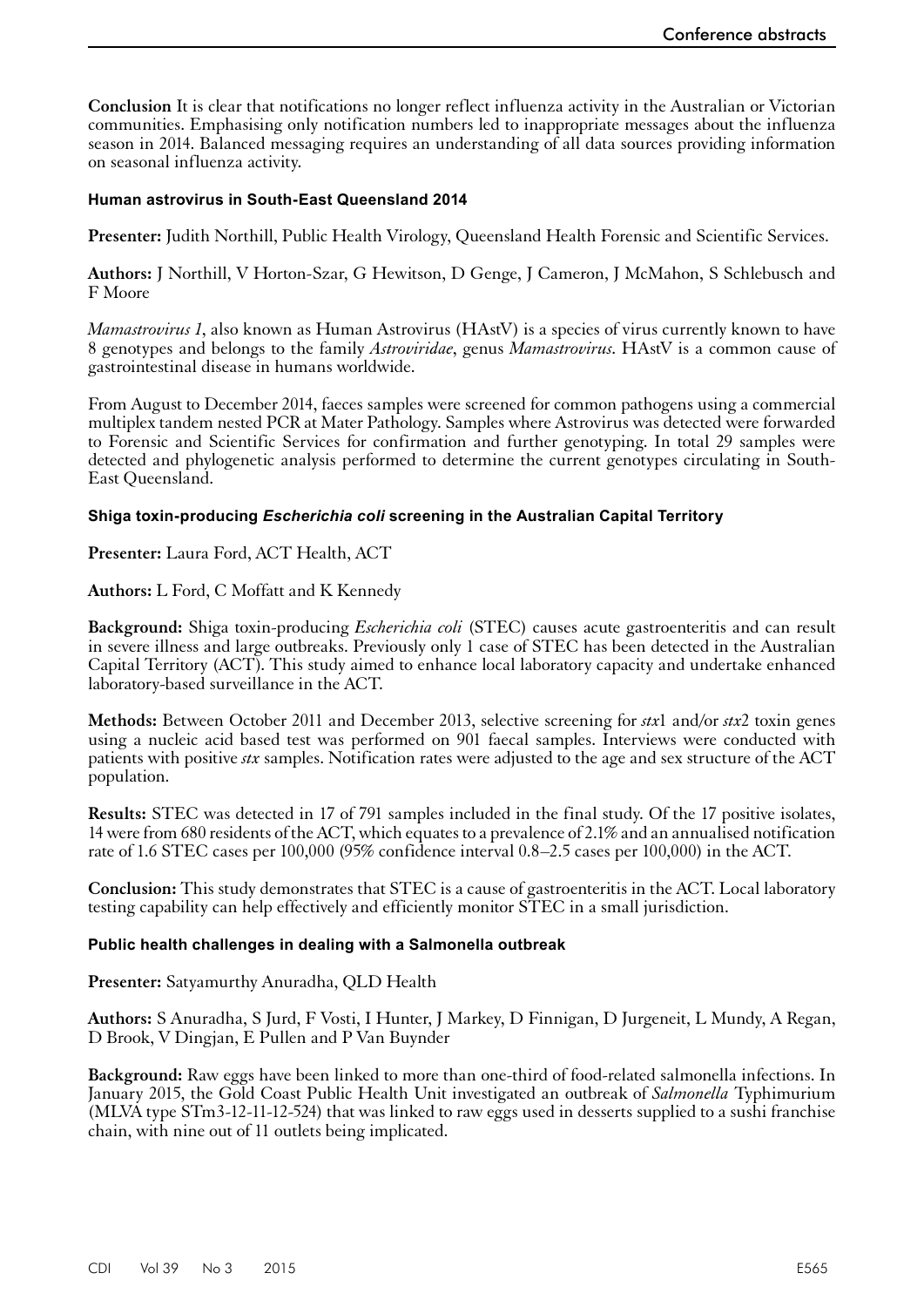**Conclusion** It is clear that notifications no longer reflect influenza activity in the Australian or Victorian communities. Emphasising only notification numbers led to inappropriate messages about the influenza season in 2014. Balanced messaging requires an understanding of all data sources providing information on seasonal influenza activity.

### Human astrovirus in South-East Queensland 2014

**Presenter:** Judith Northill, Public Health Virology, Queensland Health Forensic and Scientific Services.

**Authors:** J Northill, V Horton-Szar, G Hewitson, D Genge, J Cameron, J McMahon, S Schlebusch and F Moore

*Mamastrovirus 1*, also known as Human Astrovirus (HAstV) is a species of virus currently known to have 8 genotypes and belongs to the family *Astroviridae*, genus *Mamastrovirus*. HAstV is a common cause of gastrointestinal disease in humans worldwide.

From August to December 2014, faeces samples were screened for common pathogens using a commercial multiplex tandem nested PCR at Mater Pathology. Samples where Astrovirus was detected were forwarded to Forensic and Scientific Services for confirmation and further genotyping. In total 29 samples were detected and phylogenetic analysis performed to determine the current genotypes circulating in South-East Queensland.

### Shiga toxin-producing *Escherichia coli* screening in the Australian Capital Territory

**Presenter:** Laura Ford, ACT Health, ACT

**Authors:** L Ford, C Moffatt and K Kennedy

**Background:** Shiga toxin-producing *Escherichia coli* (STEC) causes acute gastroenteritis and can result in severe illness and large outbreaks. Previously only 1 case of STEC has been detected in the Australian Capital Territory (ACT). This study aimed to enhance local laboratory capacity and undertake enhanced laboratory-based surveillance in the ACT.

**Methods:** Between October 2011 and December 2013, selective screening for *stx*1 and/or *stx*2 toxin genes using a nucleic acid based test was performed on 901 faecal samples. Interviews were conducted with patients with positive *stx* samples. Notification rates were adjusted to the age and sex structure of the ACT population.

**Results:** STEC was detected in 17 of 791 samples included in the final study. Of the 17 positive isolates, 14 were from 680 residents of the ACT, which equates to a prevalence of 2.1% and an annualised notification rate of 1.6 STEC cases per 100,000 (95% confidence interval 0.8–2.5 cases per 100,000) in the ACT.

**Conclusion:** This study demonstrates that STEC is a cause of gastroenteritis in the ACT. Local laboratory testing capability can help effectively and efficiently monitor STEC in a small jurisdiction.

### Public health challenges in dealing with a Salmonella outbreak

**Presenter:** Satyamurthy Anuradha, QLD Health

**Authors:** S Anuradha, S Jurd, F Vosti, I Hunter, J Markey, D Finnigan, D Jurgeneit, L Mundy, A Regan, D Brook, V Dingjan, E Pullen and P Van Buynder

**Background:** Raw eggs have been linked to more than one-third of food-related salmonella infections. In January 2015, the Gold Coast Public Health Unit investigated an outbreak of *Salmonella* Typhimurium (MLVA type STm3-12-11-12-524) that was linked to raw eggs used in desserts supplied to a sushi franchise chain, with nine out of 11 outlets being implicated.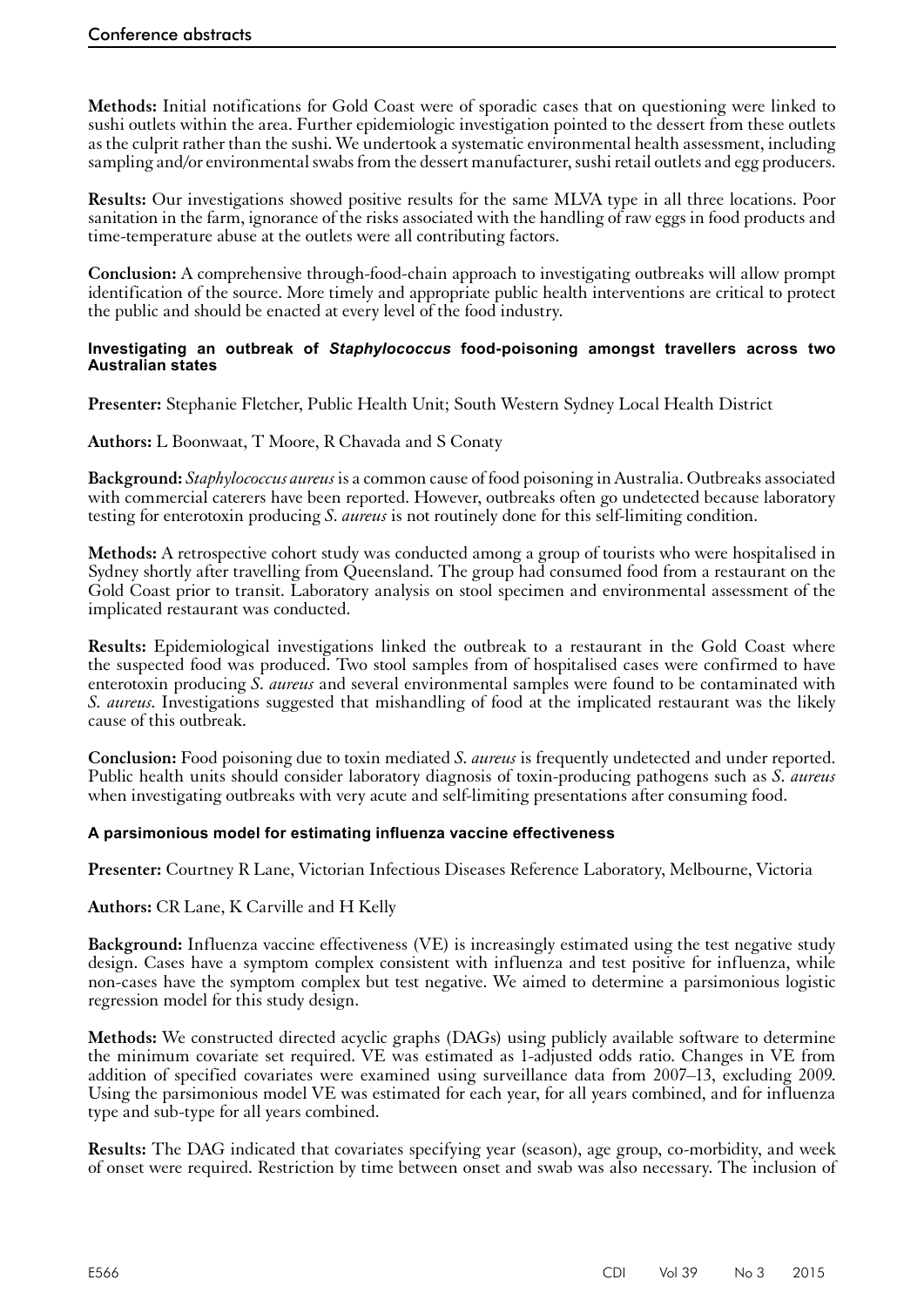**Methods:** Initial notifications for Gold Coast were of sporadic cases that on questioning were linked to sushi outlets within the area. Further epidemiologic investigation pointed to the dessert from these outlets as the culprit rather than the sushi. We undertook a systematic environmental health assessment, including sampling and/or environmental swabs from the dessert manufacturer, sushi retail outlets and egg producers.

**Results:** Our investigations showed positive results for the same MLVA type in all three locations. Poor sanitation in the farm, ignorance of the risks associated with the handling of raw eggs in food products and time-temperature abuse at the outlets were all contributing factors.

**Conclusion:** A comprehensive through-food-chain approach to investigating outbreaks will allow prompt identification of the source. More timely and appropriate public health interventions are critical to protect the public and should be enacted at every level of the food industry.

#### Investigating an outbreak of *Staphylococcus* food-poisoning amongst travellers across two Australian states

**Presenter:** Stephanie Fletcher, Public Health Unit; South Western Sydney Local Health District

**Authors:** L Boonwaat, T Moore, R Chavada and S Conaty

**Background:** *Staphylococcus aureus* is a common cause of food poisoning in Australia. Outbreaks associated with commercial caterers have been reported. However, outbreaks often go undetected because laboratory testing for enterotoxin producing *S. aureus* is not routinely done for this self-limiting condition.

**Methods:** A retrospective cohort study was conducted among a group of tourists who were hospitalised in Sydney shortly after travelling from Queensland. The group had consumed food from a restaurant on the Gold Coast prior to transit. Laboratory analysis on stool specimen and environmental assessment of the implicated restaurant was conducted.

**Results:** Epidemiological investigations linked the outbreak to a restaurant in the Gold Coast where the suspected food was produced. Two stool samples from of hospitalised cases were confirmed to have enterotoxin producing *S. aureus* and several environmental samples were found to be contaminated with *S. aureus*. Investigations suggested that mishandling of food at the implicated restaurant was the likely cause of this outbreak.

**Conclusion:** Food poisoning due to toxin mediated *S. aureus* is frequently undetected and under reported. Public health units should consider laboratory diagnosis of toxin-producing pathogens such as *S. aureus* when investigating outbreaks with very acute and self-limiting presentations after consuming food.

#### A parsimonious model for estimating influenza vaccine effectiveness

**Presenter:** Courtney R Lane, Victorian Infectious Diseases Reference Laboratory, Melbourne, Victoria

**Authors:** CR Lane, K Carville and H Kelly

**Background:** Influenza vaccine effectiveness (VE) is increasingly estimated using the test negative study design. Cases have a symptom complex consistent with influenza and test positive for influenza, while non-cases have the symptom complex but test negative. We aimed to determine a parsimonious logistic regression model for this study design.

**Methods:** We constructed directed acyclic graphs (DAGs) using publicly available software to determine the minimum covariate set required. VE was estimated as 1-adjusted odds ratio. Changes in VE from addition of specified covariates were examined using surveillance data from 2007–13, excluding 2009. Using the parsimonious model VE was estimated for each year, for all years combined, and for influenza type and sub-type for all years combined.

**Results:** The DAG indicated that covariates specifying year (season), age group, co-morbidity, and week of onset were required. Restriction by time between onset and swab was also necessary. The inclusion of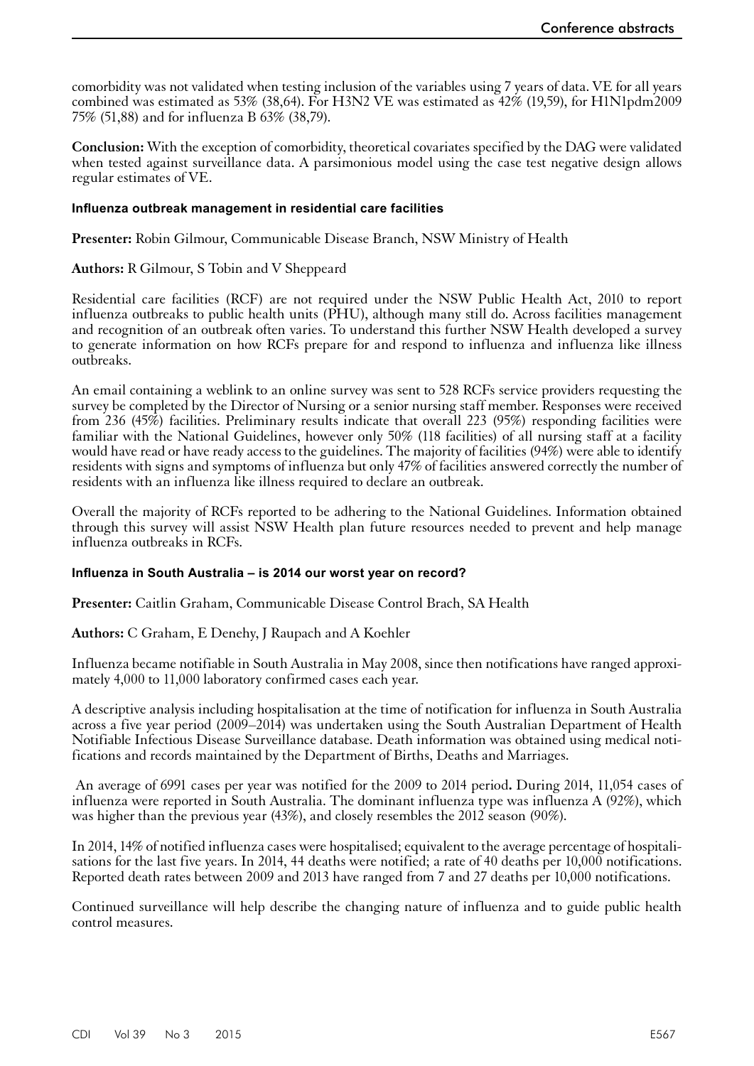comorbidity was not validated when testing inclusion of the variables using 7 years of data. VE for all years combined was estimated as 53% (38,64). For H3N2 VE was estimated as 42% (19,59), for H1N1pdm2009 75% (51,88) and for influenza B 63% (38,79).

**Conclusion:** With the exception of comorbidity, theoretical covariates specified by the DAG were validated when tested against surveillance data. A parsimonious model using the case test negative design allows regular estimates of VE.

#### Influenza outbreak management in residential care facilities

**Presenter:** Robin Gilmour, Communicable Disease Branch, NSW Ministry of Health

**Authors:** R Gilmour, S Tobin and V Sheppeard

Residential care facilities (RCF) are not required under the NSW Public Health Act, 2010 to report influenza outbreaks to public health units (PHU), although many still do. Across facilities management and recognition of an outbreak often varies. To understand this further NSW Health developed a survey to generate information on how RCFs prepare for and respond to influenza and influenza like illness outbreaks.

An email containing a weblink to an online survey was sent to 528 RCFs service providers requesting the survey be completed by the Director of Nursing or a senior nursing staff member. Responses were received from 236 (45%) facilities. Preliminary results indicate that overall 223 (95%) responding facilities were familiar with the National Guidelines, however only 50% (118 facilities) of all nursing staff at a facility would have read or have ready access to the guidelines. The majority of facilities (94%) were able to identify residents with signs and symptoms of influenza but only 47% of facilities answered correctly the number of residents with an influenza like illness required to declare an outbreak.

Overall the majority of RCFs reported to be adhering to the National Guidelines. Information obtained through this survey will assist NSW Health plan future resources needed to prevent and help manage influenza outbreaks in RCFs.

#### Influenza in South Australia – is 2014 our worst year on record?

**Presenter:** Caitlin Graham, Communicable Disease Control Brach, SA Health

**Authors:** C Graham, E Denehy, J Raupach and A Koehler

Influenza became notifiable in South Australia in May 2008, since then notifications have ranged approximately 4,000 to 11,000 laboratory confirmed cases each year.

A descriptive analysis including hospitalisation at the time of notification for influenza in South Australia across a five year period (2009–2014) was undertaken using the South Australian Department of Health Notifiable Infectious Disease Surveillance database. Death information was obtained using medical notifications and records maintained by the Department of Births, Deaths and Marriages.

An average of 6991 cases per year was notified for the 2009 to 2014 period**.** During 2014, 11,054 cases of influenza were reported in South Australia. The dominant influenza type was influenza A (92%), which was higher than the previous year (43%), and closely resembles the 2012 season (90%).

In 2014, 14% of notified influenza cases were hospitalised; equivalent to the average percentage of hospitalisations for the last five years. In 2014, 44 deaths were notified; a rate of 40 deaths per 10,000 notifications. Reported death rates between 2009 and 2013 have ranged from 7 and 27 deaths per 10,000 notifications.

Continued surveillance will help describe the changing nature of influenza and to guide public health control measures.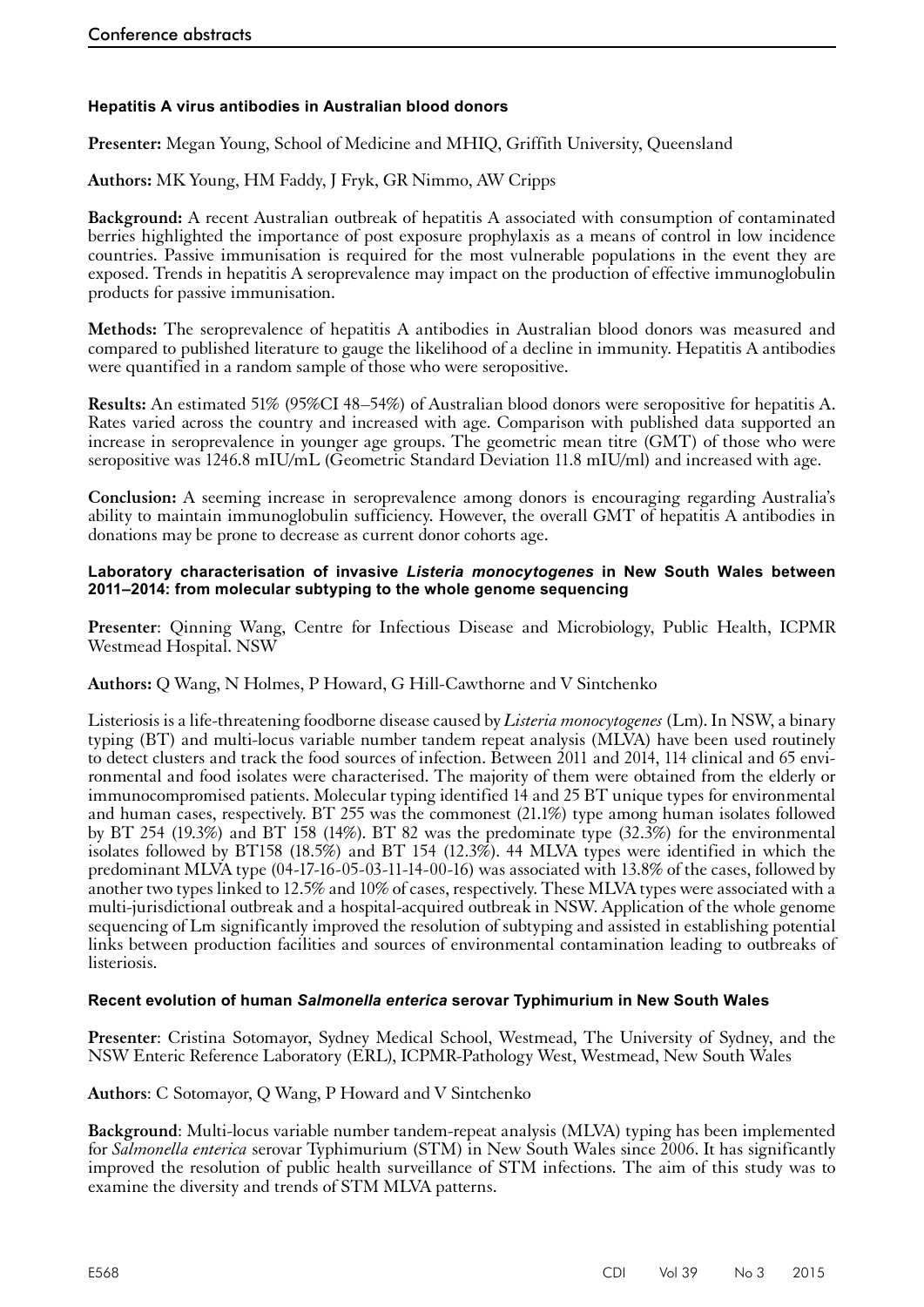### Hepatitis A virus antibodies in Australian blood donors

**Presenter:** Megan Young, School of Medicine and MHIQ, Griffith University, Queensland

**Authors:** MK Young, HM Faddy, J Fryk, GR Nimmo, AW Cripps

**Background:** A recent Australian outbreak of hepatitis A associated with consumption of contaminated berries highlighted the importance of post exposure prophylaxis as a means of control in low incidence countries. Passive immunisation is required for the most vulnerable populations in the event they are exposed. Trends in hepatitis A seroprevalence may impact on the production of effective immunoglobulin products for passive immunisation.

**Methods:** The seroprevalence of hepatitis A antibodies in Australian blood donors was measured and compared to published literature to gauge the likelihood of a decline in immunity. Hepatitis A antibodies were quantified in a random sample of those who were seropositive.

**Results:** An estimated 51% (95%CI 48–54%) of Australian blood donors were seropositive for hepatitis A. Rates varied across the country and increased with age. Comparison with published data supported an increase in seroprevalence in younger age groups. The geometric mean titre (GMT) of those who were seropositive was 1246.8 mIU/mL (Geometric Standard Deviation 11.8 mIU/ml) and increased with age.

**Conclusion:** A seeming increase in seroprevalence among donors is encouraging regarding Australia's ability to maintain immunoglobulin sufficiency. However, the overall GMT of hepatitis A antibodies in donations may be prone to decrease as current donor cohorts age.

### Laboratory characterisation of invasive *Listeria monocytogenes* in New South Wales between 2011–2014: from molecular subtyping to the whole genome sequencing

**Presenter**: Qinning Wang, Centre for Infectious Disease and Microbiology, Public Health, ICPMR Westmead Hospital. NSW

**Authors:** Q Wang, N Holmes, P Howard, G Hill-Cawthorne and V Sintchenko

Listeriosis is a life-threatening foodborne disease caused by *Listeria monocytogenes* (Lm). In NSW, a binary typing (BT) and multi-locus variable number tandem repeat analysis (MLVA) have been used routinely to detect clusters and track the food sources of infection. Between 2011 and 2014, 114 clinical and 65 environmental and food isolates were characterised. The majority of them were obtained from the elderly or immunocompromised patients. Molecular typing identified 14 and 25 BT unique types for environmental and human cases, respectively. BT 255 was the commonest (21.1%) type among human isolates followed by BT 254 (19.3%) and BT 158 (14%). BT 82 was the predominate type (32.3%) for the environmental isolates followed by BT158 (18.5%) and BT 154 (12.3%). 44 MLVA types were identified in which the predominant MLVA type (04-17-16-05-03-11-14-00-16) was associated with 13.8% of the cases, followed by another two types linked to 12.5% and 10% of cases, respectively. These MLVA types were associated with a multi-jurisdictional outbreak and a hospital-acquired outbreak in NSW. Application of the whole genome sequencing of Lm significantly improved the resolution of subtyping and assisted in establishing potential links between production facilities and sources of environmental contamination leading to outbreaks of listeriosis.

### Recent evolution of human *Salmonella enterica* serovar Typhimurium in New South Wales

**Presenter**: Cristina Sotomayor, Sydney Medical School, Westmead, The University of Sydney, and the NSW Enteric Reference Laboratory (ERL), ICPMR-Pathology West, Westmead, New South Wales

**Authors**: C Sotomayor, Q Wang, P Howard and V Sintchenko

**Background**: Multi-locus variable number tandem-repeat analysis (MLVA) typing has been implemented for *Salmonella enterica* serovar Typhimurium (STM) in New South Wales since 2006. It has significantly improved the resolution of public health surveillance of STM infections. The aim of this study was to examine the diversity and trends of STM MLVA patterns.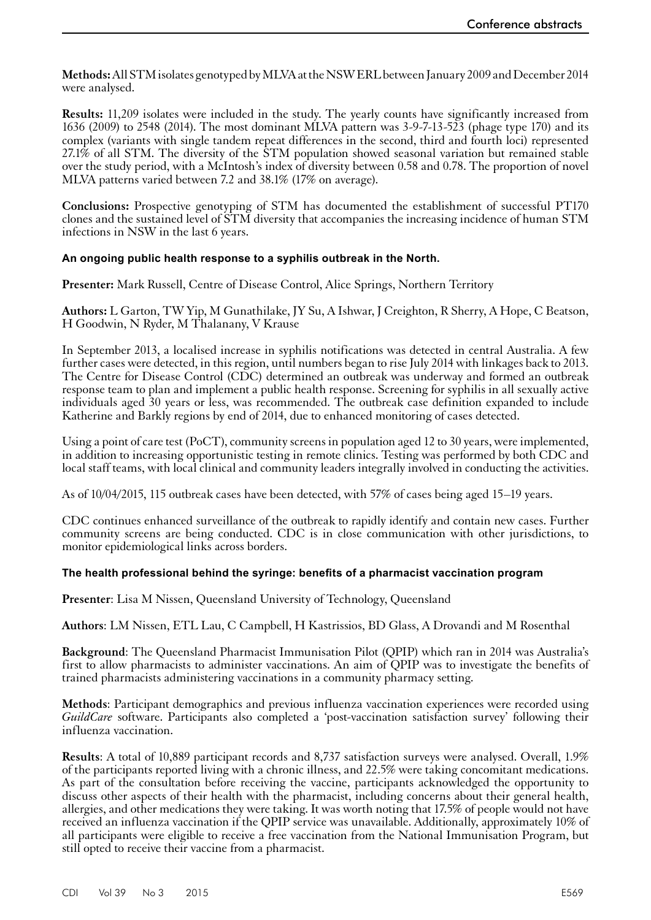**Methods:** All STM isolates genotyped by MLVA at the NSW ERL between January 2009 and December 2014 were analysed.

**Results:** 11,209 isolates were included in the study. The yearly counts have significantly increased from 1636 (2009) to 2548 (2014). The most dominant MLVA pattern was 3-9-7-13-523 (phage type 170) and its complex (variants with single tandem repeat differences in the second, third and fourth loci) represented 27.1% of all STM. The diversity of the STM population showed seasonal variation but remained stable over the study period, with a McIntosh's index of diversity between 0.58 and 0.78. The proportion of novel MLVA patterns varied between 7.2 and 38.1% (17% on average).

**Conclusions:** Prospective genotyping of STM has documented the establishment of successful PT170 clones and the sustained level of STM diversity that accompanies the increasing incidence of human STM infections in NSW in the last 6 years.

### An ongoing public health response to a syphilis outbreak in the North.

**Presenter:** Mark Russell, Centre of Disease Control, Alice Springs, Northern Territory

**Authors:** L Garton, TW Yip, M Gunathilake, JY Su, A Ishwar, J Creighton, R Sherry, A Hope, C Beatson, H Goodwin, N Ryder, M Thalanany, V Krause

In September 2013, a localised increase in syphilis notifications was detected in central Australia. A few further cases were detected, in this region, until numbers began to rise July 2014 with linkages back to 2013. The Centre for Disease Control (CDC) determined an outbreak was underway and formed an outbreak response team to plan and implement a public health response. Screening for syphilis in all sexually active individuals aged 30 years or less, was recommended. The outbreak case definition expanded to include Katherine and Barkly regions by end of 2014, due to enhanced monitoring of cases detected.

Using a point of care test (PoCT), community screens in population aged 12 to 30 years, were implemented, in addition to increasing opportunistic testing in remote clinics. Testing was performed by both CDC and local staff teams, with local clinical and community leaders integrally involved in conducting the activities.

As of 10/04/2015, 115 outbreak cases have been detected, with 57% of cases being aged 15–19 years.

CDC continues enhanced surveillance of the outbreak to rapidly identify and contain new cases. Further community screens are being conducted. CDC is in close communication with other jurisdictions, to monitor epidemiological links across borders.

### The health professional behind the syringe: benefits of a pharmacist vaccination program

**Presenter**: Lisa M Nissen, Queensland University of Technology, Queensland

**Authors**: LM Nissen, ETL Lau, C Campbell, H Kastrissios, BD Glass, A Drovandi and M Rosenthal

**Background**: The Queensland Pharmacist Immunisation Pilot (QPIP) which ran in 2014 was Australia's first to allow pharmacists to administer vaccinations. An aim of QPIP was to investigate the benefits of trained pharmacists administering vaccinations in a community pharmacy setting.

**Methods**: Participant demographics and previous influenza vaccination experiences were recorded using *GuildCare* software. Participants also completed a 'post-vaccination satisfaction survey' following their influenza vaccination.

**Results**: A total of 10,889 participant records and 8,737 satisfaction surveys were analysed. Overall, 1.9% of the participants reported living with a chronic illness, and 22.5% were taking concomitant medications. As part of the consultation before receiving the vaccine, participants acknowledged the opportunity to discuss other aspects of their health with the pharmacist, including concerns about their general health, allergies, and other medications they were taking. It was worth noting that 17.5% of people would not have received an influenza vaccination if the QPIP service was unavailable. Additionally, approximately 10% of all participants were eligible to receive a free vaccination from the National Immunisation Program, but still opted to receive their vaccine from a pharmacist.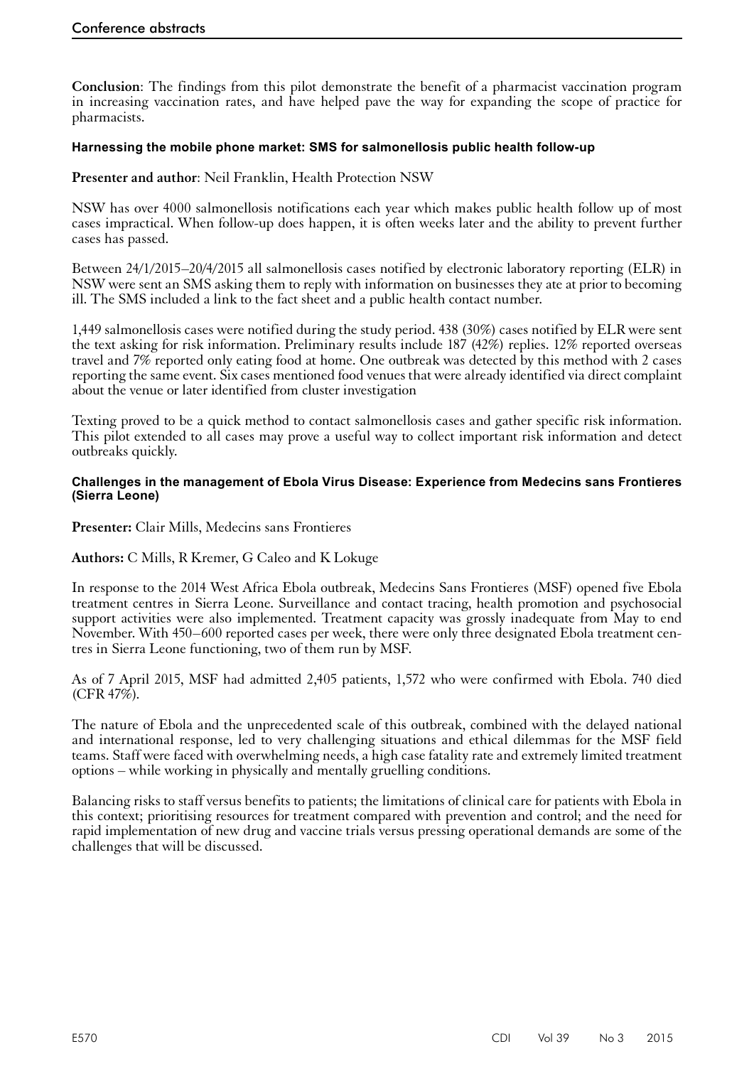**Conclusion**: The findings from this pilot demonstrate the benefit of a pharmacist vaccination program in increasing vaccination rates, and have helped pave the way for expanding the scope of practice for pharmacists.

### Harnessing the mobile phone market: SMS for salmonellosis public health follow-up

**Presenter and author**: Neil Franklin, Health Protection NSW

NSW has over 4000 salmonellosis notifications each year which makes public health follow up of most cases impractical. When follow-up does happen, it is often weeks later and the ability to prevent further cases has passed.

Between 24/1/2015–20/4/2015 all salmonellosis cases notified by electronic laboratory reporting (ELR) in NSW were sent an SMS asking them to reply with information on businesses they ate at prior to becoming ill. The SMS included a link to the fact sheet and a public health contact number.

1,449 salmonellosis cases were notified during the study period. 438 (30%) cases notified by ELR were sent the text asking for risk information. Preliminary results include 187 (42%) replies. 12% reported overseas travel and 7% reported only eating food at home. One outbreak was detected by this method with 2 cases reporting the same event. Six cases mentioned food venues that were already identified via direct complaint about the venue or later identified from cluster investigation

Texting proved to be a quick method to contact salmonellosis cases and gather specific risk information. This pilot extended to all cases may prove a useful way to collect important risk information and detect outbreaks quickly.

### Challenges in the management of Ebola Virus Disease: Experience from Medecins sans Frontieres (Sierra Leone)

**Presenter:** Clair Mills, Medecins sans Frontieres

**Authors:** C Mills, R Kremer, G Caleo and K Lokuge

In response to the 2014 West Africa Ebola outbreak, Medecins Sans Frontieres (MSF) opened five Ebola treatment centres in Sierra Leone. Surveillance and contact tracing, health promotion and psychosocial support activities were also implemented. Treatment capacity was grossly inadequate from May to end November. With 450–600 reported cases per week, there were only three designated Ebola treatment centres in Sierra Leone functioning, two of them run by MSF.

As of 7 April 2015, MSF had admitted 2,405 patients, 1,572 who were confirmed with Ebola. 740 died (CFR 47%).

The nature of Ebola and the unprecedented scale of this outbreak, combined with the delayed national and international response, led to very challenging situations and ethical dilemmas for the MSF field teams. Staff were faced with overwhelming needs, a high case fatality rate and extremely limited treatment options – while working in physically and mentally gruelling conditions.

Balancing risks to staff versus benefits to patients; the limitations of clinical care for patients with Ebola in this context; prioritising resources for treatment compared with prevention and control; and the need for rapid implementation of new drug and vaccine trials versus pressing operational demands are some of the challenges that will be discussed.